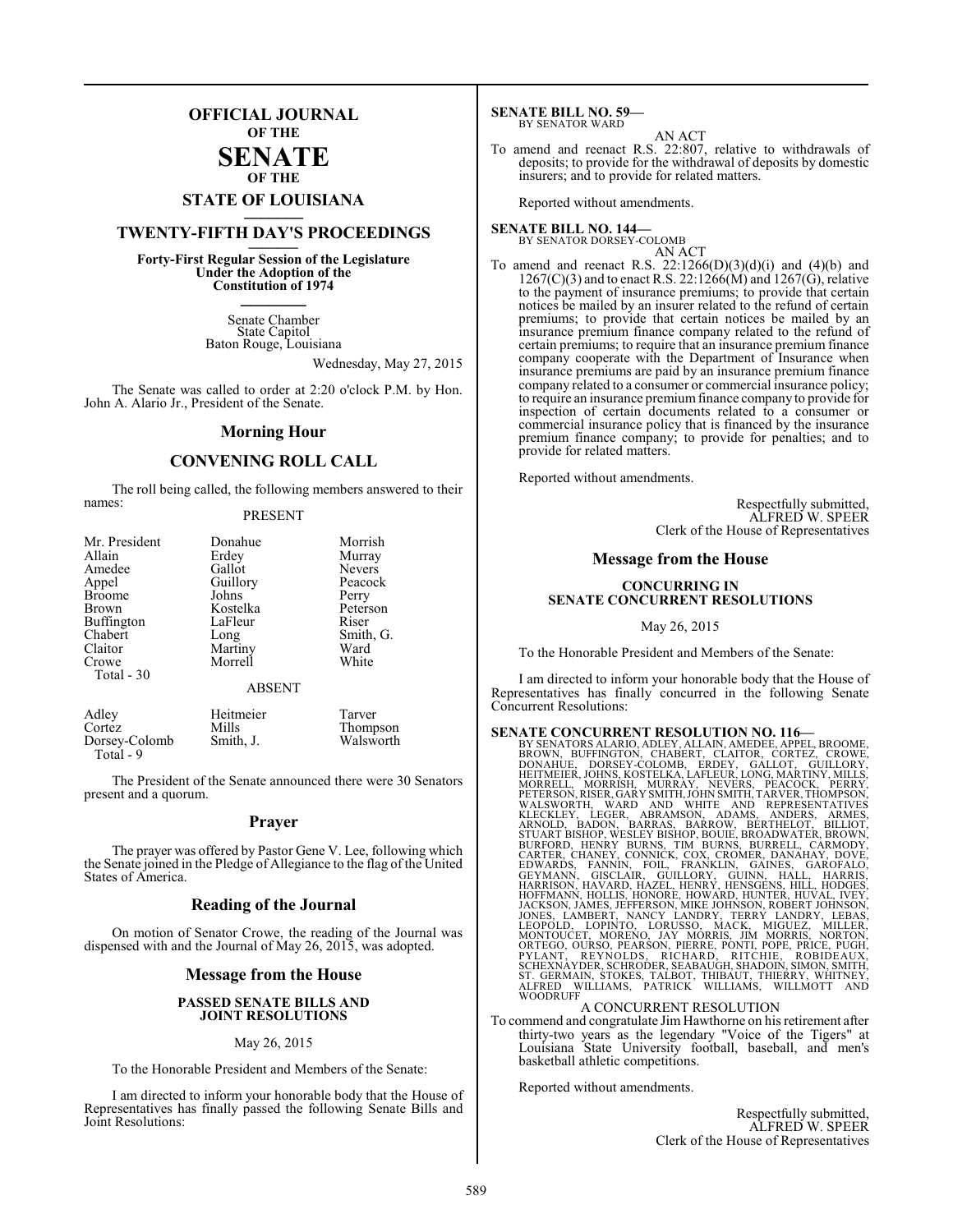# OFFICIAL JOURNAL OF THE SENATE OF THE STATE OF LOUISIANA

## TWENTY-FIFTH DAY'S PROCEEDINGS

**Forty-First Regular Session of the Legislature Under the Adoption of the Constitution of 1974**

Senate Chamber
State Capitol
Baton Rouge, Louisiana

Wednesday, May 27, 2015

The Senate was called to order at 2:20 o'clock P.M. by Hon. John A. Alario Jr., President of the Senate.

## Morning Hour

## CONVENING ROLL CALL

The roll being called, the following members answered to their names:

PRESENT

| | | |
|---|---|---|
| Mr. President | Donahue | Morrish |
| Allain | Erdey | Murray |
| Amedee | Gallot | Nevers |
| Appel | Guillory | Peacock |
| Broome | Johns | Perry |
| Brown | Kostelka | Peterson |
| Buffington | LaFleur | Riser |
| Chabert | Long | Smith, G. |
| Claitor | Martiny | Ward |
| Crowe | Morrell | White |

Total - 30

ABSENT

| | | |
|---|---|---|
| Adley | Heitmeier | Tarver |
| Cortez | Mills | Thompson |
| Dorsey-Colomb | Smith, J. | Walsworth |

Total - 9

The President of the Senate announced there were 30 Senators present and a quorum.

## Prayer

The prayer was offered by Pastor Gene V. Lee, following which the Senate joined in the Pledge of Allegiance to the flag of the United States of America.

## Reading of the Journal

On motion of Senator Crowe, the reading of the Journal was dispensed with and the Journal of May 26, 2015, was adopted.

## Message from the House

### PASSED SENATE BILLS AND JOINT RESOLUTIONS

May 26, 2015

To the Honorable President and Members of the Senate:

I am directed to inform your honorable body that the House of Representatives has finally passed the following Senate Bills and Joint Resolutions:

**SENATE BILL NO. 59—**
BY SENATOR WARD

AN ACT

To amend and reenact R.S. 22:807, relative to withdrawals of deposits; to provide for the withdrawal of deposits by domestic insurers; and to provide for related matters.

Reported without amendments.

**SENATE BILL NO. 144—**
BY SENATOR DORSEY-COLOMB

AN ACT

To amend and reenact R.S. 22:1266(D)(3)(d)(i) and (4)(b) and 1267(C)(3) and to enact R.S. 22:1266(M) and 1267(G), relative to the payment of insurance premiums; to provide that certain notices be mailed by an insurer related to the refund of certain premiums; to provide that certain notices be mailed by an insurance premium finance company related to the refund of certain premiums; to require that an insurance premium finance company cooperate with the Department of Insurance when insurance premiums are paid by an insurance premium finance company related to a consumer or commercial insurance policy; to require an insurance premium finance company to provide for inspection of certain documents related to a consumer or commercial insurance policy that is financed by the insurance premium finance company; to provide for penalties; and to provide for related matters.

Reported without amendments.

Respectfully submitted,
ALFRED W. SPEER
Clerk of the House of Representatives

## Message from the House

### CONCURRING IN SENATE CONCURRENT RESOLUTIONS

May 26, 2015

To the Honorable President and Members of the Senate:

I am directed to inform your honorable body that the House of Representatives has finally concurred in the following Senate Concurrent Resolutions:

**SENATE CONCURRENT RESOLUTION NO. 116—**
BY SENATORS ALARIO, ADLEY, ALLAIN, AMEDEE, APPEL, BROOME, BROWN, BUFFINGTON, CHABERT, CLAITOR, CORTEZ, CROWE, DONAHUE, DORSEY-COLOMB, ERDEY, GALLOT, GUILLORY, HEITMEIER, JOHNS, KOSTELKA, LAFLEUR, LONG, MARTINY, MILLS, MORRELL, MORRISH, MURRAY, NEVERS, PEACOCK, PERRY, PETERSON, RISER, GARY SMITH, JOHN SMITH, TARVER, THOMPSON, WALSWORTH, WARD AND WHITE AND REPRESENTATIVES KLECKLEY, LEGER, ABRAMSON, ADAMS, ANDERS, ARMES, ARNOLD, BADON, BARRAS, BARROW, BERTHELOT, BILLIOT, STUART BISHOP, WESLEY BISHOP, BOUIE, BROADWATER, BROWN, BURFORD, HENRY BURNS, TIM BURNS, BURRELL, CARMODY, CARTER, CHANEY, CONNICK, COX, CROMER, DANAHAY, DOVE, EDWARDS, FANNIN, FOIL, FRANKLIN, GAINES, GAROFALO, GEYMANN, GISCLAIR, GUILLORY, GUINN, HALL, HARRIS, HARRISON, HAVARD, HAZEL, HENRY, HENSGENS, HILL, HODGES, HOFFMANN, HOLLIS, HONORE, HOWARD, HUNTER, HUVAL, IVEY, JACKSON, JAMES, JEFFERSON, MIKE JOHNSON, ROBERT JOHNSON, JONES, LAMBERT, NANCY LANDRY, TERRY LANDRY, LEBAS, LEOPOLD, LOPINTO, LORUSSO, MACK, MIGUEZ, MILLER, MONTOUCET, MORENO, JAY MORRIS, JIM MORRIS, NORTON, ORTEGO, OURSO, PEARSON, PIERRE, PONTI, POPE, PRICE, PUGH, PYLANT, REYNOLDS, RICHARD, RITCHIE, ROBIDEAUX, SCHEXNAYDER, SCHRODER, SEABAUGH, SHADOIN, SIMON, SMITH, ST. GERMAIN, STOKES, TALBOT, THIBAUT, THIERRY, WHITNEY, ALFRED WILLIAMS, PATRICK WILLIAMS, WILLMOTT AND WOODRUFF

A CONCURRENT RESOLUTION

To commend and congratulate Jim Hawthorne on his retirement after thirty-two years as the legendary "Voice of the Tigers" at Louisiana State University football, baseball, and men's basketball athletic competitions.

Reported without amendments.

Respectfully submitted,
ALFRED W. SPEER
Clerk of the House of Representatives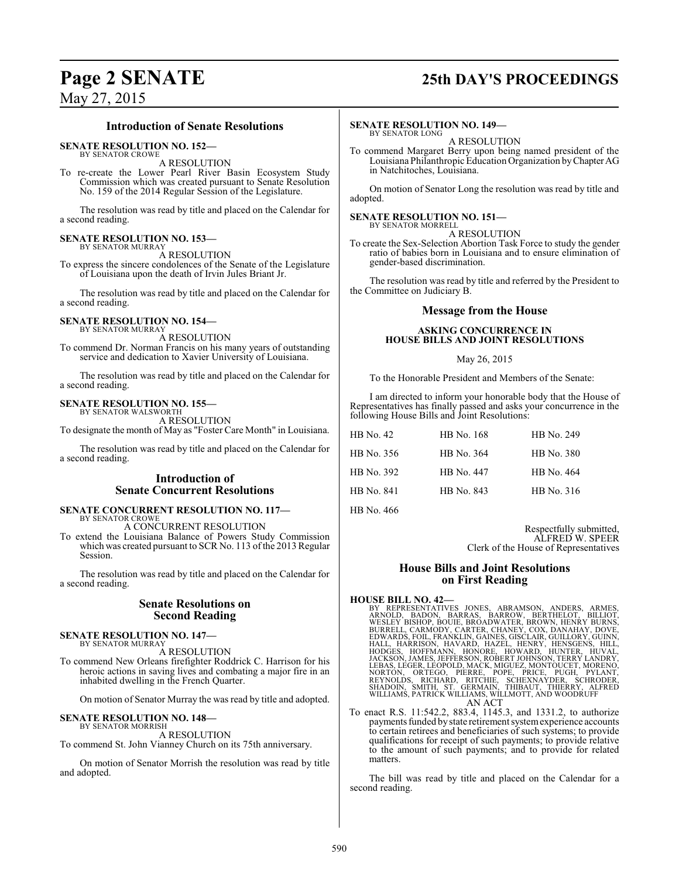## Introduction of Senate Resolutions

**SENATE RESOLUTION NO. 152—**
BY SENATOR CROWE

A RESOLUTION

To re-create the Lower Pearl River Basin Ecosystem Study Commission which was created pursuant to Senate Resolution No. 159 of the 2014 Regular Session of the Legislature.

The resolution was read by title and placed on the Calendar for a second reading.

**SENATE RESOLUTION NO. 153—**
BY SENATOR MURRAY

A RESOLUTION

To express the sincere condolences of the Senate of the Legislature of Louisiana upon the death of Irvin Jules Briant Jr.

The resolution was read by title and placed on the Calendar for a second reading.

**SENATE RESOLUTION NO. 154—**
BY SENATOR MURRAY

A RESOLUTION

To commend Dr. Norman Francis on his many years of outstanding service and dedication to Xavier University of Louisiana.

The resolution was read by title and placed on the Calendar for a second reading.

**SENATE RESOLUTION NO. 155—**
BY SENATOR WALSWORTH

A RESOLUTION

To designate the month of May as "Foster Care Month" in Louisiana.

The resolution was read by title and placed on the Calendar for a second reading.

## Introduction of Senate Concurrent Resolutions

**SENATE CONCURRENT RESOLUTION NO. 117—**
BY SENATOR CROWE

A CONCURRENT RESOLUTION

To extend the Louisiana Balance of Powers Study Commission which was created pursuant to SCR No. 113 of the 2013 Regular Session.

The resolution was read by title and placed on the Calendar for a second reading.

## Senate Resolutions on Second Reading

**SENATE RESOLUTION NO. 147—**
BY SENATOR MURRAY

A RESOLUTION

To commend New Orleans firefighter Roddrick C. Harrison for his heroic actions in saving lives and combating a major fire in an inhabited dwelling in the French Quarter.

On motion of Senator Murray the was read by title and adopted.

**SENATE RESOLUTION NO. 148—**
BY SENATOR MORRISH

A RESOLUTION

To commend St. John Vianney Church on its 75th anniversary.

On motion of Senator Morrish the resolution was read by title and adopted.

**SENATE RESOLUTION NO. 149—**
BY SENATOR LONG

A RESOLUTION

To commend Margaret Berry upon being named president of the Louisiana Philanthropic Education Organization by Chapter AG in Natchitoches, Louisiana.

On motion of Senator Long the resolution was read by title and adopted.

**SENATE RESOLUTION NO. 151—**
BY SENATOR MORRELL

A RESOLUTION

To create the Sex-Selection Abortion Task Force to study the gender ratio of babies born in Louisiana and to ensure elimination of gender-based discrimination.

The resolution was read by title and referred by the President to the Committee on Judiciary B.

## Message from the House

**ASKING CONCURRENCE IN HOUSE BILLS AND JOINT RESOLUTIONS**

May 26, 2015

To the Honorable President and Members of the Senate:

I am directed to inform your honorable body that the House of Representatives has finally passed and asks your concurrence in the following House Bills and Joint Resolutions:

| | | |
|---|---|---|
| HB No. 42 | HB No. 168 | HB No. 249 |
| HB No. 356 | HB No. 364 | HB No. 380 |
| HB No. 392 | HB No. 447 | HB No. 464 |
| HB No. 841 | HB No. 843 | HB No. 316 |
| HB No. 466 | | |

Respectfully submitted,
ALFRED W. SPEER
Clerk of the House of Representatives

## House Bills and Joint Resolutions on First Reading

**HOUSE BILL NO. 42—**
BY REPRESENTATIVES JONES, ABRAMSON, ANDERS, ARMES, ARNOLD, BADON, BARRAS, BARROW, BERTHELOT, BILLIOT, WESLEY BISHOP, BOUIE, BROADWATER, BROWN, HENRY BURNS, BURRELL, CARMODY, CARTER, CHANEY, COX, DANAHAY, DOVE, EDWARDS, FOIL, FRANKLIN, GAINES, GISCLAIR, GUILLORY, GUINN, HALL, HARRISON, HAVARD, HAZEL, HENRY, HENSGENS, HILL, HODGES, HOFFMANN, HONORE, HOWARD, HUNTER, HUVAL, JACKSON, JAMES, JEFFERSON, ROBERT JOHNSON, TERRY LANDRY, LEBAS, LEGER, LEOPOLD, MACK, MIGUEZ, MONTOUCET, MORENO, NORTON, ORTEGO, PIERRE, POPE, PRICE, PUGH, PYLANT, REYNOLDS, RICHARD, RITCHIE, SCHEXNAYDER, SCHRODER, SHADOIN, SMITH, ST. GERMAIN, THIBAUT, THIERRY, ALFRED WILLIAMS, PATRICK WILLIAMS, WILLMOTT, AND WOODRUFF

AN ACT

To enact R.S. 11:542.2, 883.4, 1145.3, and 1331.2, to authorize payments funded by state retirement system experience accounts to certain retirees and beneficiaries of such systems; to provide qualifications for receipt of such payments; to provide relative to the amount of such payments; and to provide for related matters.

The bill was read by title and placed on the Calendar for a second reading.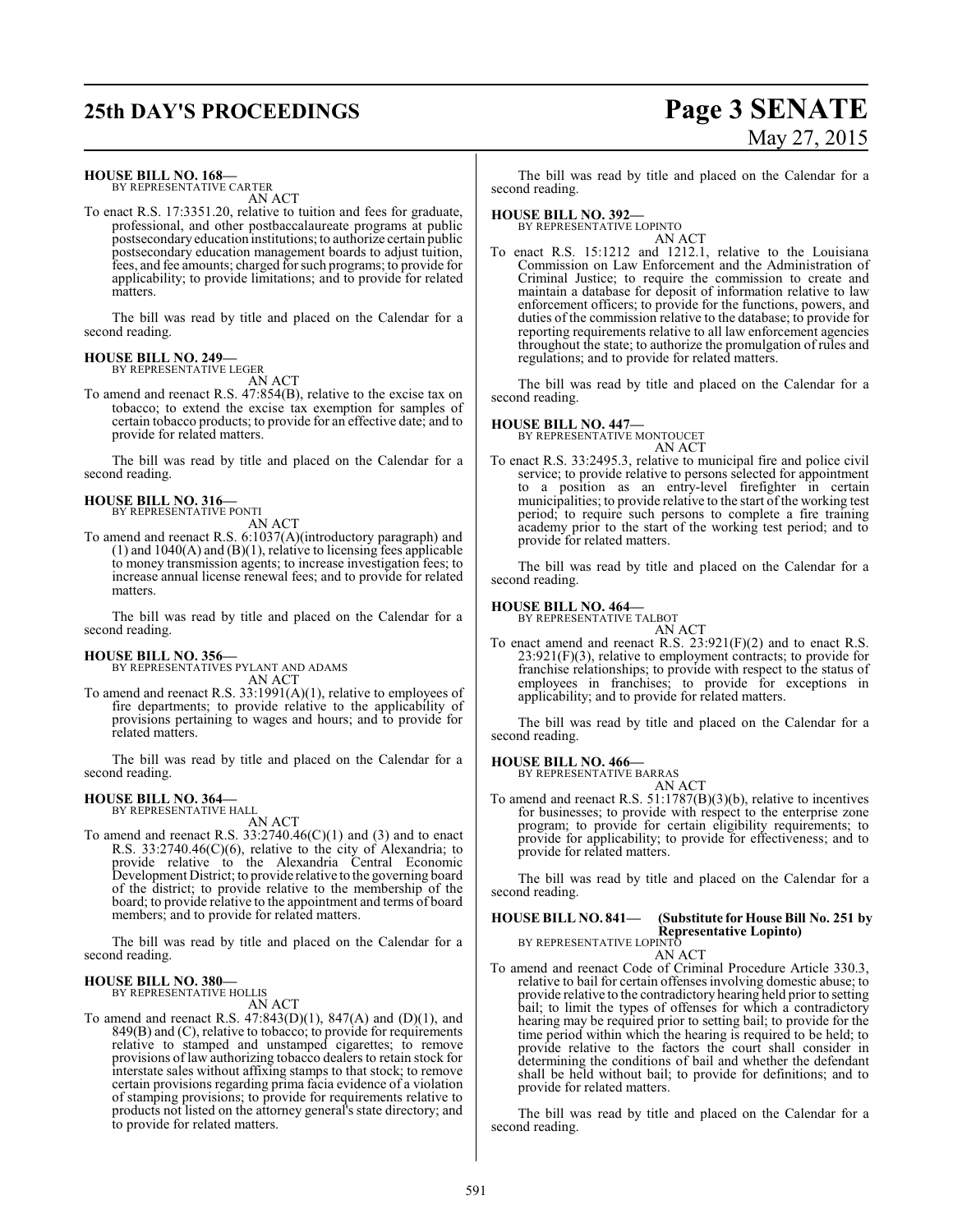**HOUSE BILL NO. 168—**
BY REPRESENTATIVE CARTER

AN ACT

To enact R.S. 17:3351.20, relative to tuition and fees for graduate, professional, and other postbaccalaureate programs at public postsecondary education institutions; to authorize certain public postsecondary education management boards to adjust tuition, fees, and fee amounts; charged for such programs; to provide for applicability; to provide limitations; and to provide for related matters.

The bill was read by title and placed on the Calendar for a second reading.

**HOUSE BILL NO. 249—**
BY REPRESENTATIVE LEGER

AN ACT

To amend and reenact R.S. 47:854(B), relative to the excise tax on tobacco; to extend the excise tax exemption for samples of certain tobacco products; to provide for an effective date; and to provide for related matters.

The bill was read by title and placed on the Calendar for a second reading.

**HOUSE BILL NO. 316—**
BY REPRESENTATIVE PONTI

AN ACT

To amend and reenact R.S. 6:1037(A)(introductory paragraph) and (1) and 1040(A) and (B)(1), relative to licensing fees applicable to money transmission agents; to increase investigation fees; to increase annual license renewal fees; and to provide for related matters.

The bill was read by title and placed on the Calendar for a second reading.

**HOUSE BILL NO. 356—**
BY REPRESENTATIVES PYLANT AND ADAMS

AN ACT

To amend and reenact R.S. 33:1991(A)(1), relative to employees of fire departments; to provide relative to the applicability of provisions pertaining to wages and hours; and to provide for related matters.

The bill was read by title and placed on the Calendar for a second reading.

**HOUSE BILL NO. 364—**
BY REPRESENTATIVE HALL

AN ACT

To amend and reenact R.S. 33:2740.46(C)(1) and (3) and to enact R.S. 33:2740.46(C)(6), relative to the city of Alexandria; to provide relative to the Alexandria Central Economic Development District; to provide relative to the governing board of the district; to provide relative to the membership of the board; to provide relative to the appointment and terms of board members; and to provide for related matters.

The bill was read by title and placed on the Calendar for a second reading.

**HOUSE BILL NO. 380—**
BY REPRESENTATIVE HOLLIS

AN ACT

To amend and reenact R.S. 47:843(D)(1), 847(A) and (D)(1), and 849(B) and (C), relative to tobacco; to provide for requirements relative to stamped and unstamped cigarettes; to remove provisions of law authorizing tobacco dealers to retain stock for interstate sales without affixing stamps to that stock; to remove certain provisions regarding prima facia evidence of a violation of stamping provisions; to provide for requirements relative to products not listed on the attorney general's state directory; and to provide for related matters.

The bill was read by title and placed on the Calendar for a second reading.

**HOUSE BILL NO. 392—**
BY REPRESENTATIVE LOPINTO

AN ACT

To enact R.S. 15:1212 and 1212.1, relative to the Louisiana Commission on Law Enforcement and the Administration of Criminal Justice; to require the commission to create and maintain a database for deposit of information relative to law enforcement officers; to provide for the functions, powers, and duties of the commission relative to the database; to provide for reporting requirements relative to all law enforcement agencies throughout the state; to authorize the promulgation of rules and regulations; and to provide for related matters.

The bill was read by title and placed on the Calendar for a second reading.

**HOUSE BILL NO. 447—**
BY REPRESENTATIVE MONTOUCET

AN ACT

To enact R.S. 33:2495.3, relative to municipal fire and police civil service; to provide relative to persons selected for appointment to a position as an entry-level firefighter in certain municipalities; to provide relative to the start of the working test period; to require such persons to complete a fire training academy prior to the start of the working test period; and to provide for related matters.

The bill was read by title and placed on the Calendar for a second reading.

**HOUSE BILL NO. 464—**
BY REPRESENTATIVE TALBOT

AN ACT

To enact amend and reenact R.S. 23:921(F)(2) and to enact R.S. 23:921(F)(3), relative to employment contracts; to provide for franchise relationships; to provide with respect to the status of employees in franchises; to provide for exceptions in applicability; and to provide for related matters.

The bill was read by title and placed on the Calendar for a second reading.

**HOUSE BILL NO. 466—**
BY REPRESENTATIVE BARRAS

AN ACT

To amend and reenact R.S. 51:1787(B)(3)(b), relative to incentives for businesses; to provide with respect to the enterprise zone program; to provide for certain eligibility requirements; to provide for applicability; to provide for effectiveness; and to provide for related matters.

The bill was read by title and placed on the Calendar for a second reading.

**HOUSE BILL NO. 841— (Substitute for House Bill No. 251 by Representative Lopinto)**
BY REPRESENTATIVE LOPINTO

AN ACT

To amend and reenact Code of Criminal Procedure Article 330.3, relative to bail for certain offenses involving domestic abuse; to provide relative to the contradictory hearing held prior to setting bail; to limit the types of offenses for which a contradictory hearing may be required prior to setting bail; to provide for the time period within which the hearing is required to be held; to provide relative to the factors the court shall consider in determining the conditions of bail and whether the defendant shall be held without bail; to provide for definitions; and to provide for related matters.

The bill was read by title and placed on the Calendar for a second reading.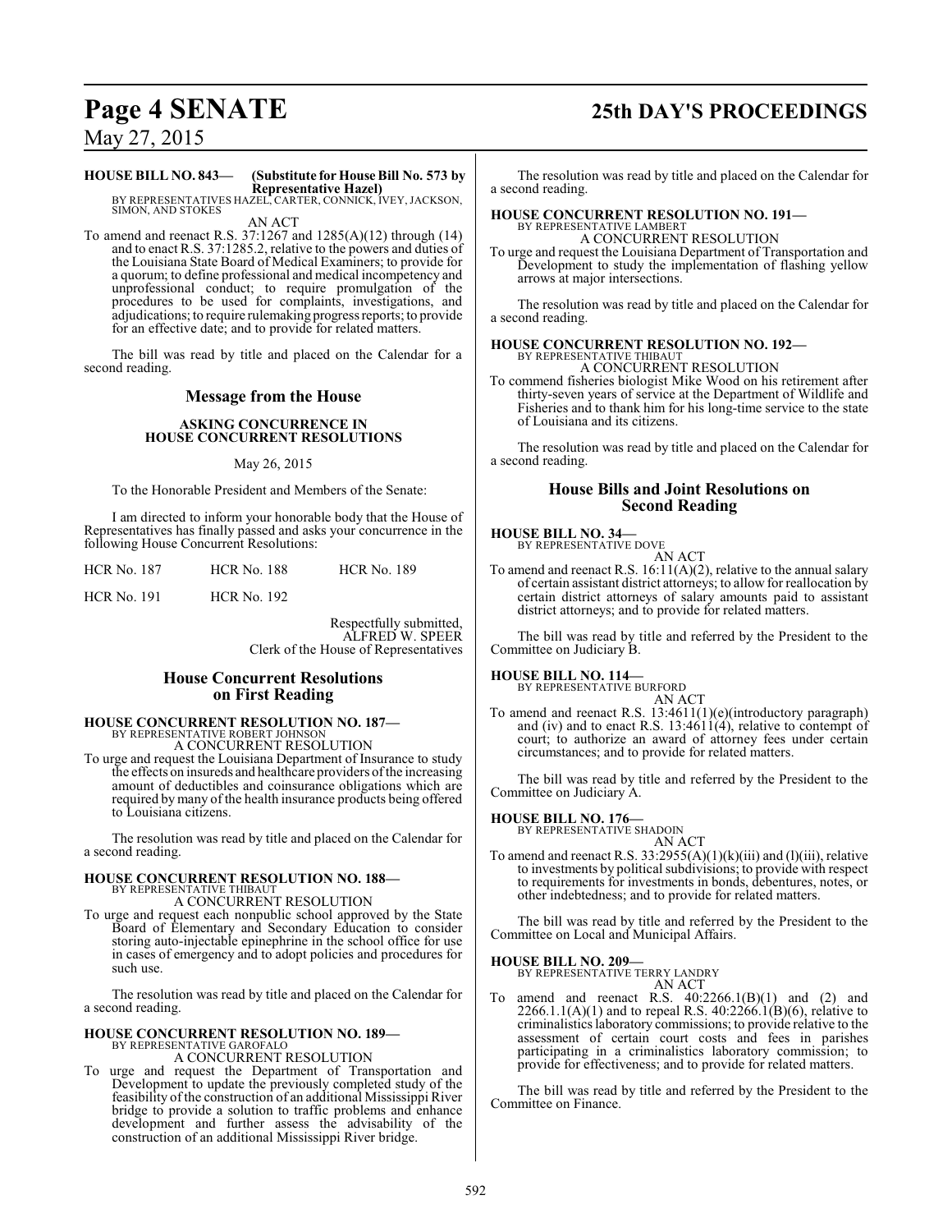**HOUSE BILL NO. 843— (Substitute for House Bill No. 573 by Representative Hazel)**
BY REPRESENTATIVES HAZEL, CARTER, CONNICK, IVEY, JACKSON, SIMON, AND STOKES

AN ACT

To amend and reenact R.S. 37:1267 and 1285(A)(12) through (14) and to enact R.S. 37:1285.2, relative to the powers and duties of the Louisiana State Board of Medical Examiners; to provide for a quorum; to define professional and medical incompetency and unprofessional conduct; to require promulgation of the procedures to be used for complaints, investigations, and adjudications; to require rulemaking progress reports; to provide for an effective date; and to provide for related matters.

The bill was read by title and placed on the Calendar for a second reading.

## Message from the House

### ASKING CONCURRENCE IN HOUSE CONCURRENT RESOLUTIONS

May 26, 2015

To the Honorable President and Members of the Senate:

I am directed to inform your honorable body that the House of Representatives has finally passed and asks your concurrence in the following House Concurrent Resolutions:

| | | |
|---|---|---|
| HCR No. 187 | HCR No. 188 | HCR No. 189 |
| HCR No. 191 | HCR No. 192 | |

Respectfully submitted,
ALFRED W. SPEER
Clerk of the House of Representatives

## House Concurrent Resolutions on First Reading

**HOUSE CONCURRENT RESOLUTION NO. 187—**
BY REPRESENTATIVE ROBERT JOHNSON

A CONCURRENT RESOLUTION

To urge and request the Louisiana Department of Insurance to study the effects on insureds and healthcare providers of the increasing amount of deductibles and coinsurance obligations which are required by many of the health insurance products being offered to Louisiana citizens.

The resolution was read by title and placed on the Calendar for a second reading.

**HOUSE CONCURRENT RESOLUTION NO. 188—**
BY REPRESENTATIVE THIBAUT

A CONCURRENT RESOLUTION

To urge and request each nonpublic school approved by the State Board of Elementary and Secondary Education to consider storing auto-injectable epinephrine in the school office for use in cases of emergency and to adopt policies and procedures for such use.

The resolution was read by title and placed on the Calendar for a second reading.

**HOUSE CONCURRENT RESOLUTION NO. 189—**
BY REPRESENTATIVE GAROFALO

A CONCURRENT RESOLUTION

To urge and request the Department of Transportation and Development to update the previously completed study of the feasibility of the construction of an additional Mississippi River bridge to provide a solution to traffic problems and enhance development and further assess the advisability of the construction of an additional Mississippi River bridge.

The resolution was read by title and placed on the Calendar for a second reading.

**HOUSE CONCURRENT RESOLUTION NO. 191—**
BY REPRESENTATIVE LAMBERT

A CONCURRENT RESOLUTION

To urge and request the Louisiana Department of Transportation and Development to study the implementation of flashing yellow arrows at major intersections.

The resolution was read by title and placed on the Calendar for a second reading.

**HOUSE CONCURRENT RESOLUTION NO. 192—**
BY REPRESENTATIVE THIBAUT

A CONCURRENT RESOLUTION

To commend fisheries biologist Mike Wood on his retirement after thirty-seven years of service at the Department of Wildlife and Fisheries and to thank him for his long-time service to the state of Louisiana and its citizens.

The resolution was read by title and placed on the Calendar for a second reading.

## House Bills and Joint Resolutions on Second Reading

**HOUSE BILL NO. 34—**
BY REPRESENTATIVE DOVE

AN ACT

To amend and reenact R.S. 16:11(A)(2), relative to the annual salary of certain assistant district attorneys; to allow for reallocation by certain district attorneys of salary amounts paid to assistant district attorneys; and to provide for related matters.

The bill was read by title and referred by the President to the Committee on Judiciary B.

**HOUSE BILL NO. 114—**
BY REPRESENTATIVE BURFORD

AN ACT

To amend and reenact R.S. 13:4611(1)(e)(introductory paragraph) and (iv) and to enact R.S. 13:4611(4), relative to contempt of court; to authorize an award of attorney fees under certain circumstances; and to provide for related matters.

The bill was read by title and referred by the President to the Committee on Judiciary A.

**HOUSE BILL NO. 176—**
BY REPRESENTATIVE SHADOIN

AN ACT

To amend and reenact R.S. 33:2955(A)(1)(k)(iii) and (l)(iii), relative to investments by political subdivisions; to provide with respect to requirements for investments in bonds, debentures, notes, or other indebtedness; and to provide for related matters.

The bill was read by title and referred by the President to the Committee on Local and Municipal Affairs.

**HOUSE BILL NO. 209—**
BY REPRESENTATIVE TERRY LANDRY

AN ACT

To amend and reenact R.S. 40:2266.1(B)(1) and (2) and 2266.1.1(A)(1) and to repeal R.S. 40:2266.1(B)(6), relative to criminalistics laboratory commissions; to provide relative to the assessment of certain court costs and fees in parishes participating in a criminalistics laboratory commission; to provide for effectiveness; and to provide for related matters.

The bill was read by title and referred by the President to the Committee on Finance.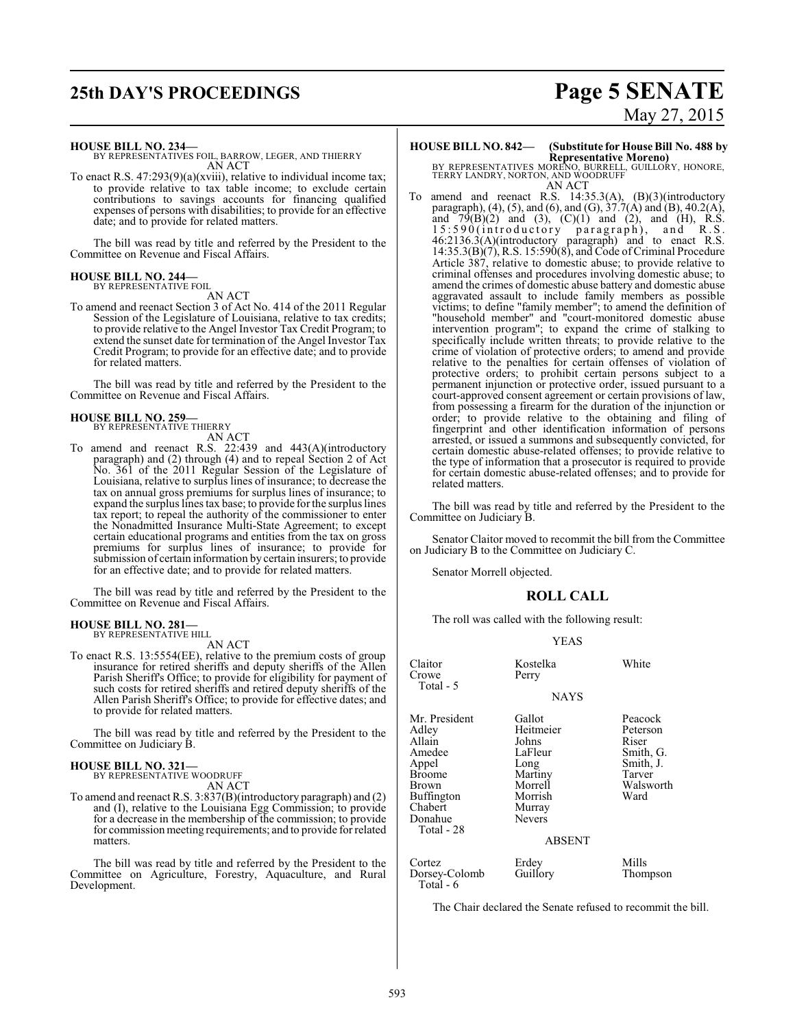**HOUSE BILL NO. 234—**
BY REPRESENTATIVES FOIL, BARROW, LEGER, AND THIERRY
AN ACT

To enact R.S. 47:293(9)(a)(xviii), relative to individual income tax; to provide relative to tax table income; to exclude certain contributions to savings accounts for financing qualified expenses of persons with disabilities; to provide for an effective date; and to provide for related matters.

The bill was read by title and referred by the President to the Committee on Revenue and Fiscal Affairs.

**HOUSE BILL NO. 244—**
BY REPRESENTATIVE FOIL
AN ACT

To amend and reenact Section 3 of Act No. 414 of the 2011 Regular Session of the Legislature of Louisiana, relative to tax credits; to provide relative to the Angel Investor Tax Credit Program; to extend the sunset date for termination of the Angel Investor Tax Credit Program; to provide for an effective date; and to provide for related matters.

The bill was read by title and referred by the President to the Committee on Revenue and Fiscal Affairs.

**HOUSE BILL NO. 259—**
BY REPRESENTATIVE THIERRY
AN ACT

To amend and reenact R.S. 22:439 and 443(A)(introductory paragraph) and (2) through (4) and to repeal Section 2 of Act No. 361 of the 2011 Regular Session of the Legislature of Louisiana, relative to surplus lines of insurance; to decrease the tax on annual gross premiums for surplus lines of insurance; to expand the surplus lines tax base; to provide for the surplus lines tax report; to repeal the authority of the commissioner to enter the Nonadmitted Insurance Multi-State Agreement; to except certain educational programs and entities from the tax on gross premiums for surplus lines of insurance; to provide for submission of certain information by certain insurers; to provide for an effective date; and to provide for related matters.

The bill was read by title and referred by the President to the Committee on Revenue and Fiscal Affairs.

**HOUSE BILL NO. 281—**
BY REPRESENTATIVE HILL
AN ACT

To enact R.S. 13:5554(EE), relative to the premium costs of group insurance for retired sheriffs and deputy sheriffs of the Allen Parish Sheriff's Office; to provide for eligibility for payment of such costs for retired sheriffs and retired deputy sheriffs of the Allen Parish Sheriff's Office; to provide for effective dates; and to provide for related matters.

The bill was read by title and referred by the President to the Committee on Judiciary B.

**HOUSE BILL NO. 321—**
BY REPRESENTATIVE WOODRUFF
AN ACT

To amend and reenact R.S. 3:837(B)(introductory paragraph) and (2) and (I), relative to the Louisiana Egg Commission; to provide for a decrease in the membership of the commission; to provide for commission meeting requirements; and to provide for related matters.

The bill was read by title and referred by the President to the Committee on Agriculture, Forestry, Aquaculture, and Rural Development.

**HOUSE BILL NO. 842— (Substitute for House Bill No. 488 by Representative Moreno)**
BY REPRESENTATIVES MORENO, BURRELL, GUILLORY, HONORE, TERRY LANDRY, NORTON, AND WOODRUFF
AN ACT

To amend and reenact R.S. 14:35.3(A), (B)(3)(introductory paragraph), (4), (5), and (6), and (G), 37.7(A) and (B), 40.2(A), and 79(B)(2) and (3), (C)(1) and (2), and (H), R.S. 15:590(introductory paragraph), and R.S. 46:2136.3(A)(introductory paragraph) and to enact R.S. 14:35.3(B)(7), R.S. 15:590(8), and Code of Criminal Procedure Article 387, relative to domestic abuse; to provide relative to criminal offenses and procedures involving domestic abuse; to amend the crimes of domestic abuse battery and domestic abuse aggravated assault to include family members as possible victims; to define "family member"; to amend the definition of "household member" and "court-monitored domestic abuse intervention program"; to expand the crime of stalking to specifically include written threats; to provide relative to the crime of violation of protective orders; to amend and provide relative to the penalties for certain offenses of violation of protective orders; to prohibit certain persons subject to a permanent injunction or protective order, issued pursuant to a court-approved consent agreement or certain provisions of law, from possessing a firearm for the duration of the injunction or order; to provide relative to the obtaining and filing of fingerprint and other identification information of persons arrested, or issued a summons and subsequently convicted, for certain domestic abuse-related offenses; to provide relative to the type of information that a prosecutor is required to provide for certain domestic abuse-related offenses; and to provide for related matters.

The bill was read by title and referred by the President to the Committee on Judiciary B.

Senator Claitor moved to recommit the bill from the Committee on Judiciary B to the Committee on Judiciary C.

Senator Morrell objected.

## ROLL CALL

The roll was called with the following result:

YEAS

| | | |
|---|---|---|
| Claitor | Kostelka | White |
| Crowe | Perry | |
| Total - 5 | | |

NAYS

| | | |
|---|---|---|
| Mr. President | Gallot | Peacock |
| Adley | Heitmeier | Peterson |
| Allain | Johns | Riser |
| Amedee | LaFleur | Smith, G. |
| Appel | Long | Smith, J. |
| Broome | Martiny | Tarver |
| Brown | Morrell | Walsworth |
| Buffington | Morrish | Ward |
| Chabert | Murray | |
| Donahue | Nevers | |
| Total - 28 | | |

ABSENT

| | | |
|---|---|---|
| Cortez | Erdey | Mills |
| Dorsey-Colomb | Guillory | Thompson |
| Total - 6 | | |

The Chair declared the Senate refused to recommit the bill.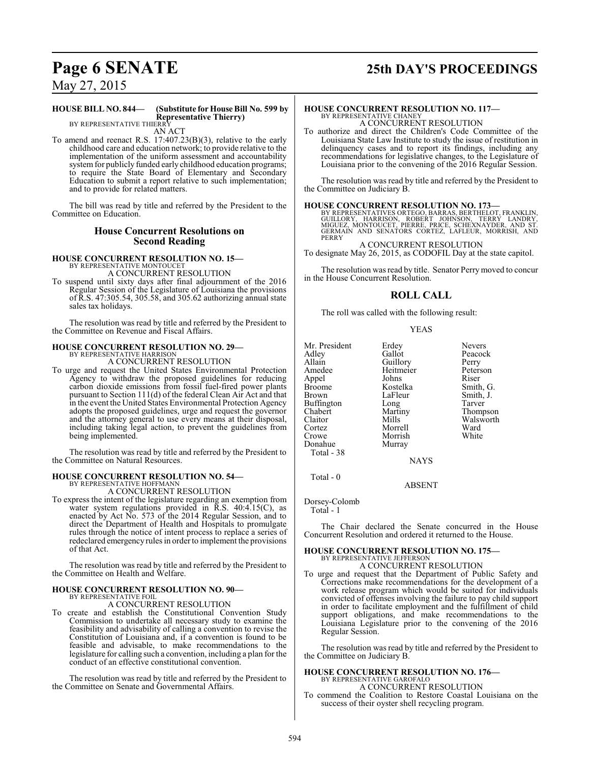**HOUSE BILL NO. 844— (Substitute for House Bill No. 599 by Representative Thierry)**
BY REPRESENTATIVE THIERRY

AN ACT

To amend and reenact R.S. 17:407.23(B)(3), relative to the early childhood care and education network; to provide relative to the implementation of the uniform assessment and accountability system for publicly funded early childhood education programs; to require the State Board of Elementary and Secondary Education to submit a report relative to such implementation; and to provide for related matters.

The bill was read by title and referred by the President to the Committee on Education.

## House Concurrent Resolutions on Second Reading

**HOUSE CONCURRENT RESOLUTION NO. 15—**
BY REPRESENTATIVE MONTOUCET

A CONCURRENT RESOLUTION

To suspend until sixty days after final adjournment of the 2016 Regular Session of the Legislature of Louisiana the provisions of R.S. 47:305.54, 305.58, and 305.62 authorizing annual state sales tax holidays.

The resolution was read by title and referred by the President to the Committee on Revenue and Fiscal Affairs.

**HOUSE CONCURRENT RESOLUTION NO. 29—**
BY REPRESENTATIVE HARRISON

A CONCURRENT RESOLUTION

To urge and request the United States Environmental Protection Agency to withdraw the proposed guidelines for reducing carbon dioxide emissions from fossil fuel-fired power plants pursuant to Section 111(d) of the federal Clean Air Act and that in the event the United States Environmental Protection Agency adopts the proposed guidelines, urge and request the governor and the attorney general to use every means at their disposal, including taking legal action, to prevent the guidelines from being implemented.

The resolution was read by title and referred by the President to the Committee on Natural Resources.

**HOUSE CONCURRENT RESOLUTION NO. 54—**
BY REPRESENTATIVE HOFFMANN

A CONCURRENT RESOLUTION

To express the intent of the legislature regarding an exemption from water system regulations provided in R.S. 40:4.15(C), as enacted by Act No. 573 of the 2014 Regular Session, and to direct the Department of Health and Hospitals to promulgate rules through the notice of intent process to replace a series of redeclared emergency rules in order to implement the provisions of that Act.

The resolution was read by title and referred by the President to the Committee on Health and Welfare.

**HOUSE CONCURRENT RESOLUTION NO. 90—**
BY REPRESENTATIVE FOIL

A CONCURRENT RESOLUTION

To create and establish the Constitutional Convention Study Commission to undertake all necessary study to examine the feasibility and advisability of calling a convention to revise the Constitution of Louisiana and, if a convention is found to be feasible and advisable, to make recommendations to the legislature for calling such a convention, including a plan for the conduct of an effective constitutional convention.

The resolution was read by title and referred by the President to the Committee on Senate and Governmental Affairs.

**HOUSE CONCURRENT RESOLUTION NO. 117—**
BY REPRESENTATIVE CHANEY

A CONCURRENT RESOLUTION

To authorize and direct the Children's Code Committee of the Louisiana State Law Institute to study the issue of restitution in delinquency cases and to report its findings, including any recommendations for legislative changes, to the Legislature of Louisiana prior to the convening of the 2016 Regular Session.

The resolution was read by title and referred by the President to the Committee on Judiciary B.

**HOUSE CONCURRENT RESOLUTION NO. 173—**
BY REPRESENTATIVES ORTEGO, BARRAS, BERTHELOT, FRANKLIN, GUILLORY, HARRISON, ROBERT JOHNSON, TERRY LANDRY, MIGUEZ, MONTOUCET, PIERRE, PRICE, SCHEXNAYDER, AND ST. GERMAIN AND SENATORS CORTEZ, LAFLEUR, MORRISH, AND PERRY

A CONCURRENT RESOLUTION

To designate May 26, 2015, as CODOFIL Day at the state capitol.

The resolution was read by title. Senator Perry moved to concur in the House Concurrent Resolution.

## ROLL CALL

The roll was called with the following result:

YEAS

| | | |
|---|---|---|
| Mr. President | Erdey | Nevers |
| Adley | Gallot | Peacock |
| Allain | Guillory | Perry |
| Amedee | Heitmeier | Peterson |
| Appel | Johns | Riser |
| Broome | Kostelka | Smith, G. |
| Brown | LaFleur | Smith, J. |
| Buffington | Long | Tarver |
| Chabert | Martiny | Thompson |
| Claitor | Mills | Walsworth |
| Cortez | Morrell | Ward |
| Crowe | Morrish | White |
| Donahue | Murray | |

Total - 38

NAYS

Total - 0

ABSENT

Dorsey-Colomb

Total - 1

The Chair declared the Senate concurred in the House Concurrent Resolution and ordered it returned to the House.

**HOUSE CONCURRENT RESOLUTION NO. 175—**
BY REPRESENTATIVE JEFFERSON

A CONCURRENT RESOLUTION

To urge and request that the Department of Public Safety and Corrections make recommendations for the development of a work release program which would be suited for individuals convicted of offenses involving the failure to pay child support in order to facilitate employment and the fulfillment of child support obligations, and make recommendations to the Louisiana Legislature prior to the convening of the 2016 Regular Session.

The resolution was read by title and referred by the President to the Committee on Judiciary B.

**HOUSE CONCURRENT RESOLUTION NO. 176—**
BY REPRESENTATIVE GAROFALO

A CONCURRENT RESOLUTION

To commend the Coalition to Restore Coastal Louisiana on the success of their oyster shell recycling program.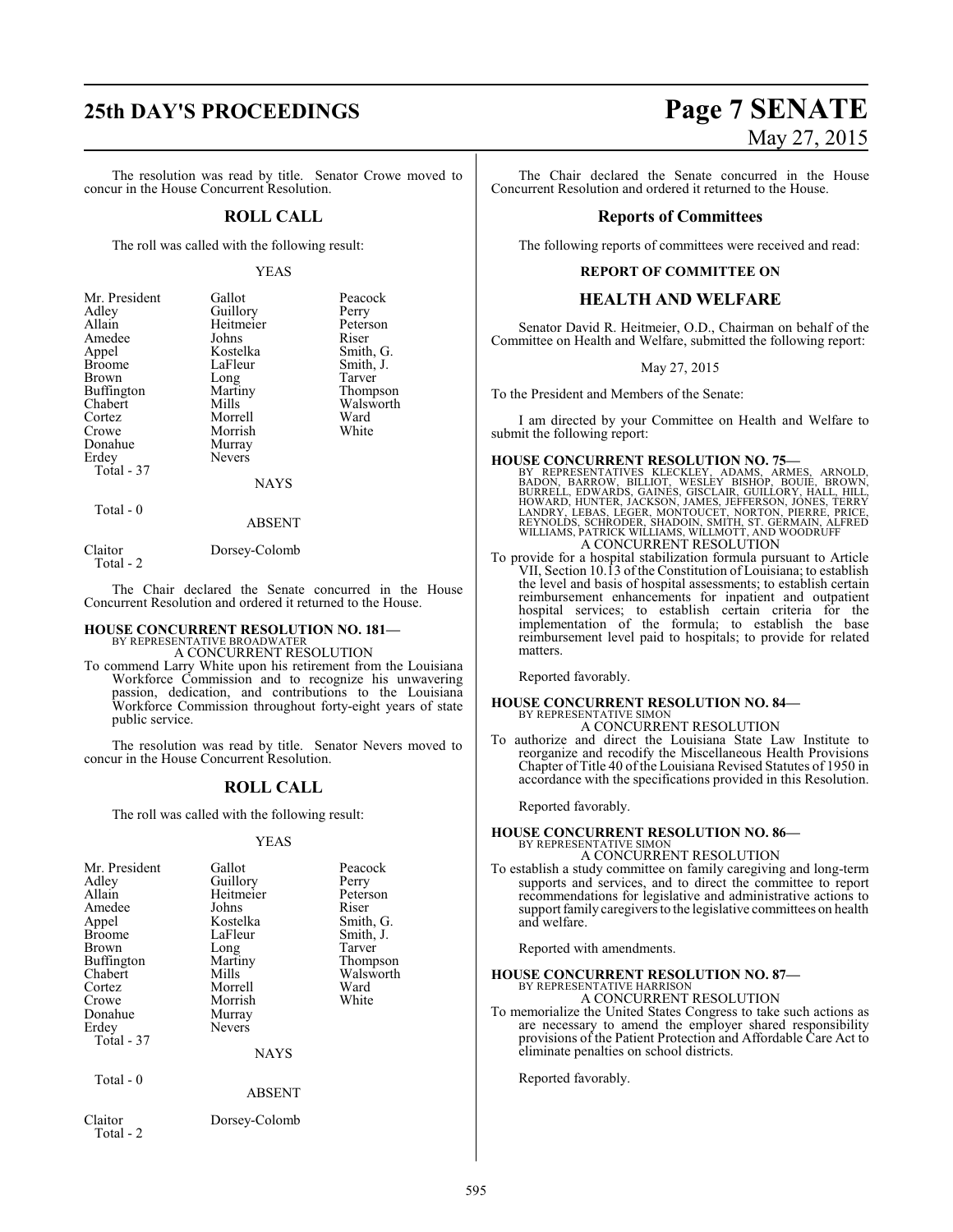The resolution was read by title. Senator Crowe moved to concur in the House Concurrent Resolution.

## ROLL CALL

The roll was called with the following result:

YEAS

| | | |
|---|---|---|
| Mr. President | Gallot | Peacock |
| Adley | Guillory | Perry |
| Allain | Heitmeier | Peterson |
| Amedee | Johns | Riser |
| Appel | Kostelka | Smith, G. |
| Broome | LaFleur | Smith, J. |
| Brown | Long | Tarver |
| Buffington | Martiny | Thompson |
| Chabert | Mills | Walsworth |
| Cortez | Morrell | Ward |
| Crowe | Morrish | White |
| Donahue | Murray | |
| Erdey | Nevers | |
| Total - 37 | | |

NAYS

Total - 0

ABSENT

| | |
|---|---|
| Claitor | Dorsey-Colomb |
| Total - 2 | |

The Chair declared the Senate concurred in the House Concurrent Resolution and ordered it returned to the House.

**HOUSE CONCURRENT RESOLUTION NO. 181—**
BY REPRESENTATIVE BROADWATER
A CONCURRENT RESOLUTION
To commend Larry White upon his retirement from the Louisiana Workforce Commission and to recognize his unwavering passion, dedication, and contributions to the Louisiana Workforce Commission throughout forty-eight years of state public service.

The resolution was read by title. Senator Nevers moved to concur in the House Concurrent Resolution.

## ROLL CALL

The roll was called with the following result:

YEAS

| | | |
|---|---|---|
| Mr. President | Gallot | Peacock |
| Adley | Guillory | Perry |
| Allain | Heitmeier | Peterson |
| Amedee | Johns | Riser |
| Appel | Kostelka | Smith, G. |
| Broome | LaFleur | Smith, J. |
| Brown | Long | Tarver |
| Buffington | Martiny | Thompson |
| Chabert | Mills | Walsworth |
| Cortez | Morrell | Ward |
| Crowe | Morrish | White |
| Donahue | Murray | |
| Erdey | Nevers | |
| Total - 37 | | |

NAYS

Total - 0

ABSENT

| | |
|---|---|
| Claitor | Dorsey-Colomb |
| Total - 2 | |

The Chair declared the Senate concurred in the House Concurrent Resolution and ordered it returned to the House.

## Reports of Committees

The following reports of committees were received and read:

### REPORT OF COMMITTEE ON

## HEALTH AND WELFARE

Senator David R. Heitmeier, O.D., Chairman on behalf of the Committee on Health and Welfare, submitted the following report:

May 27, 2015

To the President and Members of the Senate:

I am directed by your Committee on Health and Welfare to submit the following report:

**HOUSE CONCURRENT RESOLUTION NO. 75—**
BY REPRESENTATIVES KLECKLEY, ADAMS, ARMES, ARNOLD, BADON, BARROW, BILLIOT, WESLEY BISHOP, BOUIE, BROWN, BURRELL, EDWARDS, GAINES, GISCLAIR, GUILLORY, HALL, HILL, HOWARD, HUNTER, JACKSON, JAMES, JEFFERSON, JONES, TERRY LANDRY, LEBAS, LEGER, MONTOUCET, NORTON, PIERRE, PRICE, REYNOLDS, SCHRODER, SHADOIN, SMITH, ST. GERMAIN, ALFRED WILLIAMS, PATRICK WILLIAMS, WILLMOTT, AND WOODRUFF
A CONCURRENT RESOLUTION
To provide for a hospital stabilization formula pursuant to Article VII, Section 10.13 of the Constitution of Louisiana; to establish the level and basis of hospital assessments; to establish certain reimbursement enhancements for inpatient and outpatient hospital services; to establish certain criteria for the implementation of the formula; to establish the base reimbursement level paid to hospitals; to provide for related matters.

Reported favorably.

**HOUSE CONCURRENT RESOLUTION NO. 84—**
BY REPRESENTATIVE SIMON
A CONCURRENT RESOLUTION
To authorize and direct the Louisiana State Law Institute to reorganize and recodify the Miscellaneous Health Provisions Chapter of Title 40 of the Louisiana Revised Statutes of 1950 in accordance with the specifications provided in this Resolution.

Reported favorably.

**HOUSE CONCURRENT RESOLUTION NO. 86—**
BY REPRESENTATIVE SIMON
A CONCURRENT RESOLUTION
To establish a study committee on family caregiving and long-term supports and services, and to direct the committee to report recommendations for legislative and administrative actions to support family caregivers to the legislative committees on health and welfare.

Reported with amendments.

**HOUSE CONCURRENT RESOLUTION NO. 87—**
BY REPRESENTATIVE HARRISON
A CONCURRENT RESOLUTION
To memorialize the United States Congress to take such actions as are necessary to amend the employer shared responsibility provisions of the Patient Protection and Affordable Care Act to eliminate penalties on school districts.

Reported favorably.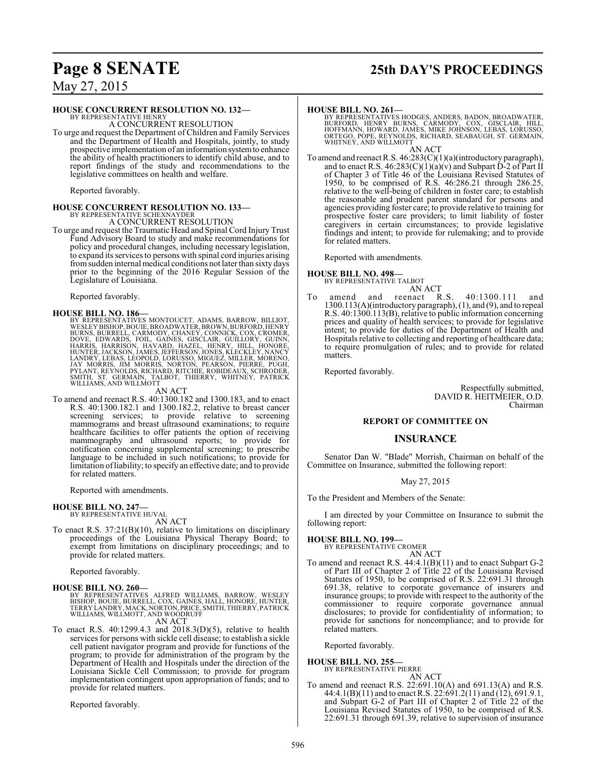**HOUSE CONCURRENT RESOLUTION NO. 132—**
BY REPRESENTATIVE HENRY

A CONCURRENT RESOLUTION

To urge and request the Department of Children and Family Services and the Department of Health and Hospitals, jointly, to study prospective implementation of an information system to enhance the ability of health practitioners to identify child abuse, and to report findings of the study and recommendations to the legislative committees on health and welfare.

Reported favorably.

**HOUSE CONCURRENT RESOLUTION NO. 133—**
BY REPRESENTATIVE SCHEXNAYDER

A CONCURRENT RESOLUTION

To urge and request the Traumatic Head and Spinal Cord Injury Trust Fund Advisory Board to study and make recommendations for policy and procedural changes, including necessary legislation, to expand its services to persons with spinal cord injuries arising from sudden internal medical conditions not later than sixty days prior to the beginning of the 2016 Regular Session of the Legislature of Louisiana.

Reported favorably.

**HOUSE BILL NO. 186—**
BY REPRESENTATIVES MONTOUCET, ADAMS, BARROW, BILLIOT, WESLEY BISHOP, BOUIE, BROADWATER, BROWN, BURFORD, HENRY BURNS, BURRELL, CARMODY, CHANEY, CONNICK, COX, CROMER, DOVE, EDWARDS, FOIL, GAINES, GISCLAIR, GUILLORY, GUINN, HARRIS, HARRISON, HAVARD, HAZEL, HENRY, HILL, HONORE, HUNTER, JACKSON, JAMES, JEFFERSON, JONES, KLECKLEY, NANCY LANDRY, LEBAS, LEOPOLD, LORUSSO, MIGUEZ, MILLER, MORENO, JAY MORRIS, JIM MORRIS, NORTON, PEARSON, PIERRE, PUGH, PYLANT, REYNOLDS, RICHARD, RITCHIE, ROBIDEAUX, SCHRODER, SMITH, ST. GERMAIN, TALBOT, THIERRY, WHITNEY, PATRICK WILLIAMS, AND WILLMOTT

AN ACT

To amend and reenact R.S. 40:1300.182 and 1300.183, and to enact R.S. 40:1300.182.1 and 1300.182.2, relative to breast cancer screening services; to provide relative to screening mammograms and breast ultrasound examinations; to require healthcare facilities to offer patients the option of receiving mammography and ultrasound reports; to provide for notification concerning supplemental screening; to prescribe language to be included in such notifications; to provide for limitation of liability; to specify an effective date; and to provide for related matters.

Reported with amendments.

**HOUSE BILL NO. 247—**
BY REPRESENTATIVE HUVAL

AN ACT

To enact R.S. 37:21(B)(10), relative to limitations on disciplinary proceedings of the Louisiana Physical Therapy Board; to exempt from limitations on disciplinary proceedings; and to provide for related matters.

Reported favorably.

**HOUSE BILL NO. 260—**
BY REPRESENTATIVES ALFRED WILLIAMS, BARROW, WESLEY BISHOP, BOUIE, BURRELL, COX, GAINES, HALL, HONORE, HUNTER, TERRY LANDRY, MACK, NORTON, PRICE, SMITH, THIERRY, PATRICK WILLIAMS, WILLMOTT, AND WOODRUFF

AN ACT

To enact R.S. 40:1299.4.3 and 2018.3(D)(5), relative to health services for persons with sickle cell disease; to establish a sickle cell patient navigator program and provide for functions of the program; to provide for administration of the program by the Department of Health and Hospitals under the direction of the Louisiana Sickle Cell Commission; to provide for program implementation contingent upon appropriation of funds; and to provide for related matters.

Reported favorably.

**HOUSE BILL NO. 261—**
BY REPRESENTATIVES HODGES, ANDERS, BADON, BROADWATER, BURFORD, HENRY BURNS, CARMODY, COX, GISCLAIR, HILL, HOFFMANN, HOWARD, JAMES, MIKE JOHNSON, LEBAS, LORUSSO, ORTEGO, POPE, REYNOLDS, RICHARD, SEABAUGH, ST. GERMAIN, WHITNEY, AND WILLMOTT

AN ACT

To amend and reenact R.S. 46:283(C)(1)(a)(introductory paragraph), and to enact R.S. 46:283(C)(1)(a)(v) and Subpart D-2 of Part II of Chapter 3 of Title 46 of the Louisiana Revised Statutes of 1950, to be comprised of R.S. 46:286.21 through 286.25, relative to the well-being of children in foster care; to establish the reasonable and prudent parent standard for persons and agencies providing foster care; to provide relative to training for prospective foster care providers; to limit liability of foster caregivers in certain circumstances; to provide legislative findings and intent; to provide for rulemaking; and to provide for related matters.

Reported with amendments.

**HOUSE BILL NO. 498—**
BY REPRESENTATIVE TALBOT

AN ACT

To amend and reenact R.S. 40:1300.111 and 1300.113(A)(introductory paragraph), (1), and (9), and to repeal R.S. 40:1300.113(B), relative to public information concerning prices and quality of health services; to provide for legislative intent; to provide for duties of the Department of Health and Hospitals relative to collecting and reporting of healthcare data; to require promulgation of rules; and to provide for related matters.

Reported favorably.

Respectfully submitted,
DAVID R. HEITMEIER, O.D.
Chairman

## REPORT OF COMMITTEE ON

## INSURANCE

Senator Dan W. "Blade" Morrish, Chairman on behalf of the Committee on Insurance, submitted the following report:

May 27, 2015

To the President and Members of the Senate:

I am directed by your Committee on Insurance to submit the following report:

**HOUSE BILL NO. 199—**
BY REPRESENTATIVE CROMER

AN ACT

To amend and reenact R.S. 44:4.1(B)(11) and to enact Subpart G-2 of Part III of Chapter 2 of Title 22 of the Louisiana Revised Statutes of 1950, to be comprised of R.S. 22:691.31 through 691.38, relative to corporate governance of insurers and insurance groups; to provide with respect to the authority of the commissioner to require corporate governance annual disclosures; to provide for confidentiality of information; to provide for sanctions for noncompliance; and to provide for related matters.

Reported favorably.

**HOUSE BILL NO. 255—**
BY REPRESENTATIVE PIERRE

AN ACT

To amend and reenact R.S. 22:691.10(A) and 691.13(A) and R.S. 44:4.1(B)(11) and to enact R.S. 22:691.2(11) and (12), 691.9.1, and Subpart G-2 of Part III of Chapter 2 of Title 22 of the Louisiana Revised Statutes of 1950, to be comprised of R.S. 22:691.31 through 691.39, relative to supervision of insurance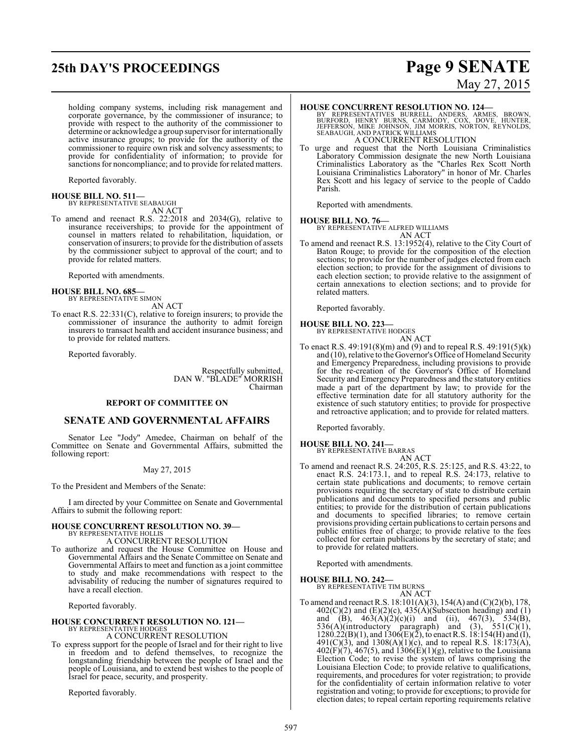holding company systems, including risk management and corporate governance, by the commissioner of insurance; to provide with respect to the authority of the commissioner to determine or acknowledge a group supervisor for internationally active insurance groups; to provide for the authority of the commissioner to require own risk and solvency assessments; to provide for confidentiality of information; to provide for sanctions for noncompliance; and to provide for related matters.

Reported favorably.

**HOUSE BILL NO. 511—**
BY REPRESENTATIVE SEABAUGH
AN ACT

To amend and reenact R.S. 22:2018 and 2034(G), relative to insurance receiverships; to provide for the appointment of counsel in matters related to rehabilitation, liquidation, or conservation of insurers; to provide for the distribution of assets by the commissioner subject to approval of the court; and to provide for related matters.

Reported with amendments.

**HOUSE BILL NO. 685—**
BY REPRESENTATIVE SIMON
AN ACT

To enact R.S. 22:331(C), relative to foreign insurers; to provide the commissioner of insurance the authority to admit foreign insurers to transact health and accident insurance business; and to provide for related matters.

Reported favorably.

Respectfully submitted,
DAN W. "BLADE" MORRISH
Chairman

**REPORT OF COMMITTEE ON**

## SENATE AND GOVERNMENTAL AFFAIRS

Senator Lee "Jody" Amedee, Chairman on behalf of the Committee on Senate and Governmental Affairs, submitted the following report:

May 27, 2015

To the President and Members of the Senate:

I am directed by your Committee on Senate and Governmental Affairs to submit the following report:

**HOUSE CONCURRENT RESOLUTION NO. 39—**
BY REPRESENTATIVE HOLLIS
A CONCURRENT RESOLUTION

To authorize and request the House Committee on House and Governmental Affairs and the Senate Committee on Senate and Governmental Affairs to meet and function as a joint committee to study and make recommendations with respect to the advisability of reducing the number of signatures required to have a recall election.

Reported favorably.

**HOUSE CONCURRENT RESOLUTION NO. 121—**
BY REPRESENTATIVE HODGES
A CONCURRENT RESOLUTION

To express support for the people of Israel and for their right to live in freedom and to defend themselves, to recognize the longstanding friendship between the people of Israel and the people of Louisiana, and to extend best wishes to the people of Israel for peace, security, and prosperity.

Reported favorably.

**HOUSE CONCURRENT RESOLUTION NO. 124—**
BY REPRESENTATIVES BURRELL, ANDERS, ARMES, BROWN, BURFORD, HENRY BURNS, CARMODY, COX, DOVE, HUNTER, JEFFERSON, MIKE JOHNSON, JIM MORRIS, NORTON, REYNOLDS, SEABAUGH, AND PATRICK WILLIAMS
A CONCURRENT RESOLUTION

To urge and request that the North Louisiana Criminalistics Laboratory Commission designate the new North Louisiana Criminalistics Laboratory as the "Charles Rex Scott North Louisiana Criminalistics Laboratory" in honor of Mr. Charles Rex Scott and his legacy of service to the people of Caddo Parish.

Reported with amendments.

**HOUSE BILL NO. 76—**
BY REPRESENTATIVE ALFRED WILLIAMS
AN ACT

To amend and reenact R.S. 13:1952(4), relative to the City Court of Baton Rouge; to provide for the composition of the election sections; to provide for the number of judges elected from each election section; to provide for the assignment of divisions to each election section; to provide relative to the assignment of certain annexations to election sections; and to provide for related matters.

Reported favorably.

**HOUSE BILL NO. 223—**
BY REPRESENTATIVE HODGES
AN ACT

To enact R.S. 49:191(8)(m) and (9) and to repeal R.S. 49:191(5)(k) and (10), relative to the Governor's Office of Homeland Security and Emergency Preparedness, including provisions to provide for the re-creation of the Governor's Office of Homeland Security and Emergency Preparedness and the statutory entities made a part of the department by law; to provide for the effective termination date for all statutory authority for the existence of such statutory entities; to provide for prospective and retroactive application; and to provide for related matters.

Reported favorably.

**HOUSE BILL NO. 241—**
BY REPRESENTATIVE BARRAS
AN ACT

To amend and reenact R.S. 24:205, R.S. 25:125, and R.S. 43:22, to enact R.S. 24:173.1, and to repeal R.S. 24:173, relative to certain state publications and documents; to remove certain provisions requiring the secretary of state to distribute certain publications and documents to specified persons and public entities; to provide for the distribution of certain publications and documents to specified libraries; to remove certain provisions providing certain publications to certain persons and public entities free of charge; to provide relative to the fees collected for certain publications by the secretary of state; and to provide for related matters.

Reported with amendments.

**HOUSE BILL NO. 242—**
BY REPRESENTATIVE TIM BURNS
AN ACT

To amend and reenact R.S. 18:101(A)(3), 154(A) and (C)(2)(b), 178, 402(C)(2) and (E)(2)(c), 435(A)(Subsection heading) and (1) and (B), 463(A)(2)(c)(i) and (ii), 467(3), 534(B), 536(A)(introductory paragraph) and (3), 551(C)(1), 1280.22(B)(1), and 1306(E)(2), to enact R.S. 18:154(H) and (I), 491(C)(3), and 1308(A)(1)(c), and to repeal R.S. 18:173(A), 402(F)(7), 467(5), and 1306(E)(1)(g), relative to the Louisiana Election Code; to revise the system of laws comprising the Louisiana Election Code; to provide relative to qualifications, requirements, and procedures for voter registration; to provide for the confidentiality of certain information relative to voter registration and voting; to provide for exceptions; to provide for election dates; to repeal certain reporting requirements relative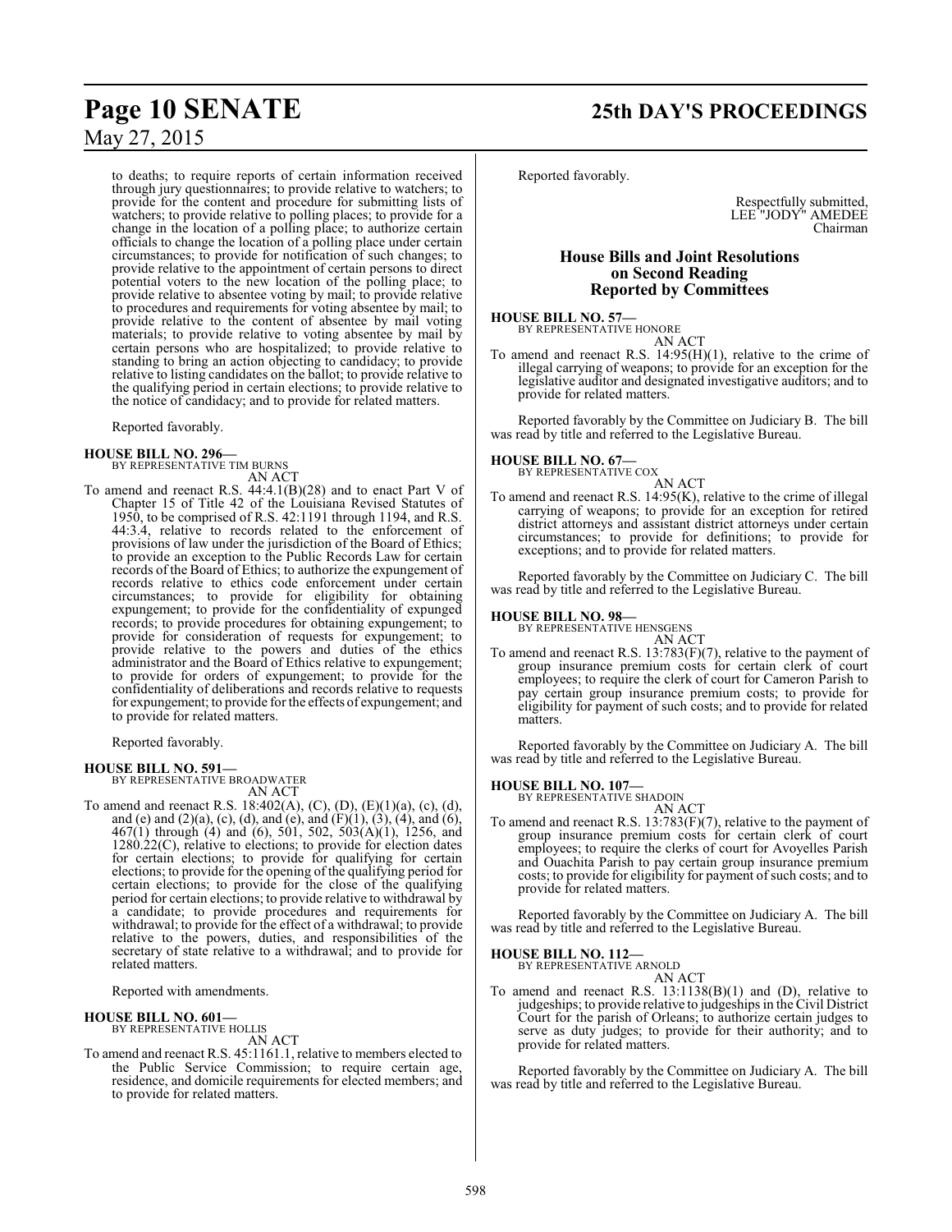to deaths; to require reports of certain information received through jury questionnaires; to provide relative to watchers; to provide for the content and procedure for submitting lists of watchers; to provide relative to polling places; to provide for a change in the location of a polling place; to authorize certain officials to change the location of a polling place under certain circumstances; to provide for notification of such changes; to provide relative to the appointment of certain persons to direct potential voters to the new location of the polling place; to provide relative to absentee voting by mail; to provide relative to procedures and requirements for voting absentee by mail; to provide relative to the content of absentee by mail voting materials; to provide relative to voting absentee by mail by certain persons who are hospitalized; to provide relative to standing to bring an action objecting to candidacy; to provide relative to listing candidates on the ballot; to provide relative to the qualifying period in certain elections; to provide relative to the notice of candidacy; and to provide for related matters.

Reported favorably.

**HOUSE BILL NO. 296—**
BY REPRESENTATIVE TIM BURNS
AN ACT

To amend and reenact R.S. 44:4.1(B)(28) and to enact Part V of Chapter 15 of Title 42 of the Louisiana Revised Statutes of 1950, to be comprised of R.S. 42:1191 through 1194, and R.S. 44:3.4, relative to records related to the enforcement of provisions of law under the jurisdiction of the Board of Ethics; to provide an exception to the Public Records Law for certain records of the Board of Ethics; to authorize the expungement of records relative to ethics code enforcement under certain circumstances; to provide for eligibility for obtaining expungement; to provide for the confidentiality of expunged records; to provide procedures for obtaining expungement; to provide for consideration of requests for expungement; to provide relative to the powers and duties of the ethics administrator and the Board of Ethics relative to expungement; to provide for orders of expungement; to provide for the confidentiality of deliberations and records relative to requests for expungement; to provide for the effects of expungement; and to provide for related matters.

Reported favorably.

**HOUSE BILL NO. 591—**
BY REPRESENTATIVE BROADWATER
AN ACT

To amend and reenact R.S. 18:402(A), (C), (D), (E)(1)(a), (c), (d), and (e) and (2)(a), (c), (d), and (e), and (F)(1), (3), (4), and (6), 467(1) through (4) and (6), 501, 502, 503(A)(1), 1256, and 1280.22(C), relative to elections; to provide for election dates for certain elections; to provide for qualifying for certain elections; to provide for the opening of the qualifying period for certain elections; to provide for the close of the qualifying period for certain elections; to provide relative to withdrawal by a candidate; to provide procedures and requirements for withdrawal; to provide for the effect of a withdrawal; to provide relative to the powers, duties, and responsibilities of the secretary of state relative to a withdrawal; and to provide for related matters.

Reported with amendments.

**HOUSE BILL NO. 601—**
BY REPRESENTATIVE HOLLIS
AN ACT

To amend and reenact R.S. 45:1161.1, relative to members elected to the Public Service Commission; to require certain age, residence, and domicile requirements for elected members; and to provide for related matters.

Reported favorably.

Respectfully submitted,
LEE "JODY" AMEDEE
Chairman

## House Bills and Joint Resolutions on Second Reading Reported by Committees

**HOUSE BILL NO. 57—**
BY REPRESENTATIVE HONORE
AN ACT

To amend and reenact R.S. 14:95(H)(1), relative to the crime of illegal carrying of weapons; to provide for an exception for the legislative auditor and designated investigative auditors; and to provide for related matters.

Reported favorably by the Committee on Judiciary B. The bill was read by title and referred to the Legislative Bureau.

**HOUSE BILL NO. 67—**
BY REPRESENTATIVE COX
AN ACT

To amend and reenact R.S. 14:95(K), relative to the crime of illegal carrying of weapons; to provide for an exception for retired district attorneys and assistant district attorneys under certain circumstances; to provide for definitions; to provide for exceptions; and to provide for related matters.

Reported favorably by the Committee on Judiciary C. The bill was read by title and referred to the Legislative Bureau.

**HOUSE BILL NO. 98—**
BY REPRESENTATIVE HENSGENS
AN ACT

To amend and reenact R.S. 13:783(F)(7), relative to the payment of group insurance premium costs for certain clerk of court employees; to require the clerk of court for Cameron Parish to pay certain group insurance premium costs; to provide for eligibility for payment of such costs; and to provide for related matters.

Reported favorably by the Committee on Judiciary A. The bill was read by title and referred to the Legislative Bureau.

**HOUSE BILL NO. 107—**
BY REPRESENTATIVE SHADOIN
AN ACT

To amend and reenact R.S. 13:783(F)(7), relative to the payment of group insurance premium costs for certain clerk of court employees; to require the clerks of court for Avoyelles Parish and Ouachita Parish to pay certain group insurance premium costs; to provide for eligibility for payment of such costs; and to provide for related matters.

Reported favorably by the Committee on Judiciary A. The bill was read by title and referred to the Legislative Bureau.

**HOUSE BILL NO. 112—**
BY REPRESENTATIVE ARNOLD
AN ACT

To amend and reenact R.S. 13:1138(B)(1) and (D), relative to judgeships; to provide relative to judgeships in the Civil District Court for the parish of Orleans; to authorize certain judges to serve as duty judges; to provide for their authority; and to provide for related matters.

Reported favorably by the Committee on Judiciary A. The bill was read by title and referred to the Legislative Bureau.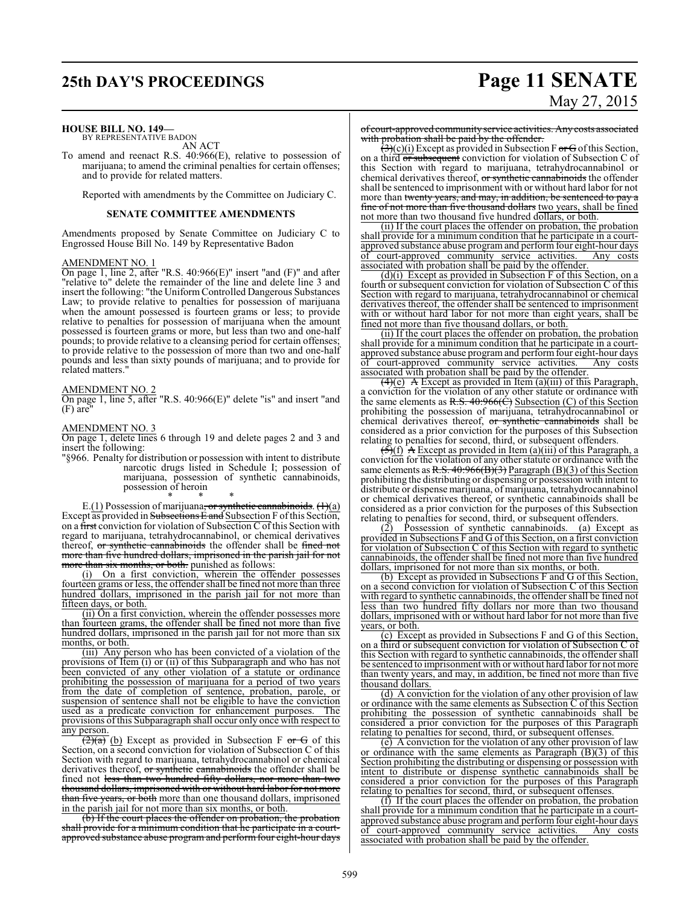**HOUSE BILL NO. 149—**
BY REPRESENTATIVE BADON

AN ACT

To amend and reenact R.S. 40:966(E), relative to possession of marijuana; to amend the criminal penalties for certain offenses; and to provide for related matters.

Reported with amendments by the Committee on Judiciary C.

**SENATE COMMITTEE AMENDMENTS**

Amendments proposed by Senate Committee on Judiciary C to Engrossed House Bill No. 149 by Representative Badon

AMENDMENT NO. 1

On page 1, line 2, after "R.S. 40:966(E)" insert "and (F)" and after "relative to" delete the remainder of the line and delete line 3 and insert the following: "the Uniform Controlled Dangerous Substances Law; to provide relative to penalties for possession of marijuana when the amount possessed is fourteen grams or less; to provide relative to penalties for possession of marijuana when the amount possessed is fourteen grams or more, but less than two and one-half pounds; to provide relative to a cleansing period for certain offenses; to provide relative to the possession of more than two and one-half pounds and less than sixty pounds of marijuana; and to provide for related matters."

AMENDMENT NO. 2

On page 1, line 5, after "R.S. 40:966(E)" delete "is" and insert "and (F) are"

AMENDMENT NO. 3

On page 1, delete lines 6 through 19 and delete pages 2 and 3 and insert the following:

"§966. Penalty for distribution or possession with intent to distribute narcotic drugs listed in Schedule I; possession of marijuana, possession of synthetic cannabinoids, possession of heroin

\* \* \*

E.(1) Possession of marijuana~~, or synthetic cannabinoids~~. ~~(1)~~(a) Except as provided in ~~Subsections E and~~ Subsection F of this Section, on a ~~first~~ conviction for violation of Subsection C of this Section with regard to marijuana, tetrahydrocannabinol, or chemical derivatives thereof, ~~or synthetic cannabinoids~~ the offender shall be ~~fined not more than five hundred dollars, imprisoned in the parish jail for not more than six months, or both.~~ punished as follows:

(i) On a first conviction, wherein the offender possesses fourteen grams or less, the offender shall be fined not more than three hundred dollars, imprisoned in the parish jail for not more than fifteen days, or both.

(ii) On a first conviction, wherein the offender possesses more than fourteen grams, the offender shall be fined not more than five hundred dollars, imprisoned in the parish jail for not more than six months, or both.

(iii) Any person who has been convicted of a violation of the provisions of Item (i) or (ii) of this Subparagraph and who has not been convicted of any other violation of a statute or ordinance prohibiting the possession of marijuana for a period of two years from the date of completion of sentence, probation, parole, or suspension of sentence shall not be eligible to have the conviction used as a predicate conviction for enhancement purposes. The provisions of this Subparagraph shall occur only once with respect to any person.

~~(2)(a)~~ (b) Except as provided in Subsection F ~~or G~~ of this Section, on a second conviction for violation of Subsection C of this Section with regard to marijuana, tetrahydrocannabinol or chemical derivatives thereof, ~~or synthetic cannabinoids~~ the offender shall be fined not ~~less than two hundred fifty dollars, nor more than two thousand dollars, imprisoned with or without hard labor for not more than five years, or both~~ more than one thousand dollars, imprisoned in the parish jail for not more than six months, or both.

~~(b) If the court places the offender on probation, the probation shall provide for a minimum condition that he participate in a court-approved substance abuse program and perform four eight-hour days of court-approved community service activities. Any costs associated with probation shall be paid by the offender.~~

~~(3)~~(c)(i) Except as provided in Subsection F ~~or G~~ of this Section, on a third ~~or subsequent~~ conviction for violation of Subsection C of this Section with regard to marijuana, tetrahydrocannabinol or chemical derivatives thereof, ~~or synthetic cannabinoids~~ the offender shall be sentenced to imprisonment with or without hard labor for not more than ~~twenty years, and may, in addition, be sentenced to pay a fine of not more than five thousand dollars~~ two years, shall be fined not more than two thousand five hundred dollars, or both.

(ii) If the court places the offender on probation, the probation shall provide for a minimum condition that he participate in a court-approved substance abuse program and perform four eight-hour days of court-approved community service activities. Any costs associated with probation shall be paid by the offender.

(d)(i) Except as provided in Subsection F of this Section, on a fourth or subsequent conviction for violation of Subsection C of this Section with regard to marijuana, tetrahydrocannabinol or chemical derivatives thereof, the offender shall be sentenced to imprisonment with or without hard labor for not more than eight years, shall be fined not more than five thousand dollars, or both.

(ii) If the court places the offender on probation, the probation shall provide for a minimum condition that he participate in a court-approved substance abuse program and perform four eight-hour days of court-approved community service activities. Any costs associated with probation shall be paid by the offender.

~~(4)~~(e) ~~A~~ Except as provided in Item (a)(iii) of this Paragraph, a conviction for the violation of any other statute or ordinance with the same elements as ~~R.S. 40:966(C)~~ Subsection (C) of this Section prohibiting the possession of marijuana, tetrahydrocannabinol or chemical derivatives thereof, ~~or synthetic cannabinoids~~ shall be considered as a prior conviction for the purposes of this Subsection relating to penalties for second, third, or subsequent offenders.

~~(5)~~(f) ~~A~~ Except as provided in Item (a)(iii) of this Paragraph, a conviction for the violation of any other statute or ordinance with the same elements as ~~R.S. 40:966(B)(3)~~ Paragraph (B)(3) of this Section prohibiting the distributing or dispensing or possession with intent to distribute or dispense marijuana, of marijuana, tetrahydrocannabinol or chemical derivatives thereof, or synthetic cannabinoids shall be considered as a prior conviction for the purposes of this Subsection relating to penalties for second, third, or subsequent offenders.

(2) Possession of synthetic cannabinoids. (a) Except as provided in Subsections F and G of this Section, on a first conviction for violation of Subsection C of this Section with regard to synthetic cannabinoids, the offender shall be fined not more than five hundred dollars, imprisoned for not more than six months, or both.

(b) Except as provided in Subsections F and G of this Section, on a second conviction for violation of Subsection C of this Section with regard to synthetic cannabinoids, the offender shall be fined not less than two hundred fifty dollars nor more than two thousand dollars, imprisoned with or without hard labor for not more than five years, or both.

(c) Except as provided in Subsections F and G of this Section, on a third or subsequent conviction for violation of Subsection C of this Section with regard to synthetic cannabinoids, the offender shall be sentenced to imprisonment with or without hard labor for not more than twenty years, and may, in addition, be fined not more than five thousand dollars.

(d) A conviction for the violation of any other provision of law or ordinance with the same elements as Subsection C of this Section prohibiting the possession of synthetic cannabinoids shall be considered a prior conviction for the purposes of this Paragraph relating to penalties for second, third, or subsequent offenses.

(e) A conviction for the violation of any other provision of law or ordinance with the same elements as Paragraph (B)(3) of this Section prohibiting the distributing or dispensing or possession with intent to distribute or dispense synthetic cannabinoids shall be considered a prior conviction for the purposes of this Paragraph relating to penalties for second, third, or subsequent offenses.

(f) If the court places the offender on probation, the probation shall provide for a minimum condition that he participate in a court-approved substance abuse program and perform four eight-hour days of court-approved community service activities. Any costs associated with probation shall be paid by the offender.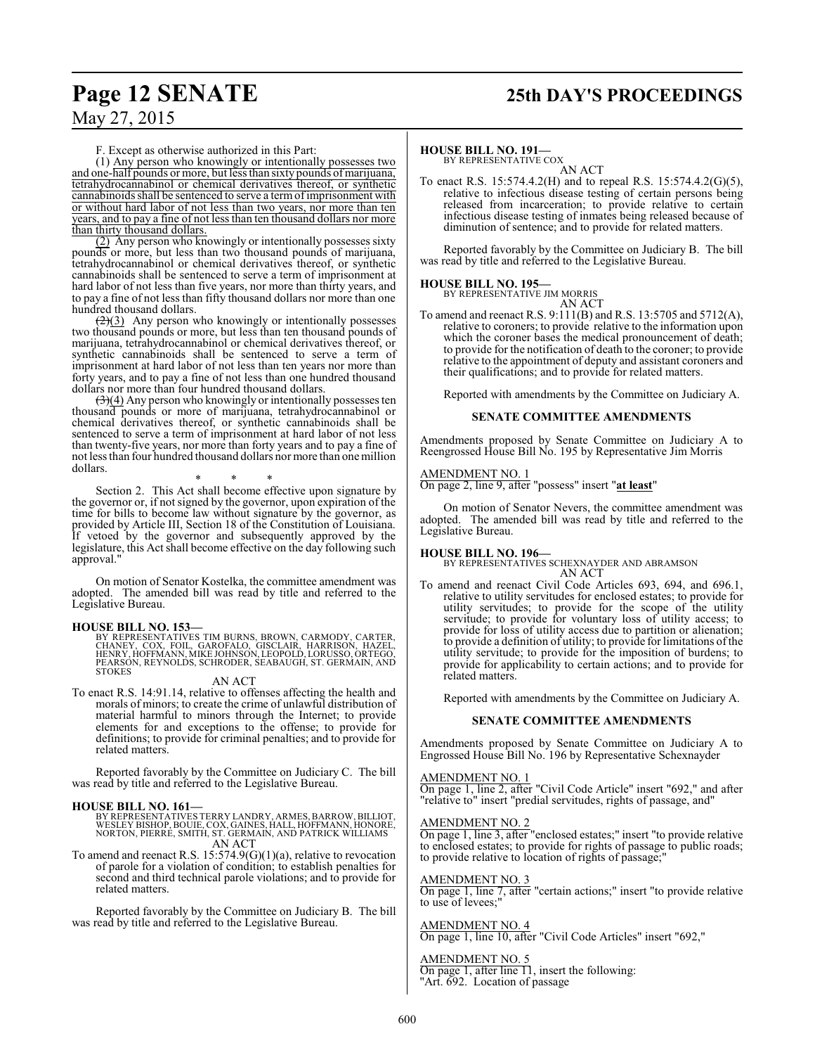F. Except as otherwise authorized in this Part:

(1) Any person who knowingly or intentionally possesses two and one-half pounds or more, but less than sixty pounds of marijuana, tetrahydrocannabinol or chemical derivatives thereof, or synthetic cannabinoids shall be sentenced to serve a term of imprisonment with or without hard labor of not less than two years, nor more than ten years, and to pay a fine of not less than ten thousand dollars nor more than thirty thousand dollars.

(2) Any person who knowingly or intentionally possesses sixty pounds or more, but less than two thousand pounds of marijuana, tetrahydrocannabinol or chemical derivatives thereof, or synthetic cannabinoids shall be sentenced to serve a term of imprisonment at hard labor of not less than five years, nor more than thirty years, and to pay a fine of not less than fifty thousand dollars nor more than one hundred thousand dollars.

~~(2)~~(3) Any person who knowingly or intentionally possesses two thousand pounds or more, but less than ten thousand pounds of marijuana, tetrahydrocannabinol or chemical derivatives thereof, or synthetic cannabinoids shall be sentenced to serve a term of imprisonment at hard labor of not less than ten years nor more than forty years, and to pay a fine of not less than one hundred thousand dollars nor more than four hundred thousand dollars.

~~(3)~~(4) Any person who knowingly or intentionally possesses ten thousand pounds or more of marijuana, tetrahydrocannabinol or chemical derivatives thereof, or synthetic cannabinoids shall be sentenced to serve a term of imprisonment at hard labor of not less than twenty-five years, nor more than forty years and to pay a fine of not less than four hundred thousand dollars nor more than one million dollars.

\* \* \*

Section 2. This Act shall become effective upon signature by the governor or, if not signed by the governor, upon expiration of the time for bills to become law without signature by the governor, as provided by Article III, Section 18 of the Constitution of Louisiana. If vetoed by the governor and subsequently approved by the legislature, this Act shall become effective on the day following such approval."

On motion of Senator Kostelka, the committee amendment was adopted. The amended bill was read by title and referred to the Legislative Bureau.

**HOUSE BILL NO. 153—**
BY REPRESENTATIVES TIM BURNS, BROWN, CARMODY, CARTER, CHANEY, COX, FOIL, GAROFALO, GISCLAIR, HARRISON, HAZEL, HENRY, HOFFMANN, MIKE JOHNSON, LEOPOLD, LORUSSO, ORTEGO, PEARSON, REYNOLDS, SCHRODER, SEABAUGH, ST. GERMAIN, AND STOKES

AN ACT

To enact R.S. 14:91.14, relative to offenses affecting the health and morals of minors; to create the crime of unlawful distribution of material harmful to minors through the Internet; to provide elements for and exceptions to the offense; to provide for definitions; to provide for criminal penalties; and to provide for related matters.

Reported favorably by the Committee on Judiciary C. The bill was read by title and referred to the Legislative Bureau.

**HOUSE BILL NO. 161—**
BY REPRESENTATIVES TERRY LANDRY, ARMES, BARROW, BILLIOT, WESLEY BISHOP, BOUIE, COX, GAINES, HALL, HOFFMANN, HONORE, NORTON, PIERRE, SMITH, ST. GERMAIN, AND PATRICK WILLIAMS

AN ACT

To amend and reenact R.S. 15:574.9(G)(1)(a), relative to revocation of parole for a violation of condition; to establish penalties for second and third technical parole violations; and to provide for related matters.

Reported favorably by the Committee on Judiciary B. The bill was read by title and referred to the Legislative Bureau.

**HOUSE BILL NO. 191—**
BY REPRESENTATIVE COX

AN ACT

To enact R.S. 15:574.4.2(H) and to repeal R.S. 15:574.4.2(G)(5), relative to infectious disease testing of certain persons being released from incarceration; to provide relative to certain infectious disease testing of inmates being released because of diminution of sentence; and to provide for related matters.

Reported favorably by the Committee on Judiciary B. The bill was read by title and referred to the Legislative Bureau.

**HOUSE BILL NO. 195—**
BY REPRESENTATIVE JIM MORRIS

AN ACT

To amend and reenact R.S. 9:111(B) and R.S. 13:5705 and 5712(A), relative to coroners; to provide relative to the information upon which the coroner bases the medical pronouncement of death; to provide for the notification of death to the coroner; to provide relative to the appointment of deputy and assistant coroners and their qualifications; and to provide for related matters.

Reported with amendments by the Committee on Judiciary A.

**SENATE COMMITTEE AMENDMENTS**

Amendments proposed by Senate Committee on Judiciary A to Reengrossed House Bill No. 195 by Representative Jim Morris

AMENDMENT NO. 1
On page 2, line 9, after "possess" insert "**at least**"

On motion of Senator Nevers, the committee amendment was adopted. The amended bill was read by title and referred to the Legislative Bureau.

**HOUSE BILL NO. 196—**
BY REPRESENTATIVES SCHEXNAYDER AND ABRAMSON

AN ACT

To amend and reenact Civil Code Articles 693, 694, and 696.1, relative to utility servitudes for enclosed estates; to provide for utility servitudes; to provide for the scope of the utility servitude; to provide for voluntary loss of utility access; to provide for loss of utility access due to partition or alienation; to provide a definition of utility; to provide for limitations of the utility servitude; to provide for the imposition of burdens; to provide for applicability to certain actions; and to provide for related matters.

Reported with amendments by the Committee on Judiciary A.

**SENATE COMMITTEE AMENDMENTS**

Amendments proposed by Senate Committee on Judiciary A to Engrossed House Bill No. 196 by Representative Schexnayder

AMENDMENT NO. 1
On page 1, line 2, after "Civil Code Article" insert "692," and after "relative to" insert "predial servitudes, rights of passage, and"

AMENDMENT NO. 2
On page 1, line 3, after "enclosed estates;" insert "to provide relative to enclosed estates; to provide for rights of passage to public roads; to provide relative to location of rights of passage;"

AMENDMENT NO. 3
On page 1, line 7, after "certain actions;" insert "to provide relative to use of levees;"

AMENDMENT NO. 4
On page 1, line 10, after "Civil Code Articles" insert "692,"

AMENDMENT NO. 5
On page 1, after line 11, insert the following:
"Art. 692. Location of passage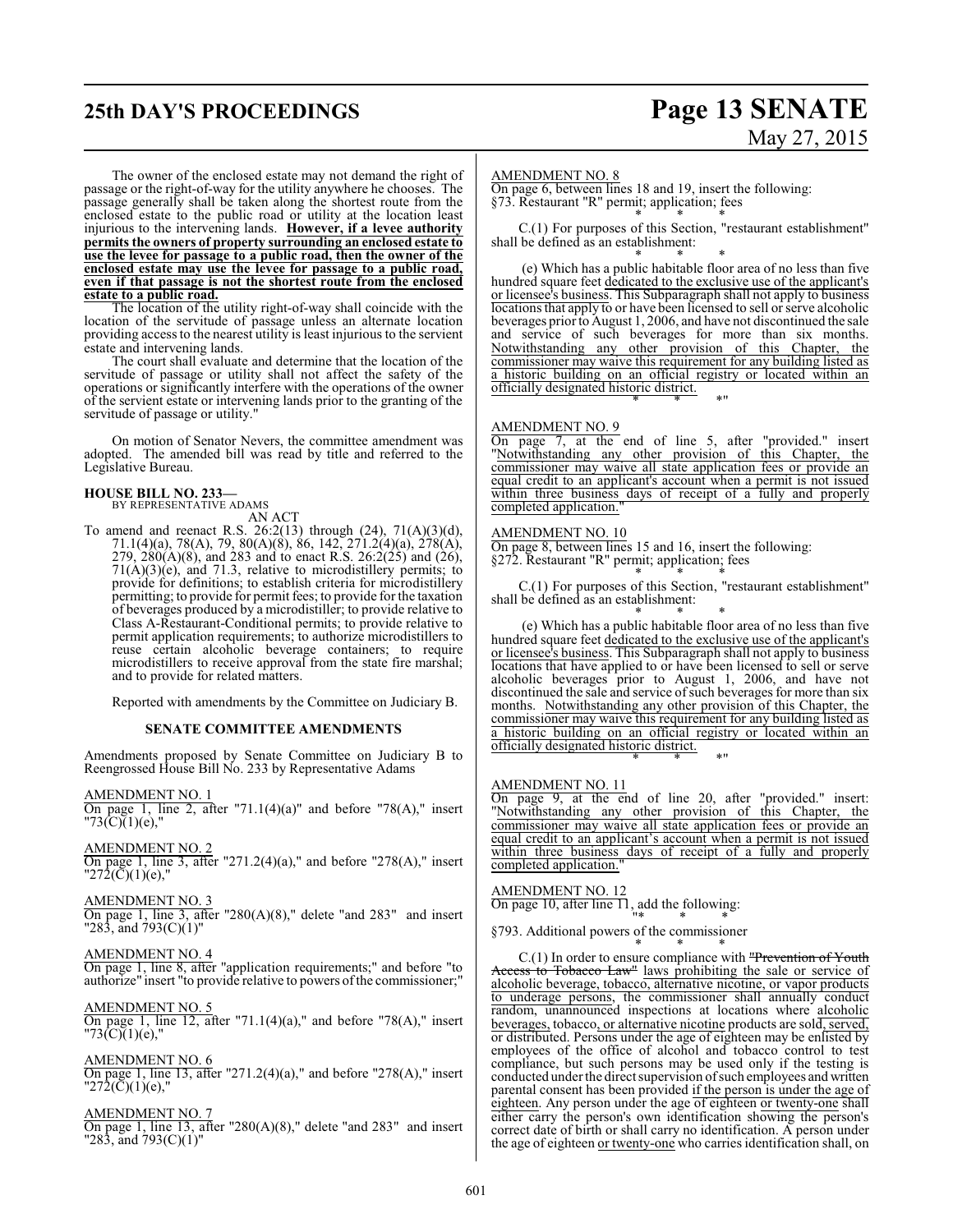The owner of the enclosed estate may not demand the right of passage or the right-of-way for the utility anywhere he chooses. The passage generally shall be taken along the shortest route from the enclosed estate to the public road or utility at the location least injurious to the intervening lands. **However, if a levee authority permits the owners of property surrounding an enclosed estate to use the levee for passage to a public road, then the owner of the enclosed estate may use the levee for passage to a public road, even if that passage is not the shortest route from the enclosed estate to a public road.**

The location of the utility right-of-way shall coincide with the location of the servitude of passage unless an alternate location providing access to the nearest utility is least injurious to the servient estate and intervening lands.

The court shall evaluate and determine that the location of the servitude of passage or utility shall not affect the safety of the operations or significantly interfere with the operations of the owner of the servient estate or intervening lands prior to the granting of the servitude of passage or utility."

On motion of Senator Nevers, the committee amendment was adopted. The amended bill was read by title and referred to the Legislative Bureau.

**HOUSE BILL NO. 233—**
BY REPRESENTATIVE ADAMS
AN ACT

To amend and reenact R.S. 26:2(13) through (24), 71(A)(3)(d), 71.1(4)(a), 78(A), 79, 80(A)(8), 86, 142, 271.2(4)(a), 278(A), 279, 280(A)(8), and 283 and to enact R.S. 26:2(25) and (26), 71(A)(3)(e), and 71.3, relative to microdistillery permits; to provide for definitions; to establish criteria for microdistillery permitting; to provide for permit fees; to provide for the taxation of beverages produced by a microdistiller; to provide relative to Class A-Restaurant-Conditional permits; to provide relative to permit application requirements; to authorize microdistillers to reuse certain alcoholic beverage containers; to require microdistillers to receive approval from the state fire marshal; and to provide for related matters.

Reported with amendments by the Committee on Judiciary B.

**SENATE COMMITTEE AMENDMENTS**

Amendments proposed by Senate Committee on Judiciary B to Reengrossed House Bill No. 233 by Representative Adams

AMENDMENT NO. 1
On page 1, line 2, after "71.1(4)(a)" and before "78(A)," insert "73(C)(1)(e),"

AMENDMENT NO. 2
On page 1, line 3, after "271.2(4)(a)," and before "278(A)," insert "272(C)(1)(e),"

AMENDMENT NO. 3
On page 1, line 3, after "280(A)(8)," delete "and 283" and insert "283, and 793(C)(1)"

AMENDMENT NO. 4
On page 1, line 8, after "application requirements;" and before "to authorize" insert "to provide relative to powers of the commissioner;"

AMENDMENT NO. 5
On page 1, line 12, after "71.1(4)(a)," and before "78(A)," insert "73(C)(1)(e),"

AMENDMENT NO. 6
On page 1, line 13, after "271.2(4)(a)," and before "278(A)," insert "272(C)(1)(e),"

AMENDMENT NO. 7
On page 1, line 13, after "280(A)(8)," delete "and 283" and insert "283, and 793(C)(1)"

AMENDMENT NO. 8
On page 6, between lines 18 and 19, insert the following:
§73. Restaurant "R" permit; application; fees

\* \* \*

C.(1) For purposes of this Section, "restaurant establishment" shall be defined as an establishment:

\* \* \*

(e) Which has a public habitable floor area of no less than five hundred square feet dedicated to the exclusive use of the applicant's or licensee's business. This Subparagraph shall not apply to business locations that apply to or have been licensed to sell or serve alcoholic beverages prior to August 1, 2006, and have not discontinued the sale and service of such beverages for more than six months. Notwithstanding any other provision of this Chapter, the commissioner may waive this requirement for any building listed as a historic building on an official registry or located within an officially designated historic district.

\* \* \*"

AMENDMENT NO. 9
On page 7, at the end of line 5, after "provided." insert "Notwithstanding any other provision of this Chapter, the commissioner may waive all state application fees or provide an equal credit to an applicant's account when a permit is not issued within three business days of receipt of a fully and properly completed application."

AMENDMENT NO. 10
On page 8, between lines 15 and 16, insert the following:
§272. Restaurant "R" permit; application; fees

\* \* \*

C.(1) For purposes of this Section, "restaurant establishment" shall be defined as an establishment:

\* \* \*

(e) Which has a public habitable floor area of no less than five hundred square feet dedicated to the exclusive use of the applicant's or licensee's business. This Subparagraph shall not apply to business locations that have applied to or have been licensed to sell or serve alcoholic beverages prior to August 1, 2006, and have not discontinued the sale and service of such beverages for more than six months. Notwithstanding any other provision of this Chapter, the commissioner may waive this requirement for any building listed as a historic building on an official registry or located within an officially designated historic district.

\* \* \*"

AMENDMENT NO. 11
On page 9, at the end of line 20, after "provided." insert: "Notwithstanding any other provision of this Chapter, the commissioner may waive all state application fees or provide an equal credit to an applicant's account when a permit is not issued within three business days of receipt of a fully and properly completed application."

AMENDMENT NO. 12
On page 10, after line 11, add the following:

"\* \* \*

§793. Additional powers of the commissioner

\* \* \*

C.(1) In order to ensure compliance with "Prevention of Youth Access to Tobacco Law" laws prohibiting the sale or service of alcoholic beverage, tobacco, alternative nicotine, or vapor products to underage persons, the commissioner shall annually conduct random, unannounced inspections at locations where alcoholic beverages, tobacco, or alternative nicotine products are sold, served, or distributed. Persons under the age of eighteen may be enlisted by employees of the office of alcohol and tobacco control to test compliance, but such persons may be used only if the testing is conducted under the direct supervision of such employees and written parental consent has been provided if the person is under the age of eighteen. Any person under the age of eighteen or twenty-one shall either carry the person's own identification showing the person's correct date of birth or shall carry no identification. A person under the age of eighteen or twenty-one who carries identification shall, on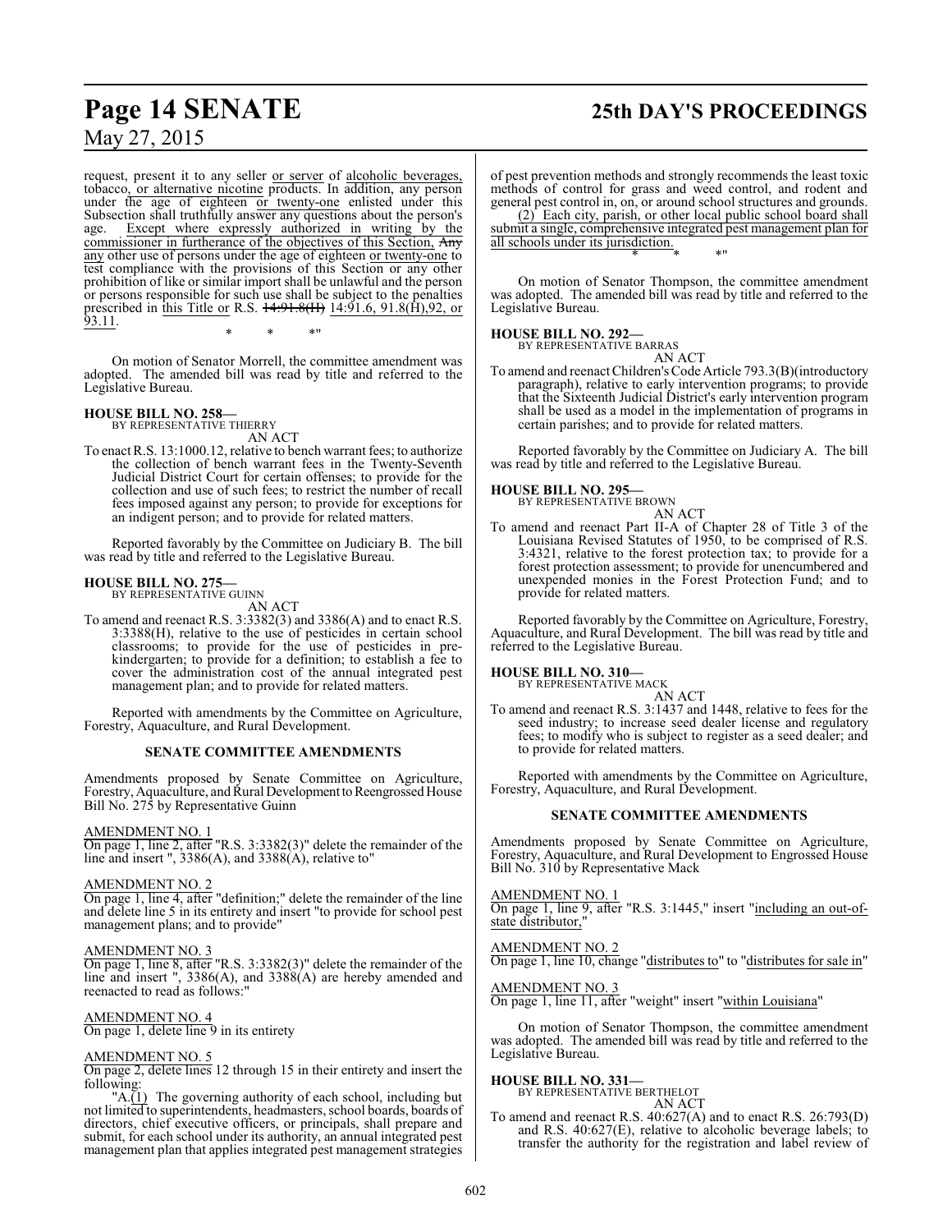request, present it to any seller or server of alcoholic beverages, tobacco, or alternative nicotine products. In addition, any person under the age of eighteen or twenty-one enlisted under this Subsection shall truthfully answer any questions about the person's age. Except where expressly authorized in writing by the commissioner in furtherance of the objectives of this Section, Any any other use of persons under the age of eighteen or twenty-one to test compliance with the provisions of this Section or any other prohibition of like or similar import shall be unlawful and the person or persons responsible for such use shall be subject to the penalties prescribed in this Title or R.S. 14:91.8(H) 14:91.6, 91.8(H),92, or 93.11.

\* \* \*"

On motion of Senator Morrell, the committee amendment was adopted. The amended bill was read by title and referred to the Legislative Bureau.

**HOUSE BILL NO. 258—**
BY REPRESENTATIVE THIERRY
AN ACT

To enact R.S. 13:1000.12, relative to bench warrant fees; to authorize the collection of bench warrant fees in the Twenty-Seventh Judicial District Court for certain offenses; to provide for the collection and use of such fees; to restrict the number of recall fees imposed against any person; to provide for exceptions for an indigent person; and to provide for related matters.

Reported favorably by the Committee on Judiciary B. The bill was read by title and referred to the Legislative Bureau.

**HOUSE BILL NO. 275—**
BY REPRESENTATIVE GUINN
AN ACT

To amend and reenact R.S. 3:3382(3) and 3386(A) and to enact R.S. 3:3388(H), relative to the use of pesticides in certain school classrooms; to provide for the use of pesticides in pre-kindergarten; to provide for a definition; to establish a fee to cover the administration cost of the annual integrated pest management plan; and to provide for related matters.

Reported with amendments by the Committee on Agriculture, Forestry, Aquaculture, and Rural Development.

**SENATE COMMITTEE AMENDMENTS**

Amendments proposed by Senate Committee on Agriculture, Forestry, Aquaculture, and Rural Development to Reengrossed House Bill No. 275 by Representative Guinn

AMENDMENT NO. 1
On page 1, line 2, after "R.S. 3:3382(3)" delete the remainder of the line and insert ", 3386(A), and 3388(A), relative to"

AMENDMENT NO. 2
On page 1, line 4, after "definition;" delete the remainder of the line and delete line 5 in its entirety and insert "to provide for school pest management plans; and to provide"

AMENDMENT NO. 3
On page 1, line 8, after "R.S. 3:3382(3)" delete the remainder of the line and insert ", 3386(A), and 3388(A) are hereby amended and reenacted to read as follows:"

AMENDMENT NO. 4
On page 1, delete line 9 in its entirety

AMENDMENT NO. 5
On page 2, delete lines 12 through 15 in their entirety and insert the following:

"A.(1) The governing authority of each school, including but not limited to superintendents, headmasters, school boards, boards of directors, chief executive officers, or principals, shall prepare and submit, for each school under its authority, an annual integrated pest management plan that applies integrated pest management strategies of pest prevention methods and strongly recommends the least toxic methods of control for grass and weed control, and rodent and general pest control in, on, or around school structures and grounds.

(2) Each city, parish, or other local public school board shall submit a single, comprehensive integrated pest management plan for all schools under its jurisdiction.

\* \* \*"

On motion of Senator Thompson, the committee amendment was adopted. The amended bill was read by title and referred to the Legislative Bureau.

**HOUSE BILL NO. 292—**
BY REPRESENTATIVE BARRAS
AN ACT

To amend and reenact Children's Code Article 793.3(B)(introductory paragraph), relative to early intervention programs; to provide that the Sixteenth Judicial District's early intervention program shall be used as a model in the implementation of programs in certain parishes; and to provide for related matters.

Reported favorably by the Committee on Judiciary A. The bill was read by title and referred to the Legislative Bureau.

**HOUSE BILL NO. 295—**
BY REPRESENTATIVE BROWN
AN ACT

To amend and reenact Part II-A of Chapter 28 of Title 3 of the Louisiana Revised Statutes of 1950, to be comprised of R.S. 3:4321, relative to the forest protection tax; to provide for a forest protection assessment; to provide for unencumbered and unexpended monies in the Forest Protection Fund; and to provide for related matters.

Reported favorably by the Committee on Agriculture, Forestry, Aquaculture, and Rural Development. The bill was read by title and referred to the Legislative Bureau.

**HOUSE BILL NO. 310—**
BY REPRESENTATIVE MACK
AN ACT

To amend and reenact R.S. 3:1437 and 1448, relative to fees for the seed industry; to increase seed dealer license and regulatory fees; to modify who is subject to register as a seed dealer; and to provide for related matters.

Reported with amendments by the Committee on Agriculture, Forestry, Aquaculture, and Rural Development.

**SENATE COMMITTEE AMENDMENTS**

Amendments proposed by Senate Committee on Agriculture, Forestry, Aquaculture, and Rural Development to Engrossed House Bill No. 310 by Representative Mack

AMENDMENT NO. 1
On page 1, line 9, after "R.S. 3:1445," insert "including an out-of-state distributor,"

AMENDMENT NO. 2
On page 1, line 10, change "distributes to" to "distributes for sale in"

AMENDMENT NO. 3
On page 1, line 11, after "weight" insert "within Louisiana"

On motion of Senator Thompson, the committee amendment was adopted. The amended bill was read by title and referred to the Legislative Bureau.

**HOUSE BILL NO. 331—**
BY REPRESENTATIVE BERTHELOT
AN ACT

To amend and reenact R.S. 40:627(A) and to enact R.S. 26:793(D) and R.S. 40:627(E), relative to alcoholic beverage labels; to transfer the authority for the registration and label review of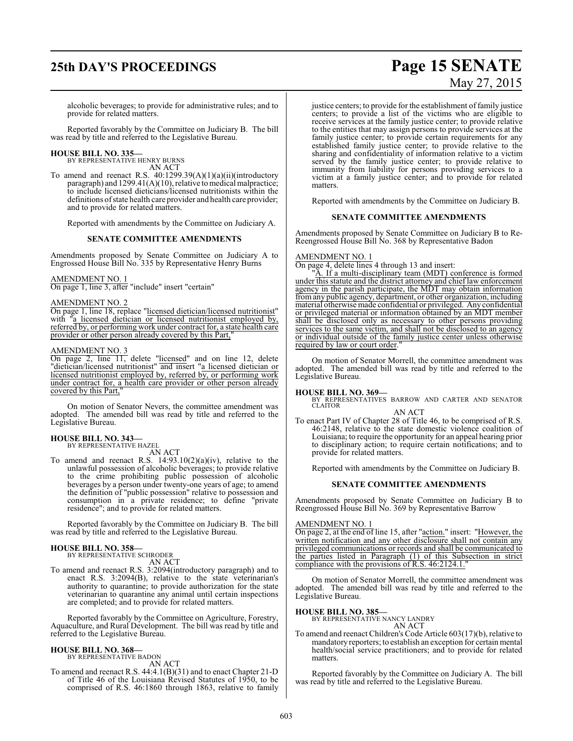alcoholic beverages; to provide for administrative rules; and to provide for related matters.

Reported favorably by the Committee on Judiciary B. The bill was read by title and referred to the Legislative Bureau.

**HOUSE BILL NO. 335—**
BY REPRESENTATIVE HENRY BURNS
AN ACT

To amend and reenact R.S. 40:1299.39(A)(1)(a)(ii)(introductory paragraph) and 1299.41(A)(10), relative to medical malpractice; to include licensed dieticians/licensed nutritionists within the definitions of state health care provider and health care provider; and to provide for related matters.

Reported with amendments by the Committee on Judiciary A.

**SENATE COMMITTEE AMENDMENTS**

Amendments proposed by Senate Committee on Judiciary A to Engrossed House Bill No. 335 by Representative Henry Burns

AMENDMENT NO. 1
On page 1, line 3, after "include" insert "certain"

AMENDMENT NO. 2
On page 1, line 18, replace "licensed dietician/licensed nutritionist" with "a licensed dietician or licensed nutritionist employed by, referred by, or performing work under contract for, a state health care provider or other person already covered by this Part,"

AMENDMENT NO. 3
On page 2, line 11, delete "licensed" and on line 12, delete "dietician/licensed nutritionist" and insert "a licensed dietician or licensed nutritionist employed by, referred by, or performing work under contract for, a health care provider or other person already covered by this Part,"

On motion of Senator Nevers, the committee amendment was adopted. The amended bill was read by title and referred to the Legislative Bureau.

**HOUSE BILL NO. 343—**
BY REPRESENTATIVE HAZEL
AN ACT

To amend and reenact R.S. 14:93.10(2)(a)(iv), relative to the unlawful possession of alcoholic beverages; to provide relative to the crime prohibiting public possession of alcoholic beverages by a person under twenty-one years of age; to amend the definition of "public possession" relative to possession and consumption in a private residence; to define "private residence"; and to provide for related matters.

Reported favorably by the Committee on Judiciary B. The bill was read by title and referred to the Legislative Bureau.

**HOUSE BILL NO. 358—**
BY REPRESENTATIVE SCHRODER
AN ACT

To amend and reenact R.S. 3:2094(introductory paragraph) and to enact R.S. 3:2094(B), relative to the state veterinarian's authority to quarantine; to provide authorization for the state veterinarian to quarantine any animal until certain inspections are completed; and to provide for related matters.

Reported favorably by the Committee on Agriculture, Forestry, Aquaculture, and Rural Development. The bill was read by title and referred to the Legislative Bureau.

**HOUSE BILL NO. 368—**
BY REPRESENTATIVE BADON
AN ACT

To amend and reenact R.S. 44:4.1(B)(31) and to enact Chapter 21-D of Title 46 of the Louisiana Revised Statutes of 1950, to be comprised of R.S. 46:1860 through 1863, relative to family justice centers; to provide for the establishment of family justice centers; to provide a list of the victims who are eligible to receive services at the family justice center; to provide relative to the entities that may assign persons to provide services at the family justice center; to provide certain requirements for any established family justice center; to provide relative to the sharing and confidentiality of information relative to a victim served by the family justice center; to provide relative to immunity from liability for persons providing services to a victim at a family justice center; and to provide for related matters.

Reported with amendments by the Committee on Judiciary B.

**SENATE COMMITTEE AMENDMENTS**

Amendments proposed by Senate Committee on Judiciary B to Re-Reengrossed House Bill No. 368 by Representative Badon

AMENDMENT NO. 1
On page 4, delete lines 4 through 13 and insert:

"A. If a multi-disciplinary team (MDT) conference is formed under this statute and the district attorney and chief law enforcement agency in the parish participate, the MDT may obtain information from any public agency, department, or other organization, including material otherwise made confidential or privileged. Any confidential or privileged material or information obtained by an MDT member shall be disclosed only as necessary to other persons providing services to the same victim, and shall not be disclosed to an agency or individual outside of the family justice center unless otherwise required by law or court order."

On motion of Senator Morrell, the committee amendment was adopted. The amended bill was read by title and referred to the Legislative Bureau.

**HOUSE BILL NO. 369—**
BY REPRESENTATIVES BARROW AND CARTER AND SENATOR CLAITOR
AN ACT

To enact Part IV of Chapter 28 of Title 46, to be comprised of R.S. 46:2148, relative to the state domestic violence coalition of Louisiana; to require the opportunity for an appeal hearing prior to disciplinary action; to require certain notifications; and to provide for related matters.

Reported with amendments by the Committee on Judiciary B.

**SENATE COMMITTEE AMENDMENTS**

Amendments proposed by Senate Committee on Judiciary B to Reengrossed House Bill No. 369 by Representative Barrow

AMENDMENT NO. 1
On page 2, at the end of line 15, after "action." insert: "However, the written notification and any other disclosure shall not contain any privileged communications or records and shall be communicated to the parties listed in Paragraph (1) of this Subsection in strict compliance with the provisions of R.S. 46:2124.1."

On motion of Senator Morrell, the committee amendment was adopted. The amended bill was read by title and referred to the Legislative Bureau.

**HOUSE BILL NO. 385—**
BY REPRESENTATIVE NANCY LANDRY
AN ACT

To amend and reenact Children's Code Article 603(17)(b), relative to mandatory reporters; to establish an exception for certain mental health/social service practitioners; and to provide for related matters.

Reported favorably by the Committee on Judiciary A. The bill was read by title and referred to the Legislative Bureau.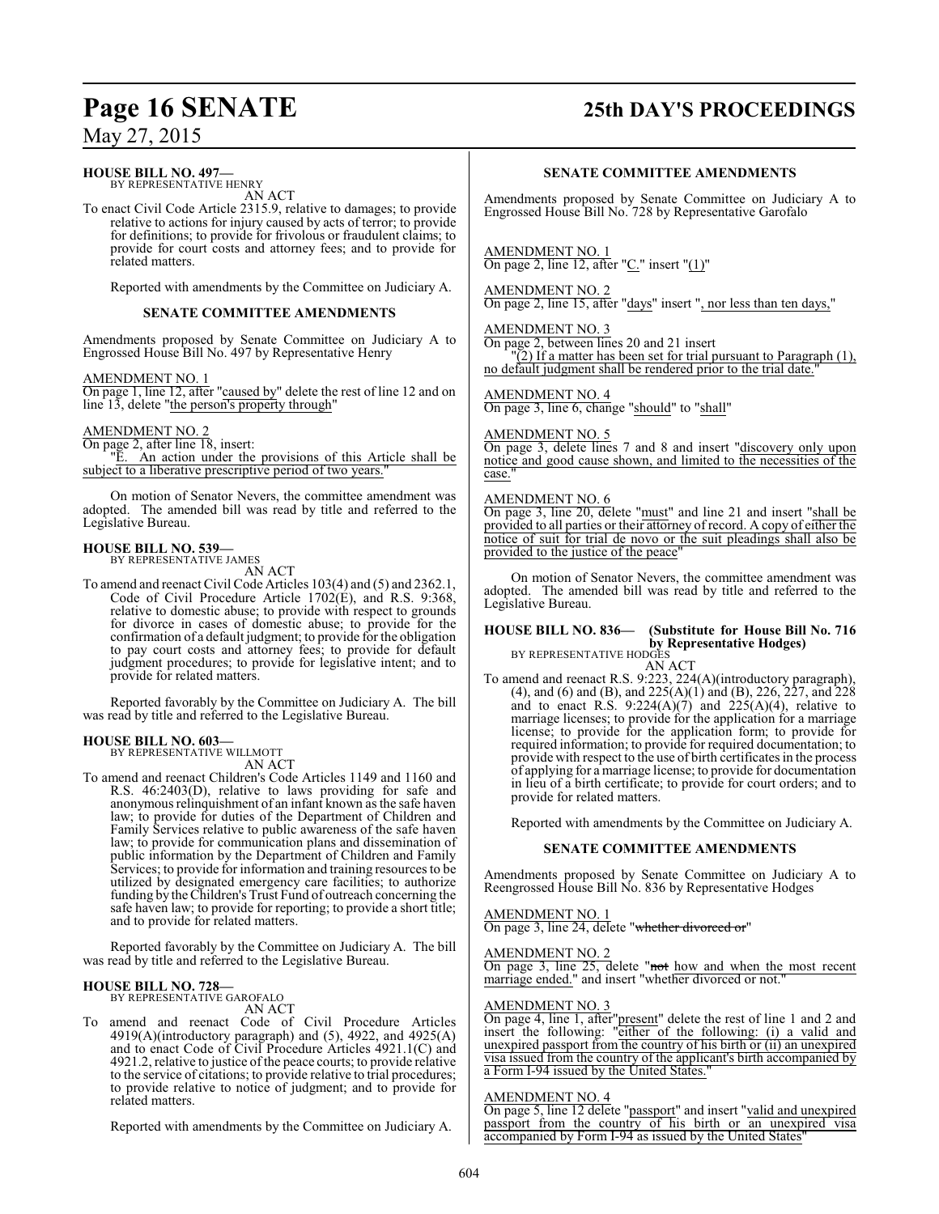**HOUSE BILL NO. 497—**
BY REPRESENTATIVE HENRY

AN ACT

To enact Civil Code Article 2315.9, relative to damages; to provide relative to actions for injury caused by acts of terror; to provide for definitions; to provide for frivolous or fraudulent claims; to provide for court costs and attorney fees; and to provide for related matters.

Reported with amendments by the Committee on Judiciary A.

**SENATE COMMITTEE AMENDMENTS**

Amendments proposed by Senate Committee on Judiciary A to Engrossed House Bill No. 497 by Representative Henry

AMENDMENT NO. 1
On page 1, line 12, after "caused by" delete the rest of line 12 and on line 13, delete "the person's property through"

AMENDMENT NO. 2
On page 2, after line 18, insert:
"E. An action under the provisions of this Article shall be subject to a liberative prescriptive period of two years."

On motion of Senator Nevers, the committee amendment was adopted. The amended bill was read by title and referred to the Legislative Bureau.

**HOUSE BILL NO. 539—**
BY REPRESENTATIVE JAMES

AN ACT

To amend and reenact Civil Code Articles 103(4) and (5) and 2362.1, Code of Civil Procedure Article 1702(E), and R.S. 9:368, relative to domestic abuse; to provide with respect to grounds for divorce in cases of domestic abuse; to provide for the confirmation of a default judgment; to provide for the obligation to pay court costs and attorney fees; to provide for default judgment procedures; to provide for legislative intent; and to provide for related matters.

Reported favorably by the Committee on Judiciary A. The bill was read by title and referred to the Legislative Bureau.

**HOUSE BILL NO. 603—**
BY REPRESENTATIVE WILLMOTT

AN ACT

To amend and reenact Children's Code Articles 1149 and 1160 and R.S. 46:2403(D), relative to laws providing for safe and anonymous relinquishment of an infant known as the safe haven law; to provide for duties of the Department of Children and Family Services relative to public awareness of the safe haven law; to provide for communication plans and dissemination of public information by the Department of Children and Family Services; to provide for information and training resources to be utilized by designated emergency care facilities; to authorize funding by the Children's Trust Fund of outreach concerning the safe haven law; to provide for reporting; to provide a short title; and to provide for related matters.

Reported favorably by the Committee on Judiciary A. The bill was read by title and referred to the Legislative Bureau.

**HOUSE BILL NO. 728—**
BY REPRESENTATIVE GAROFALO

AN ACT

To amend and reenact Code of Civil Procedure Articles 4919(A)(introductory paragraph) and (5), 4922, and 4925(A) and to enact Code of Civil Procedure Articles 4921.1(C) and 4921.2, relative to justice of the peace courts; to provide relative to the service of citations; to provide relative to trial procedures; to provide relative to notice of judgment; and to provide for related matters.

Reported with amendments by the Committee on Judiciary A.

**SENATE COMMITTEE AMENDMENTS**

Amendments proposed by Senate Committee on Judiciary A to Engrossed House Bill No. 728 by Representative Garofalo

AMENDMENT NO. 1
On page 2, line 12, after "C." insert "(1)"

AMENDMENT NO. 2
On page 2, line 15, after "days" insert ", nor less than ten days,"

AMENDMENT NO. 3
On page 2, between lines 20 and 21 insert
"(2) If a matter has been set for trial pursuant to Paragraph (1), no default judgment shall be rendered prior to the trial date."

AMENDMENT NO. 4
On page 3, line 6, change "should" to "shall"

AMENDMENT NO. 5
On page 3, delete lines 7 and 8 and insert "discovery only upon notice and good cause shown, and limited to the necessities of the case."

AMENDMENT NO. 6
On page 3, line 20, delete "must" and line 21 and insert "shall be provided to all parties or their attorney of record. A copy of either the notice of suit for trial de novo or the suit pleadings shall also be provided to the justice of the peace"

On motion of Senator Nevers, the committee amendment was adopted. The amended bill was read by title and referred to the Legislative Bureau.

**HOUSE BILL NO. 836— (Substitute for House Bill No. 716 by Representative Hodges)**
BY REPRESENTATIVE HODGES

AN ACT

To amend and reenact R.S. 9:223, 224(A)(introductory paragraph), (4), and (6) and (B), and 225(A)(1) and (B), 226, 227, and 228 and to enact R.S. 9:224(A)(7) and 225(A)(4), relative to marriage licenses; to provide for the application for a marriage license; to provide for the application form; to provide for required information; to provide for required documentation; to provide with respect to the use of birth certificates in the process of applying for a marriage license; to provide for documentation in lieu of a birth certificate; to provide for court orders; and to provide for related matters.

Reported with amendments by the Committee on Judiciary A.

**SENATE COMMITTEE AMENDMENTS**

Amendments proposed by Senate Committee on Judiciary A to Reengrossed House Bill No. 836 by Representative Hodges

AMENDMENT NO. 1
On page 3, line 24, delete "~~whether divorced or~~"

AMENDMENT NO. 2
On page 3, line 25, delete "~~not~~ how and when the most recent marriage ended." and insert "whether divorced or not."

AMENDMENT NO. 3
On page 4, line 1, after"present" delete the rest of line 1 and 2 and insert the following: "either of the following: (i) a valid and unexpired passport from the country of his birth or (ii) an unexpired visa issued from the country of the applicant's birth accompanied by a Form I-94 issued by the United States."

AMENDMENT NO. 4
On page 5, line 12 delete "passport" and insert "valid and unexpired passport from the country of his birth or an unexpired visa accompanied by Form I-94 as issued by the United States"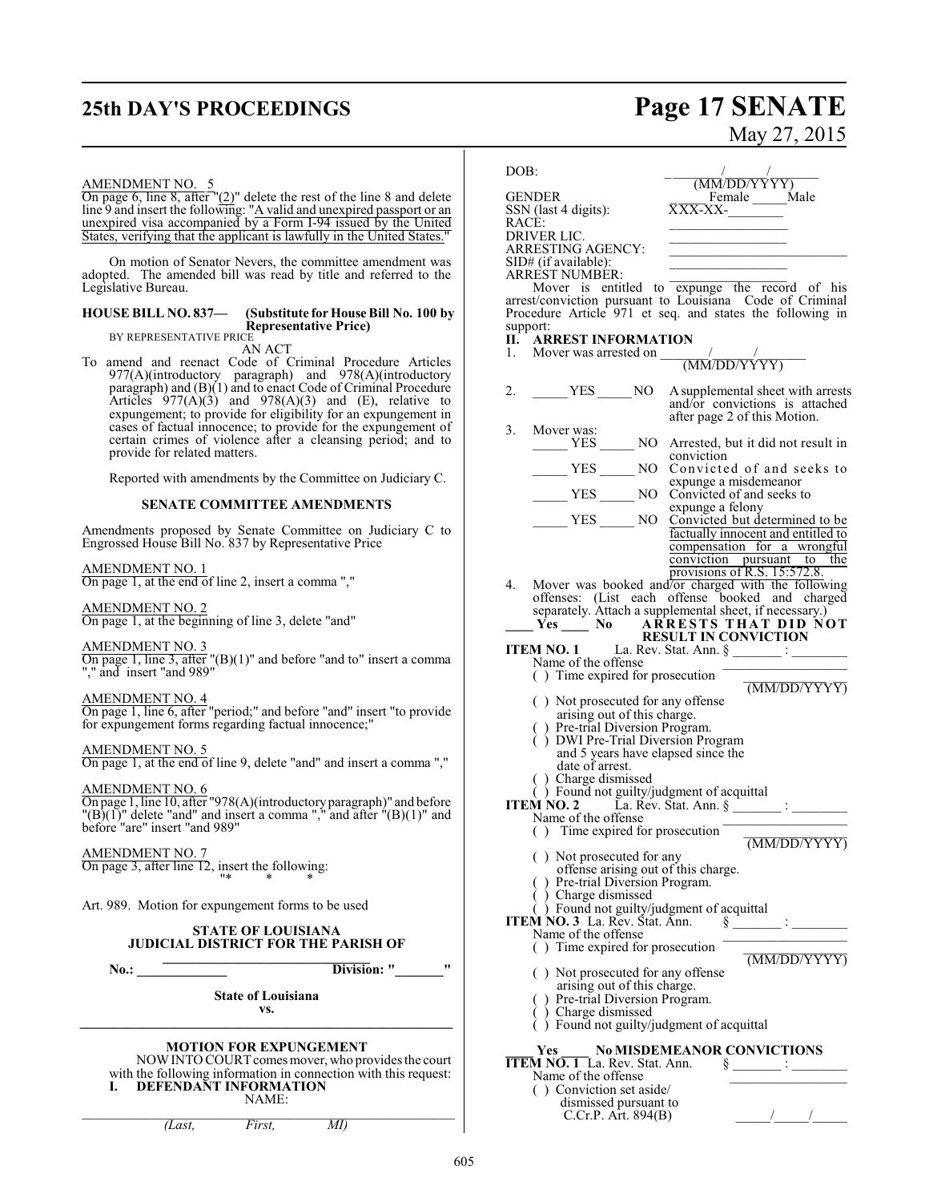AMENDMENT NO. 5

On page 6, line 8, after "(2)" delete the rest of the line 8 and delete line 9 and insert the following: "A valid and unexpired passport or an unexpired visa accompanied by a Form I-94 issued by the United States, verifying that the applicant is lawfully in the United States."

On motion of Senator Nevers, the committee amendment was adopted. The amended bill was read by title and referred to the Legislative Bureau.

**HOUSE BILL NO. 837— (Substitute for House Bill No. 100 by Representative Price)**
BY REPRESENTATIVE PRICE

AN ACT

To amend and reenact Code of Criminal Procedure Articles 977(A)(introductory paragraph) and 978(A)(introductory paragraph) and (B)(1) and to enact Code of Criminal Procedure Articles 977(A)(3) and 978(A)(3) and (E), relative to expungement; to provide for eligibility for an expungement in cases of factual innocence; to provide for the expungement of certain crimes of violence after a cleansing period; and to provide for related matters.

Reported with amendments by the Committee on Judiciary C.

**SENATE COMMITTEE AMENDMENTS**

Amendments proposed by Senate Committee on Judiciary C to Engrossed House Bill No. 837 by Representative Price

AMENDMENT NO. 1

On page 1, at the end of line 2, insert a comma ","

AMENDMENT NO. 2

On page 1, at the beginning of line 3, delete "and"

AMENDMENT NO. 3

On page 1, line 3, after "(B)(1)" and before "and to" insert a comma "," and insert "and 989"

AMENDMENT NO. 4

On page 1, line 6, after "period;" and before "and" insert "to provide for expungement forms regarding factual innocence;"

AMENDMENT NO. 5

On page 1, at the end of line 9, delete "and" and insert a comma ","

AMENDMENT NO. 6

On page 1, line 10, after "978(A)(introductory paragraph)" and before "(B)(1)" delete "and" and insert a comma "," and after "(B)(1)" and before "are" insert "and 989"

AMENDMENT NO. 7

On page 3, after line 12, insert the following:

"* * *

Art. 989. Motion for expungement forms to be used

**STATE OF LOUISIANA**
**JUDICIAL DISTRICT FOR THE PARISH OF**
**_______________________________**

**No.: _____________ Division: "_______"**

**State of Louisiana**
**vs.**

---

**MOTION FOR EXPUNGEMENT**

NOW INTO COURT comes mover, who provides the court with the following information in connection with this request:

**I. DEFENDANT INFORMATION**

NAME:

_______________________________________________
*(Last, First, MI)*

DOB: _____/_____/_____ (MM/DD/YYYY)
GENDER _____Female _____Male
SSN (last 4 digits): XXX-XX-________
RACE: _________________
DRIVER LIC. _________________
ARRESTING AGENCY: _________________
SID# (if available): _________________
ARREST NUMBER: _________________

Mover is entitled to expunge the record of his arrest/conviction pursuant to Louisiana Code of Criminal Procedure Article 971 et seq. and states the following in support:

**II. ARREST INFORMATION**

1. Mover was arrested on _____/_____/_____ (MM/DD/YYYY)

2. _____ YES _____ NO A supplemental sheet with arrests and/or convictions is attached after page 2 of this Motion.

3. Mover was:
   _____ YES _____ NO Arrested, but it did not result in conviction
   _____ YES _____ NO Convicted of and seeks to expunge a misdemeanor
   _____ YES _____ NO Convicted of and seeks to expunge a felony
   _____ YES _____ NO Convicted but determined to be factually innocent and entitled to compensation for a wrongful conviction pursuant to the provisions of R.S. 15:572.8.

4. Mover was booked and/or charged with the following offenses: (List each offense booked and charged separately. Attach a supplemental sheet, if necessary.)

**____ Yes ____ No ARRESTS THAT DID NOT RESULT IN CONVICTION**

**ITEM NO. 1** La. Rev. Stat. Ann. § _______ : ________
Name of the offense _________________
( ) Time expired for prosecution _________________ (MM/DD/YYYY)
( ) Not prosecuted for any offense arising out of this charge.
( ) Pre-trial Diversion Program.
( ) DWI Pre-Trial Diversion Program and 5 years have elapsed since the date of arrest.
( ) Charge dismissed
( ) Found not guilty/judgment of acquittal

**ITEM NO. 2** La. Rev. Stat. Ann. § _______ : ________
Name of the offense _________________
( ) Time expired for prosecution _________________ (MM/DD/YYYY)
( ) Not prosecuted for any offense arising out of this charge.
( ) Pre-trial Diversion Program.
( ) Charge dismissed
( ) Found not guilty/judgment of acquittal

**ITEM NO. 3** La. Rev. Stat. Ann. § _______ : ________
Name of the offense _________________
( ) Time expired for prosecution _________________ (MM/DD/YYYY)
( ) Not prosecuted for any offense arising out of this charge.
( ) Pre-trial Diversion Program.
( ) Charge dismissed
( ) Found not guilty/judgment of acquittal

**_____ Yes _____ No MISDEMEANOR CONVICTIONS**

**ITEM NO. 1** La. Rev. Stat. Ann. § _______ : ________
Name of the offense _________________
( ) Conviction set aside/ dismissed pursuant to C.Cr.P. Art. 894(B) _____/_____/_____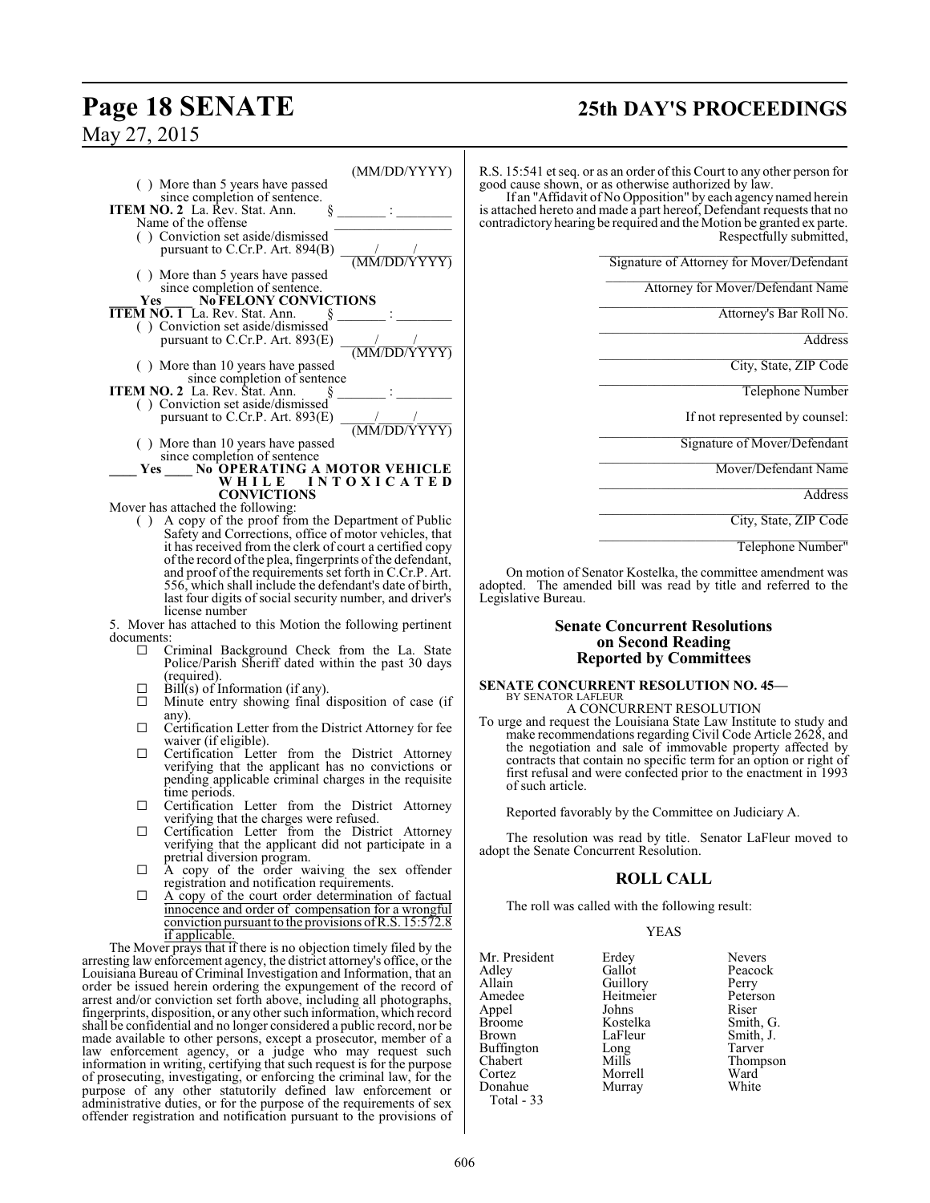(MM/DD/YYYY)

( ) More than 5 years have passed since completion of sentence.

**ITEM NO. 2** La. Rev. Stat. Ann. § _______ : ________

Name of the offense _________________

( ) Conviction set aside/dismissed pursuant to C.Cr.P. Art. 894(B) _____/_____/_____ (MM/DD/YYYY)

( ) More than 5 years have passed since completion of sentence.

**_____ Yes _____ No FELONY CONVICTIONS**

**ITEM NO. 1** La. Rev. Stat. Ann. § _______ : ________

( ) Conviction set aside/dismissed pursuant to C.Cr.P. Art. 893(E) _____/_____/_____ (MM/DD/YYYY)

( ) More than 10 years have passed since completion of sentence

**ITEM NO. 2** La. Rev. Stat. Ann. § _______ : ________

( ) Conviction set aside/dismissed pursuant to C.Cr.P. Art. 893(E) _____/_____/_____ (MM/DD/YYYY)

( ) More than 10 years have passed since completion of sentence

**____ Yes ____ No OPERATING A MOTOR VEHICLE WHILE INTOXICATED CONVICTIONS**

Mover has attached the following:

( ) A copy of the proof from the Department of Public Safety and Corrections, office of motor vehicles, that it has received from the clerk of court a certified copy of the record of the plea, fingerprints of the defendant, and proof of the requirements set forth in C.Cr.P. Art. 556, which shall include the defendant's date of birth, last four digits of social security number, and driver's license number

5. Mover has attached to this Motion the following pertinent documents:

- □ Criminal Background Check from the La. State Police/Parish Sheriff dated within the past 30 days (required).
- □ Bill(s) of Information (if any).
- □ Minute entry showing final disposition of case (if any).
- □ Certification Letter from the District Attorney for fee waiver (if eligible).
- □ Certification Letter from the District Attorney verifying that the applicant has no convictions or pending applicable criminal charges in the requisite time periods.
- □ Certification Letter from the District Attorney verifying that the charges were refused.
- □ Certification Letter from the District Attorney verifying that the applicant did not participate in a pretrial diversion program.
- □ A copy of the order waiving the sex offender registration and notification requirements.
- □ A copy of the court order determination of factual innocence and order of compensation for a wrongful conviction pursuant to the provisions of R.S. 15:572.8 if applicable.

The Mover prays that if there is no objection timely filed by the arresting law enforcement agency, the district attorney's office, or the Louisiana Bureau of Criminal Investigation and Information, that an order be issued herein ordering the expungement of the record of arrest and/or conviction set forth above, including all photographs, fingerprints, disposition, or any other such information, which record shall be confidential and no longer considered a public record, nor be made available to other persons, except a prosecutor, member of a law enforcement agency, or a judge who may request such information in writing, certifying that such request is for the purpose of prosecuting, investigating, or enforcing the criminal law, for the purpose of any other statutorily defined law enforcement or administrative duties, or for the purpose of the requirements of sex offender registration and notification pursuant to the provisions of R.S. 15:541 et seq. or as an order of this Court to any other person for good cause shown, or as otherwise authorized by law.

If an "Affidavit of No Opposition" by each agency named herein is attached hereto and made a part hereof, Defendant requests that no contradictory hearing be required and the Motion be granted ex parte.

Respectfully submitted,

______________________________
Signature of Attorney for Mover/Defendant

______________________________
Attorney for Mover/Defendant Name

______________________________
Attorney's Bar Roll No.

______________________________
Address

______________________________
City, State, ZIP Code

______________________________
Telephone Number

If not represented by counsel:

______________________________
Signature of Mover/Defendant

______________________________
Mover/Defendant Name

______________________________
Address

______________________________
City, State, ZIP Code

______________________________
Telephone Number"

On motion of Senator Kostelka, the committee amendment was adopted. The amended bill was read by title and referred to the Legislative Bureau.

## Senate Concurrent Resolutions on Second Reading Reported by Committees

**SENATE CONCURRENT RESOLUTION NO. 45—**
BY SENATOR LAFLEUR

A CONCURRENT RESOLUTION

To urge and request the Louisiana State Law Institute to study and make recommendations regarding Civil Code Article 2628, and the negotiation and sale of immovable property affected by contracts that contain no specific term for an option or right of first refusal and were confected prior to the enactment in 1993 of such article.

Reported favorably by the Committee on Judiciary A.

The resolution was read by title. Senator LaFleur moved to adopt the Senate Concurrent Resolution.

## ROLL CALL

The roll was called with the following result:

YEAS

| | | |
|---|---|---|
| Mr. President | Erdey | Nevers |
| Adley | Gallot | Peacock |
| Allain | Guillory | Perry |
| Amedee | Heitmeier | Peterson |
| Appel | Johns | Riser |
| Broome | Kostelka | Smith, G. |
| Brown | LaFleur | Smith, J. |
| Buffington | Long | Tarver |
| Chabert | Mills | Thompson |
| Cortez | Morrell | Ward |
| Donahue | Murray | White |

Total - 33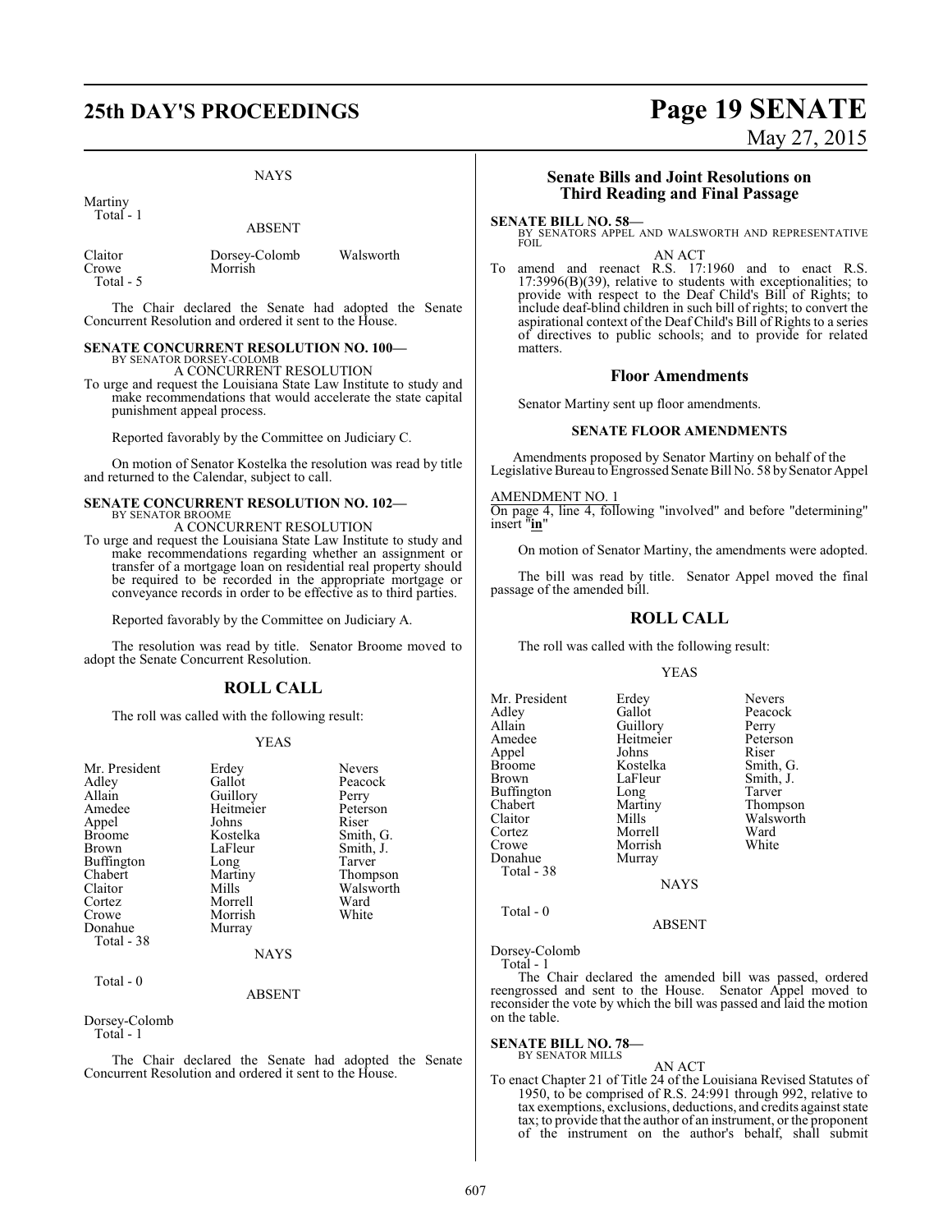NAYS

Martiny
Total - 1

ABSENT

| | | |
|---|---|---|
| Claitor | Dorsey-Colomb | Walsworth |
| Crowe | Morrish | |
| Total - 5 | | |

The Chair declared the Senate had adopted the Senate Concurrent Resolution and ordered it sent to the House.

**SENATE CONCURRENT RESOLUTION NO. 100—**
BY SENATOR DORSEY-COLOMB

A CONCURRENT RESOLUTION

To urge and request the Louisiana State Law Institute to study and make recommendations that would accelerate the state capital punishment appeal process.

Reported favorably by the Committee on Judiciary C.

On motion of Senator Kostelka the resolution was read by title and returned to the Calendar, subject to call.

**SENATE CONCURRENT RESOLUTION NO. 102—**
BY SENATOR BROOME

A CONCURRENT RESOLUTION

To urge and request the Louisiana State Law Institute to study and make recommendations regarding whether an assignment or transfer of a mortgage loan on residential real property should be required to be recorded in the appropriate mortgage or conveyance records in order to be effective as to third parties.

Reported favorably by the Committee on Judiciary A.

The resolution was read by title. Senator Broome moved to adopt the Senate Concurrent Resolution.

## ROLL CALL

The roll was called with the following result:

YEAS

| | | |
|---|---|---|
| Mr. President | Erdey | Nevers |
| Adley | Gallot | Peacock |
| Allain | Guillory | Perry |
| Amedee | Heitmeier | Peterson |
| Appel | Johns | Riser |
| Broome | Kostelka | Smith, G. |
| Brown | LaFleur | Smith, J. |
| Buffington | Long | Tarver |
| Chabert | Martiny | Thompson |
| Claitor | Mills | Walsworth |
| Cortez | Morrell | Ward |
| Crowe | Morrish | White |
| Donahue | Murray | |
| Total - 38 | | |

NAYS

Total - 0

ABSENT

Dorsey-Colomb
Total - 1

The Chair declared the Senate had adopted the Senate Concurrent Resolution and ordered it sent to the House.

## Senate Bills and Joint Resolutions on Third Reading and Final Passage

**SENATE BILL NO. 58—**
BY SENATORS APPEL AND WALSWORTH AND REPRESENTATIVE FOIL

AN ACT

To amend and reenact R.S. 17:1960 and to enact R.S. 17:3996(B)(39), relative to students with exceptionalities; to provide with respect to the Deaf Child's Bill of Rights; to include deaf-blind children in such bill of rights; to convert the aspirational context of the Deaf Child's Bill of Rights to a series of directives to public schools; and to provide for related matters.

### Floor Amendments

Senator Martiny sent up floor amendments.

**SENATE FLOOR AMENDMENTS**

Amendments proposed by Senator Martiny on behalf of the Legislative Bureau to Engrossed Senate Bill No. 58 by Senator Appel

AMENDMENT NO. 1
On page 4, line 4, following "involved" and before "determining" insert "**in**"

On motion of Senator Martiny, the amendments were adopted.

The bill was read by title. Senator Appel moved the final passage of the amended bill.

## ROLL CALL

The roll was called with the following result:

YEAS

| | | |
|---|---|---|
| Mr. President | Erdey | Nevers |
| Adley | Gallot | Peacock |
| Allain | Guillory | Perry |
| Amedee | Heitmeier | Peterson |
| Appel | Johns | Riser |
| Broome | Kostelka | Smith, G. |
| Brown | LaFleur | Smith, J. |
| Buffington | Long | Tarver |
| Chabert | Martiny | Thompson |
| Claitor | Mills | Walsworth |
| Cortez | Morrell | Ward |
| Crowe | Morrish | White |
| Donahue | Murray | |
| Total - 38 | | |

NAYS

Total - 0

ABSENT

Dorsey-Colomb
Total - 1

The Chair declared the amended bill was passed, ordered reengrossed and sent to the House. Senator Appel moved to reconsider the vote by which the bill was passed and laid the motion on the table.

**SENATE BILL NO. 78—**
BY SENATOR MILLS

AN ACT

To enact Chapter 21 of Title 24 of the Louisiana Revised Statutes of 1950, to be comprised of R.S. 24:991 through 992, relative to tax exemptions, exclusions, deductions, and credits against state tax; to provide that the author of an instrument, or the proponent of the instrument on the author's behalf, shall submit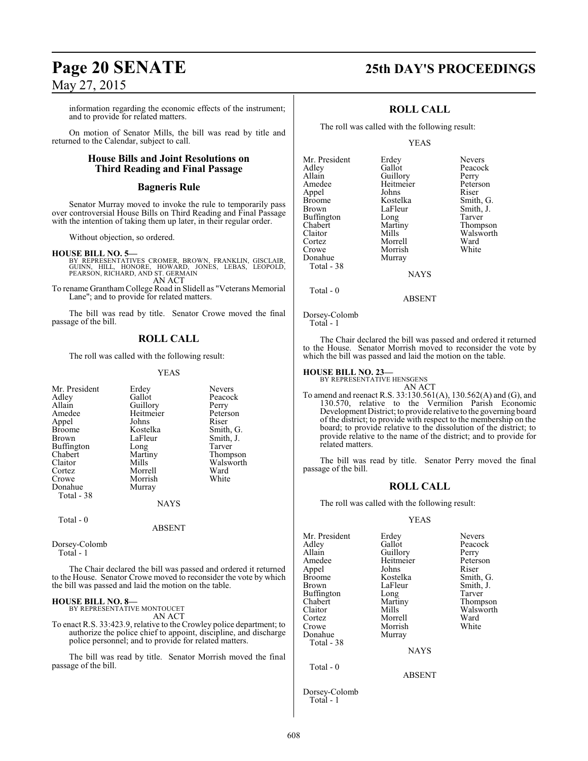information regarding the economic effects of the instrument; and to provide for related matters.

On motion of Senator Mills, the bill was read by title and returned to the Calendar, subject to call.

## House Bills and Joint Resolutions on Third Reading and Final Passage

## Bagneris Rule

Senator Murray moved to invoke the rule to temporarily pass over controversial House Bills on Third Reading and Final Passage with the intention of taking them up later, in their regular order.

Without objection, so ordered.

**HOUSE BILL NO. 5—**
BY REPRESENTATIVES CROMER, BROWN, FRANKLIN, GISCLAIR, GUINN, HILL, HONORE, HOWARD, JONES, LEBAS, LEOPOLD, PEARSON, RICHARD, AND ST. GERMAIN
AN ACT
To rename Grantham College Road in Slidell as "Veterans Memorial Lane"; and to provide for related matters.

The bill was read by title. Senator Crowe moved the final passage of the bill.

## ROLL CALL

The roll was called with the following result:

YEAS

| | | |
|---|---|---|
| Mr. President | Erdey | Nevers |
| Adley | Gallot | Peacock |
| Allain | Guillory | Perry |
| Amedee | Heitmeier | Peterson |
| Appel | Johns | Riser |
| Broome | Kostelka | Smith, G. |
| Brown | LaFleur | Smith, J. |
| Buffington | Long | Tarver |
| Chabert | Martiny | Thompson |
| Claitor | Mills | Walsworth |
| Cortez | Morrell | Ward |
| Crowe | Morrish | White |
| Donahue | Murray | |
| Total - 38 | | |

NAYS

Total - 0

ABSENT

Dorsey-Colomb
Total - 1

The Chair declared the bill was passed and ordered it returned to the House. Senator Crowe moved to reconsider the vote by which the bill was passed and laid the motion on the table.

**HOUSE BILL NO. 8—**
BY REPRESENTATIVE MONTOUCET
AN ACT
To enact R.S. 33:423.9, relative to the Crowley police department; to authorize the police chief to appoint, discipline, and discharge police personnel; and to provide for related matters.

The bill was read by title. Senator Morrish moved the final passage of the bill.

## ROLL CALL

The roll was called with the following result:

YEAS

| | | |
|---|---|---|
| Mr. President | Erdey | Nevers |
| Adley | Gallot | Peacock |
| Allain | Guillory | Perry |
| Amedee | Heitmeier | Peterson |
| Appel | Johns | Riser |
| Broome | Kostelka | Smith, G. |
| Brown | LaFleur | Smith, J. |
| Buffington | Long | Tarver |
| Chabert | Martiny | Thompson |
| Claitor | Mills | Walsworth |
| Cortez | Morrell | Ward |
| Crowe | Morrish | White |
| Donahue | Murray | |
| Total - 38 | | |

NAYS

Total - 0

ABSENT

Dorsey-Colomb
Total - 1

The Chair declared the bill was passed and ordered it returned to the House. Senator Morrish moved to reconsider the vote by which the bill was passed and laid the motion on the table.

**HOUSE BILL NO. 23—**
BY REPRESENTATIVE HENSGENS
AN ACT
To amend and reenact R.S. 33:130.561(A), 130.562(A) and (G), and 130.570, relative to the Vermilion Parish Economic Development District; to provide relative to the governing board of the district; to provide with respect to the membership on the board; to provide relative to the dissolution of the district; to provide relative to the name of the district; and to provide for related matters.

The bill was read by title. Senator Perry moved the final passage of the bill.

## ROLL CALL

The roll was called with the following result:

YEAS

| | | |
|---|---|---|
| Mr. President | Erdey | Nevers |
| Adley | Gallot | Peacock |
| Allain | Guillory | Perry |
| Amedee | Heitmeier | Peterson |
| Appel | Johns | Riser |
| Broome | Kostelka | Smith, G. |
| Brown | LaFleur | Smith, J. |
| Buffington | Long | Tarver |
| Chabert | Martiny | Thompson |
| Claitor | Mills | Walsworth |
| Cortez | Morrell | Ward |
| Crowe | Morrish | White |
| Donahue | Murray | |
| Total - 38 | | |

NAYS

Total - 0

ABSENT

Dorsey-Colomb
Total - 1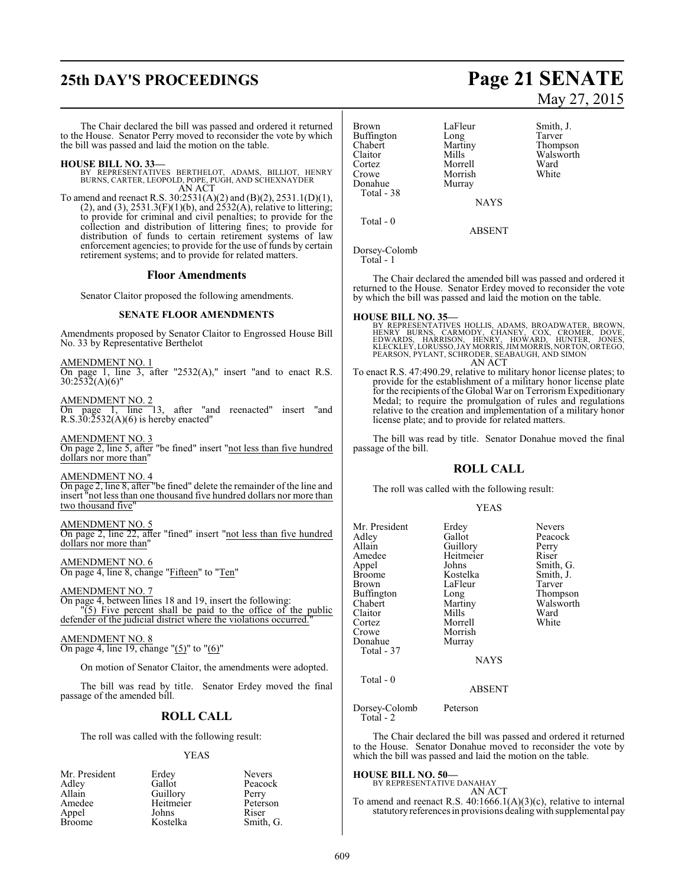The Chair declared the bill was passed and ordered it returned to the House. Senator Perry moved to reconsider the vote by which the bill was passed and laid the motion on the table.

**HOUSE BILL NO. 33—**
BY REPRESENTATIVES BERTHELOT, ADAMS, BILLIOT, HENRY BURNS, CARTER, LEOPOLD, POPE, PUGH, AND SCHEXNAYDER
AN ACT

To amend and reenact R.S. 30:2531(A)(2) and (B)(2), 2531.1(D)(1), (2), and (3), 2531.3(F)(1)(b), and 2532(A), relative to littering; to provide for criminal and civil penalties; to provide for the collection and distribution of littering fines; to provide for distribution of funds to certain retirement systems of law enforcement agencies; to provide for the use of funds by certain retirement systems; and to provide for related matters.

## Floor Amendments

Senator Claitor proposed the following amendments.

### SENATE FLOOR AMENDMENTS

Amendments proposed by Senator Claitor to Engrossed House Bill No. 33 by Representative Berthelot

AMENDMENT NO. 1
On page 1, line 3, after "2532(A)," insert "and to enact R.S. 30:2532(A)(6)"

AMENDMENT NO. 2
On page 1, line 13, after "and reenacted" insert "and R.S.30:2532(A)(6) is hereby enacted"

AMENDMENT NO. 3
On page 2, line 5, after "be fined" insert "not less than five hundred dollars nor more than"

AMENDMENT NO. 4
On page 2, line 8, after "be fined" delete the remainder of the line and insert "not less than one thousand five hundred dollars nor more than two thousand five"

AMENDMENT NO. 5
On page 2, line 22, after "fined" insert "not less than five hundred dollars nor more than"

AMENDMENT NO. 6
On page 4, line 8, change "Fifteen" to "Ten"

AMENDMENT NO. 7
On page 4, between lines 18 and 19, insert the following:
"(5) Five percent shall be paid to the office of the public defender of the judicial district where the violations occurred."

AMENDMENT NO. 8
On page 4, line 19, change "(5)" to "(6)"

On motion of Senator Claitor, the amendments were adopted.

The bill was read by title. Senator Erdey moved the final passage of the amended bill.

## ROLL CALL

The roll was called with the following result:

YEAS

| | | |
|---|---|---|
| Mr. President | Erdey | Nevers |
| Adley | Gallot | Peacock |
| Allain | Guillory | Perry |
| Amedee | Heitmeier | Peterson |
| Appel | Johns | Riser |
| Broome | Kostelka | Smith, G. |
| Brown | LaFleur | Smith, J. |
| Buffington | Long | Tarver |
| Chabert | Martiny | Thompson |
| Claitor | Mills | Walsworth |
| Cortez | Morrell | Ward |
| Crowe | Morrish | White |
| Donahue | Murray | |

Total - 38

NAYS

Total - 0

ABSENT

Dorsey-Colomb
Total - 1

The Chair declared the amended bill was passed and ordered it returned to the House. Senator Erdey moved to reconsider the vote by which the bill was passed and laid the motion on the table.

**HOUSE BILL NO. 35—**
BY REPRESENTATIVES HOLLIS, ADAMS, BROADWATER, BROWN, HENRY BURNS, CARMODY, CHANEY, COX, CROMER, DOVE, EDWARDS, HARRISON, HENRY, HOWARD, HUNTER, JONES, KLECKLEY, LORUSSO, JAY MORRIS, JIM MORRIS, NORTON, ORTEGO, PEARSON, PYLANT, SCHRODER, SEABAUGH, AND SIMON
AN ACT

To enact R.S. 47:490.29, relative to military honor license plates; to provide for the establishment of a military honor license plate for the recipients of the Global War on Terrorism Expeditionary Medal; to require the promulgation of rules and regulations relative to the creation and implementation of a military honor license plate; and to provide for related matters.

The bill was read by title. Senator Donahue moved the final passage of the bill.

## ROLL CALL

The roll was called with the following result:

YEAS

| | | |
|---|---|---|
| Mr. President | Erdey | Nevers |
| Adley | Gallot | Peacock |
| Allain | Guillory | Perry |
| Amedee | Heitmeier | Riser |
| Appel | Johns | Smith, G. |
| Broome | Kostelka | Smith, J. |
| Brown | LaFleur | Tarver |
| Buffington | Long | Thompson |
| Chabert | Martiny | Walsworth |
| Claitor | Mills | Ward |
| Cortez | Morrell | White |
| Crowe | Morrish | |
| Donahue | Murray | |

Total - 37

NAYS

Total - 0

ABSENT

Dorsey-Colomb Peterson
Total - 2

The Chair declared the bill was passed and ordered it returned to the House. Senator Donahue moved to reconsider the vote by which the bill was passed and laid the motion on the table.

**HOUSE BILL NO. 50—**
BY REPRESENTATIVE DANAHAY
AN ACT

To amend and reenact R.S. 40:1666.1(A)(3)(c), relative to internal statutory references in provisions dealing with supplemental pay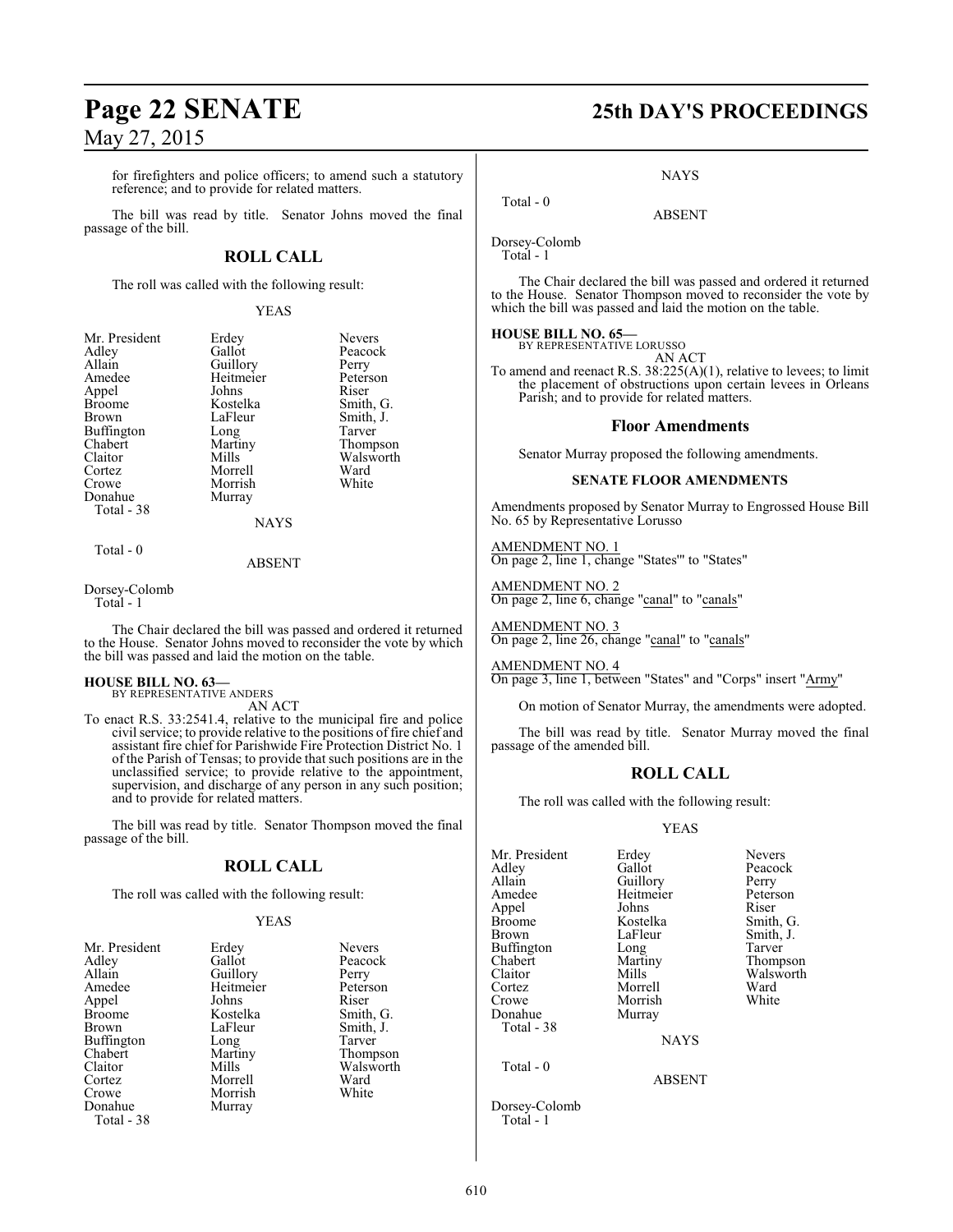for firefighters and police officers; to amend such a statutory reference; and to provide for related matters.

The bill was read by title. Senator Johns moved the final passage of the bill.

## ROLL CALL

The roll was called with the following result:

YEAS

| | | |
|---|---|---|
| Mr. President | Erdey | Nevers |
| Adley | Gallot | Peacock |
| Allain | Guillory | Perry |
| Amedee | Heitmeier | Peterson |
| Appel | Johns | Riser |
| Broome | Kostelka | Smith, G. |
| Brown | LaFleur | Smith, J. |
| Buffington | Long | Tarver |
| Chabert | Martiny | Thompson |
| Claitor | Mills | Walsworth |
| Cortez | Morrell | Ward |
| Crowe | Morrish | White |
| Donahue | Murray | |

Total - 38

NAYS

Total - 0

ABSENT

Dorsey-Colomb
Total - 1

The Chair declared the bill was passed and ordered it returned to the House. Senator Johns moved to reconsider the vote by which the bill was passed and laid the motion on the table.

**HOUSE BILL NO. 63—**
BY REPRESENTATIVE ANDERS

AN ACT

To enact R.S. 33:2541.4, relative to the municipal fire and police civil service; to provide relative to the positions of fire chief and assistant fire chief for Parishwide Fire Protection District No. 1 of the Parish of Tensas; to provide that such positions are in the unclassified service; to provide relative to the appointment, supervision, and discharge of any person in any such position; and to provide for related matters.

The bill was read by title. Senator Thompson moved the final passage of the bill.

## ROLL CALL

The roll was called with the following result:

YEAS

| | | |
|---|---|---|
| Mr. President | Erdey | Nevers |
| Adley | Gallot | Peacock |
| Allain | Guillory | Perry |
| Amedee | Heitmeier | Peterson |
| Appel | Johns | Riser |
| Broome | Kostelka | Smith, G. |
| Brown | LaFleur | Smith, J. |
| Buffington | Long | Tarver |
| Chabert | Martiny | Thompson |
| Claitor | Mills | Walsworth |
| Cortez | Morrell | Ward |
| Crowe | Morrish | White |
| Donahue | Murray | |

Total - 38

NAYS

Total - 0

ABSENT

Dorsey-Colomb
Total - 1

The Chair declared the bill was passed and ordered it returned to the House. Senator Thompson moved to reconsider the vote by which the bill was passed and laid the motion on the table.

**HOUSE BILL NO. 65—**
BY REPRESENTATIVE LORUSSO

AN ACT

To amend and reenact R.S. 38:225(A)(1), relative to levees; to limit the placement of obstructions upon certain levees in Orleans Parish; and to provide for related matters.

### Floor Amendments

Senator Murray proposed the following amendments.

#### SENATE FLOOR AMENDMENTS

Amendments proposed by Senator Murray to Engrossed House Bill No. 65 by Representative Lorusso

AMENDMENT NO. 1
On page 2, line 1, change "States'" to "States"

AMENDMENT NO. 2
On page 2, line 6, change "canal" to "canals"

AMENDMENT NO. 3
On page 2, line 26, change "canal" to "canals"

AMENDMENT NO. 4
On page 3, line 1, between "States" and "Corps" insert "Army"

On motion of Senator Murray, the amendments were adopted.

The bill was read by title. Senator Murray moved the final passage of the amended bill.

## ROLL CALL

The roll was called with the following result:

YEAS

| | | |
|---|---|---|
| Mr. President | Erdey | Nevers |
| Adley | Gallot | Peacock |
| Allain | Guillory | Perry |
| Amedee | Heitmeier | Peterson |
| Appel | Johns | Riser |
| Broome | Kostelka | Smith, G. |
| Brown | LaFleur | Smith, J. |
| Buffington | Long | Tarver |
| Chabert | Martiny | Thompson |
| Claitor | Mills | Walsworth |
| Cortez | Morrell | Ward |
| Crowe | Morrish | White |
| Donahue | Murray | |

Total - 38

NAYS

Total - 0

ABSENT

Dorsey-Colomb
Total - 1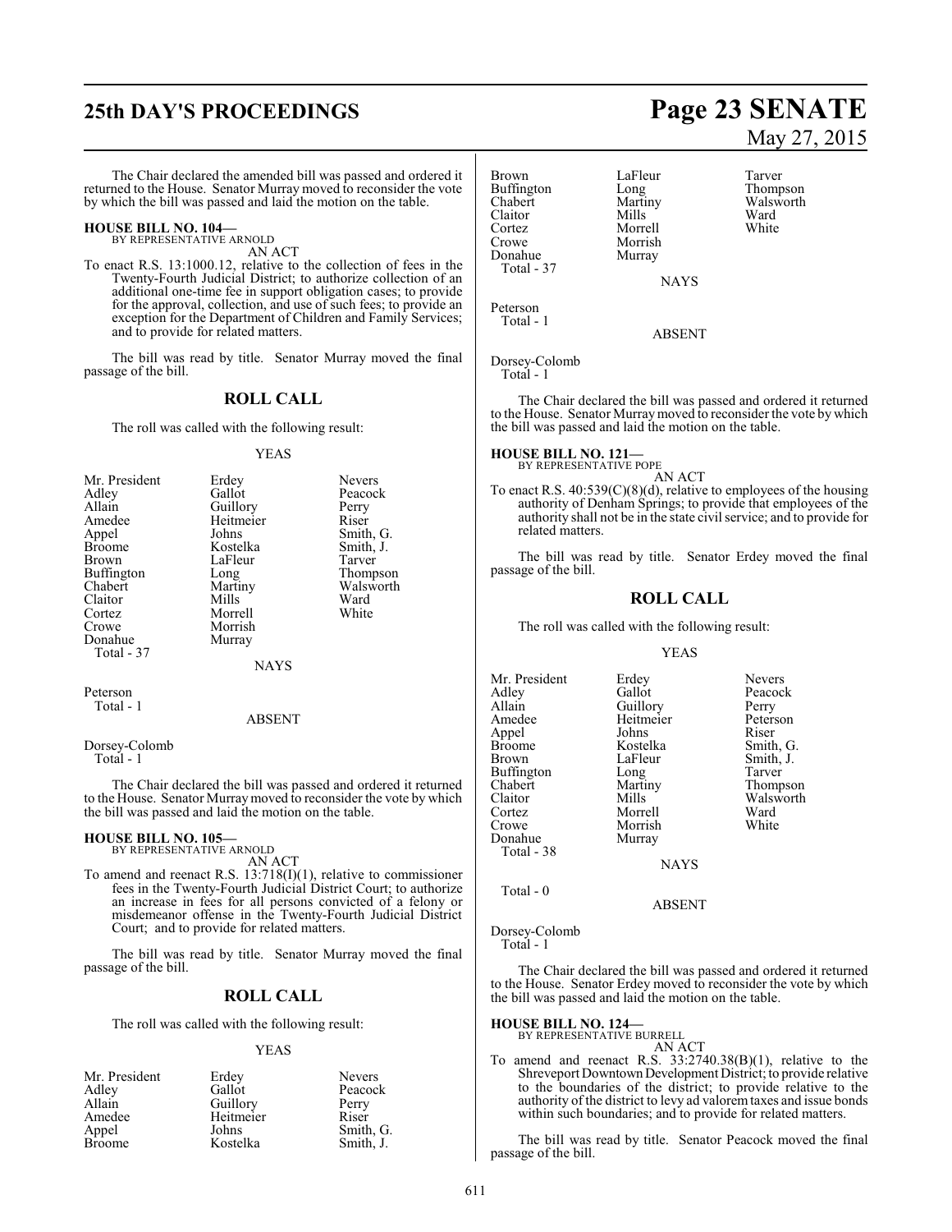The Chair declared the amended bill was passed and ordered it returned to the House. Senator Murray moved to reconsider the vote by which the bill was passed and laid the motion on the table.

**HOUSE BILL NO. 104—**
BY REPRESENTATIVE ARNOLD
AN ACT

To enact R.S. 13:1000.12, relative to the collection of fees in the Twenty-Fourth Judicial District; to authorize collection of an additional one-time fee in support obligation cases; to provide for the approval, collection, and use of such fees; to provide an exception for the Department of Children and Family Services; and to provide for related matters.

The bill was read by title. Senator Murray moved the final passage of the bill.

## ROLL CALL

The roll was called with the following result:

YEAS

| | | |
|---|---|---|
| Mr. President | Erdey | Nevers |
| Adley | Gallot | Peacock |
| Allain | Guillory | Perry |
| Amedee | Heitmeier | Riser |
| Appel | Johns | Smith, G. |
| Broome | Kostelka | Smith, J. |
| Brown | LaFleur | Tarver |
| Buffington | Long | Thompson |
| Chabert | Martiny | Walsworth |
| Claitor | Mills | Ward |
| Cortez | Morrell | White |
| Crowe | Morrish | |
| Donahue | Murray | |
| Total - 37 | | |

NAYS

Peterson
Total - 1

ABSENT

Dorsey-Colomb
Total - 1

The Chair declared the bill was passed and ordered it returned to the House. Senator Murray moved to reconsider the vote by which the bill was passed and laid the motion on the table.

**HOUSE BILL NO. 105—**
BY REPRESENTATIVE ARNOLD
AN ACT

To amend and reenact R.S. 13:718(I)(1), relative to commissioner fees in the Twenty-Fourth Judicial District Court; to authorize an increase in fees for all persons convicted of a felony or misdemeanor offense in the Twenty-Fourth Judicial District Court; and to provide for related matters.

The bill was read by title. Senator Murray moved the final passage of the bill.

## ROLL CALL

The roll was called with the following result:

YEAS

| | | |
|---|---|---|
| Mr. President | Erdey | Nevers |
| Adley | Gallot | Peacock |
| Allain | Guillory | Perry |
| Amedee | Heitmeier | Riser |
| Appel | Johns | Smith, G. |
| Broome | Kostelka | Smith, J. |
| Brown | LaFleur | Tarver |
| Buffington | Long | Thompson |
| Chabert | Martiny | Walsworth |
| Claitor | Mills | Ward |
| Cortez | Morrell | White |
| Crowe | Morrish | |
| Donahue | Murray | |
| Total - 37 | | |

NAYS

Peterson
Total - 1

ABSENT

Dorsey-Colomb
Total - 1

The Chair declared the bill was passed and ordered it returned to the House. Senator Murray moved to reconsider the vote by which the bill was passed and laid the motion on the table.

**HOUSE BILL NO. 121—**
BY REPRESENTATIVE POPE
AN ACT

To enact R.S. 40:539(C)(8)(d), relative to employees of the housing authority of Denham Springs; to provide that employees of the authority shall not be in the state civil service; and to provide for related matters.

The bill was read by title. Senator Erdey moved the final passage of the bill.

## ROLL CALL

The roll was called with the following result:

YEAS

| | | |
|---|---|---|
| Mr. President | Erdey | Nevers |
| Adley | Gallot | Peacock |
| Allain | Guillory | Perry |
| Amedee | Heitmeier | Peterson |
| Appel | Johns | Riser |
| Broome | Kostelka | Smith, G. |
| Brown | LaFleur | Smith, J. |
| Buffington | Long | Tarver |
| Chabert | Martiny | Thompson |
| Claitor | Mills | Walsworth |
| Cortez | Morrell | Ward |
| Crowe | Morrish | White |
| Donahue | Murray | |
| Total - 38 | | |

NAYS

Total - 0

ABSENT

Dorsey-Colomb
Total - 1

The Chair declared the bill was passed and ordered it returned to the House. Senator Erdey moved to reconsider the vote by which the bill was passed and laid the motion on the table.

**HOUSE BILL NO. 124—**
BY REPRESENTATIVE BURRELL
AN ACT

To amend and reenact R.S. 33:2740.38(B)(1), relative to the Shreveport Downtown Development District; to provide relative to the boundaries of the district; to provide relative to the authority of the district to levy ad valorem taxes and issue bonds within such boundaries; and to provide for related matters.

The bill was read by title. Senator Peacock moved the final passage of the bill.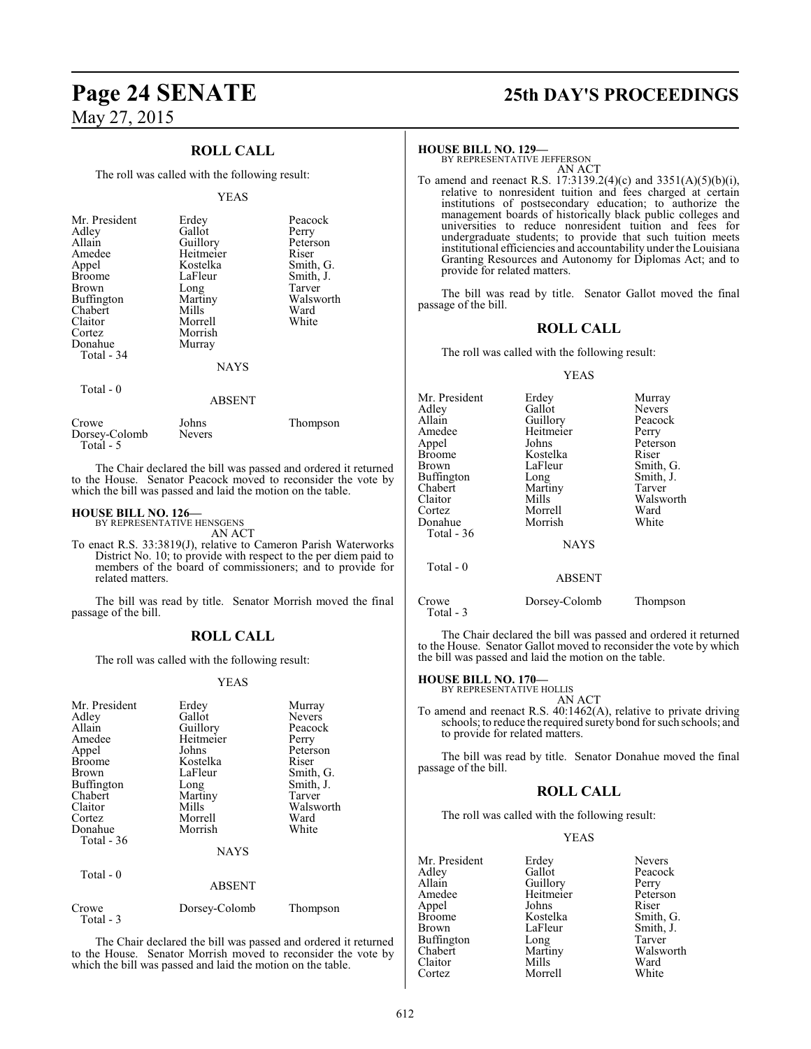## ROLL CALL

The roll was called with the following result:

YEAS

| | | |
|---|---|---|
| Mr. President | Erdey | Peacock |
| Adley | Gallot | Perry |
| Allain | Guillory | Peterson |
| Amedee | Heitmeier | Riser |
| Appel | Kostelka | Smith, G. |
| Broome | LaFleur | Smith, J. |
| Brown | Long | Tarver |
| Buffington | Martiny | Walsworth |
| Chabert | Mills | Ward |
| Claitor | Morrell | White |
| Cortez | Morrish | |
| Donahue | Murray | |
| Total - 34 | | |

NAYS

Total - 0

ABSENT

| | | |
|---|---|---|
| Crowe | Johns | Thompson |
| Dorsey-Colomb | Nevers | |
| Total - 5 | | |

The Chair declared the bill was passed and ordered it returned to the House. Senator Peacock moved to reconsider the vote by which the bill was passed and laid the motion on the table.

**HOUSE BILL NO. 126—**
BY REPRESENTATIVE HENSGENS
AN ACT

To enact R.S. 33:3819(J), relative to Cameron Parish Waterworks District No. 10; to provide with respect to the per diem paid to members of the board of commissioners; and to provide for related matters.

The bill was read by title. Senator Morrish moved the final passage of the bill.

## ROLL CALL

The roll was called with the following result:

YEAS

| | | |
|---|---|---|
| Mr. President | Erdey | Murray |
| Adley | Gallot | Nevers |
| Allain | Guillory | Peacock |
| Amedee | Heitmeier | Perry |
| Appel | Johns | Peterson |
| Broome | Kostelka | Riser |
| Brown | LaFleur | Smith, G. |
| Buffington | Long | Smith, J. |
| Chabert | Martiny | Tarver |
| Claitor | Mills | Walsworth |
| Cortez | Morrell | Ward |
| Donahue | Morrish | White |
| Total - 36 | | |

NAYS

Total - 0

ABSENT

| | | |
|---|---|---|
| Crowe | Dorsey-Colomb | Thompson |
| Total - 3 | | |

The Chair declared the bill was passed and ordered it returned to the House. Senator Morrish moved to reconsider the vote by which the bill was passed and laid the motion on the table.

**HOUSE BILL NO. 129—**
BY REPRESENTATIVE JEFFERSON
AN ACT

To amend and reenact R.S. 17:3139.2(4)(c) and 3351(A)(5)(b)(i), relative to nonresident tuition and fees charged at certain institutions of postsecondary education; to authorize the management boards of historically black public colleges and universities to reduce nonresident tuition and fees for undergraduate students; to provide that such tuition meets institutional efficiencies and accountability under the Louisiana Granting Resources and Autonomy for Diplomas Act; and to provide for related matters.

The bill was read by title. Senator Gallot moved the final passage of the bill.

## ROLL CALL

The roll was called with the following result:

YEAS

| | | |
|---|---|---|
| Mr. President | Erdey | Murray |
| Adley | Gallot | Nevers |
| Allain | Guillory | Peacock |
| Amedee | Heitmeier | Perry |
| Appel | Johns | Peterson |
| Broome | Kostelka | Riser |
| Brown | LaFleur | Smith, G. |
| Buffington | Long | Smith, J. |
| Chabert | Martiny | Tarver |
| Claitor | Mills | Walsworth |
| Cortez | Morrell | Ward |
| Donahue | Morrish | White |
| Total - 36 | | |

NAYS

Total - 0

ABSENT

| | | |
|---|---|---|
| Crowe | Dorsey-Colomb | Thompson |
| Total - 3 | | |

The Chair declared the bill was passed and ordered it returned to the House. Senator Gallot moved to reconsider the vote by which the bill was passed and laid the motion on the table.

**HOUSE BILL NO. 170—**
BY REPRESENTATIVE HOLLIS
AN ACT

To amend and reenact R.S. 40:1462(A), relative to private driving schools; to reduce the required surety bond for such schools; and to provide for related matters.

The bill was read by title. Senator Donahue moved the final passage of the bill.

## ROLL CALL

The roll was called with the following result:

YEAS

| | | |
|---|---|---|
| Mr. President | Erdey | Nevers |
| Adley | Gallot | Peacock |
| Allain | Guillory | Perry |
| Amedee | Heitmeier | Peterson |
| Appel | Johns | Riser |
| Broome | Kostelka | Smith, G. |
| Brown | LaFleur | Smith, J. |
| Buffington | Long | Tarver |
| Chabert | Martiny | Walsworth |
| Claitor | Mills | Ward |
| Cortez | Morrell | White |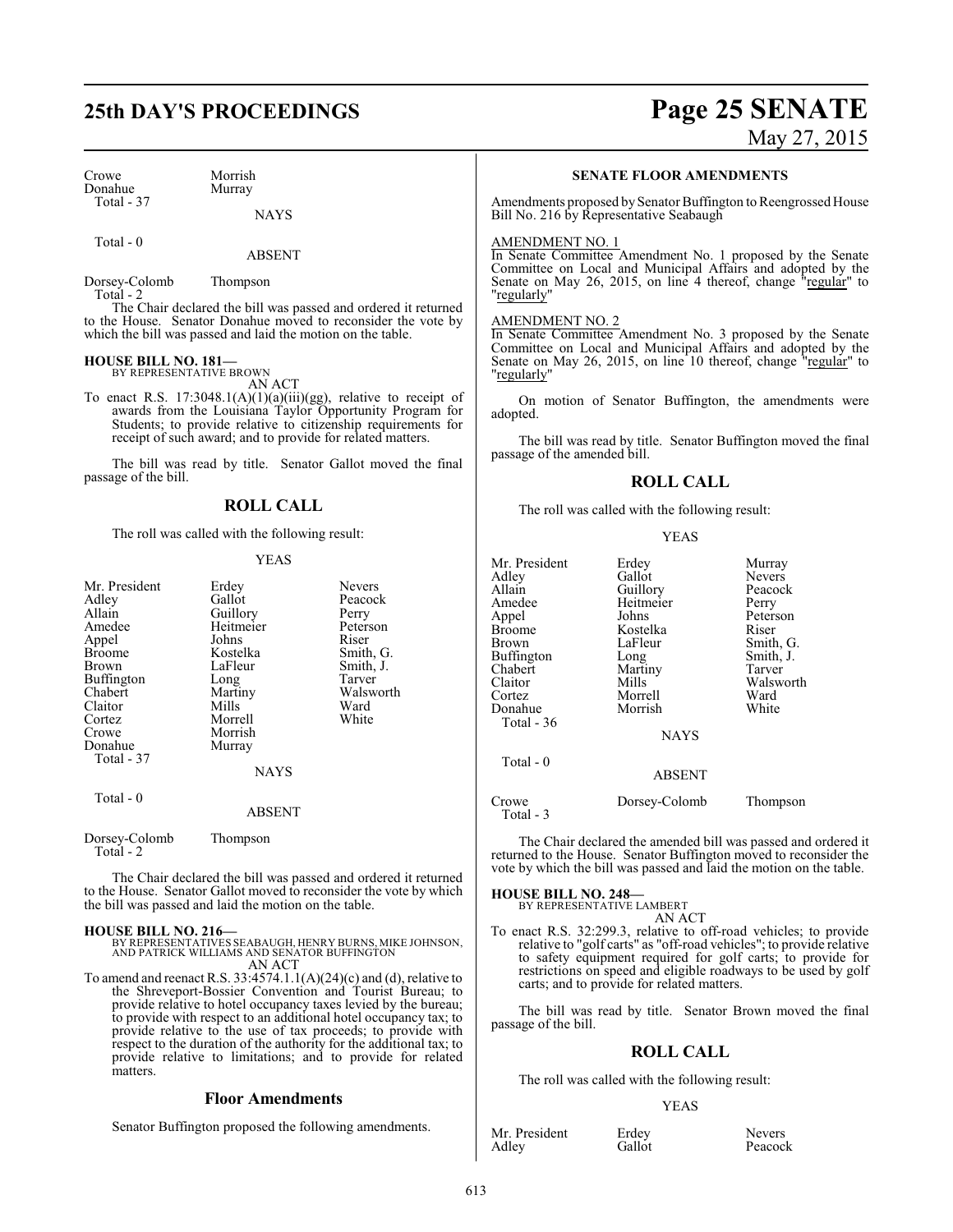Crowe Morrish
Donahue Murray
Total - 37

NAYS

Total - 0

ABSENT

Dorsey-Colomb Thompson
Total - 2

The Chair declared the bill was passed and ordered it returned to the House. Senator Donahue moved to reconsider the vote by which the bill was passed and laid the motion on the table.

**HOUSE BILL NO. 181—**
BY REPRESENTATIVE BROWN

AN ACT

To enact R.S. 17:3048.1(A)(1)(a)(iii)(gg), relative to receipt of awards from the Louisiana Taylor Opportunity Program for Students; to provide relative to citizenship requirements for receipt of such award; and to provide for related matters.

The bill was read by title. Senator Gallot moved the final passage of the bill.

## ROLL CALL

The roll was called with the following result:

YEAS

| | | |
|---|---|---|
| Mr. President | Erdey | Nevers |
| Adley | Gallot | Peacock |
| Allain | Guillory | Perry |
| Amedee | Heitmeier | Peterson |
| Appel | Johns | Riser |
| Broome | Kostelka | Smith, G. |
| Brown | LaFleur | Smith, J. |
| Buffington | Long | Tarver |
| Chabert | Martiny | Walsworth |
| Claitor | Mills | Ward |
| Cortez | Morrell | White |
| Crowe | Morrish | |
| Donahue | Murray | |

Total - 37

NAYS

Total - 0

ABSENT

Dorsey-Colomb Thompson
Total - 2

The Chair declared the bill was passed and ordered it returned to the House. Senator Gallot moved to reconsider the vote by which the bill was passed and laid the motion on the table.

**HOUSE BILL NO. 216—**
BY REPRESENTATIVES SEABAUGH, HENRY BURNS, MIKE JOHNSON, AND PATRICK WILLIAMS AND SENATOR BUFFINGTON

AN ACT

To amend and reenact R.S. 33:4574.1.1(A)(24)(c) and (d), relative to the Shreveport-Bossier Convention and Tourist Bureau; to provide relative to hotel occupancy taxes levied by the bureau; to provide with respect to an additional hotel occupancy tax; to provide relative to the use of tax proceeds; to provide with respect to the duration of the authority for the additional tax; to provide relative to limitations; and to provide for related matters.

## Floor Amendments

Senator Buffington proposed the following amendments.

### SENATE FLOOR AMENDMENTS

Amendments proposed by Senator Buffington to Reengrossed House Bill No. 216 by Representative Seabaugh

AMENDMENT NO. 1

In Senate Committee Amendment No. 1 proposed by the Senate Committee on Local and Municipal Affairs and adopted by the Senate on May 26, 2015, on line 4 thereof, change "regular" to "regularly"

AMENDMENT NO. 2

In Senate Committee Amendment No. 3 proposed by the Senate Committee on Local and Municipal Affairs and adopted by the Senate on May 26, 2015, on line 10 thereof, change "regular" to "regularly"

On motion of Senator Buffington, the amendments were adopted.

The bill was read by title. Senator Buffington moved the final passage of the amended bill.

## ROLL CALL

The roll was called with the following result:

YEAS

| | | |
|---|---|---|
| Mr. President | Erdey | Murray |
| Adley | Gallot | Nevers |
| Allain | Guillory | Peacock |
| Amedee | Heitmeier | Perry |
| Appel | Johns | Peterson |
| Broome | Kostelka | Riser |
| Brown | LaFleur | Smith, G. |
| Buffington | Long | Smith, J. |
| Chabert | Martiny | Tarver |
| Claitor | Mills | Walsworth |
| Cortez | Morrell | Ward |
| Donahue | Morrish | White |

Total - 36

NAYS

Total - 0

ABSENT

Crowe Dorsey-Colomb Thompson
Total - 3

The Chair declared the amended bill was passed and ordered it returned to the House. Senator Buffington moved to reconsider the vote by which the bill was passed and laid the motion on the table.

**HOUSE BILL NO. 248—**
BY REPRESENTATIVE LAMBERT

AN ACT

To enact R.S. 32:299.3, relative to off-road vehicles; to provide relative to "golf carts" as "off-road vehicles"; to provide relative to safety equipment required for golf carts; to provide for restrictions on speed and eligible roadways to be used by golf carts; and to provide for related matters.

The bill was read by title. Senator Brown moved the final passage of the bill.

## ROLL CALL

The roll was called with the following result:

YEAS

| | | |
|---|---|---|
| Mr. President | Erdey | Nevers |
| Adley | Gallot | Peacock |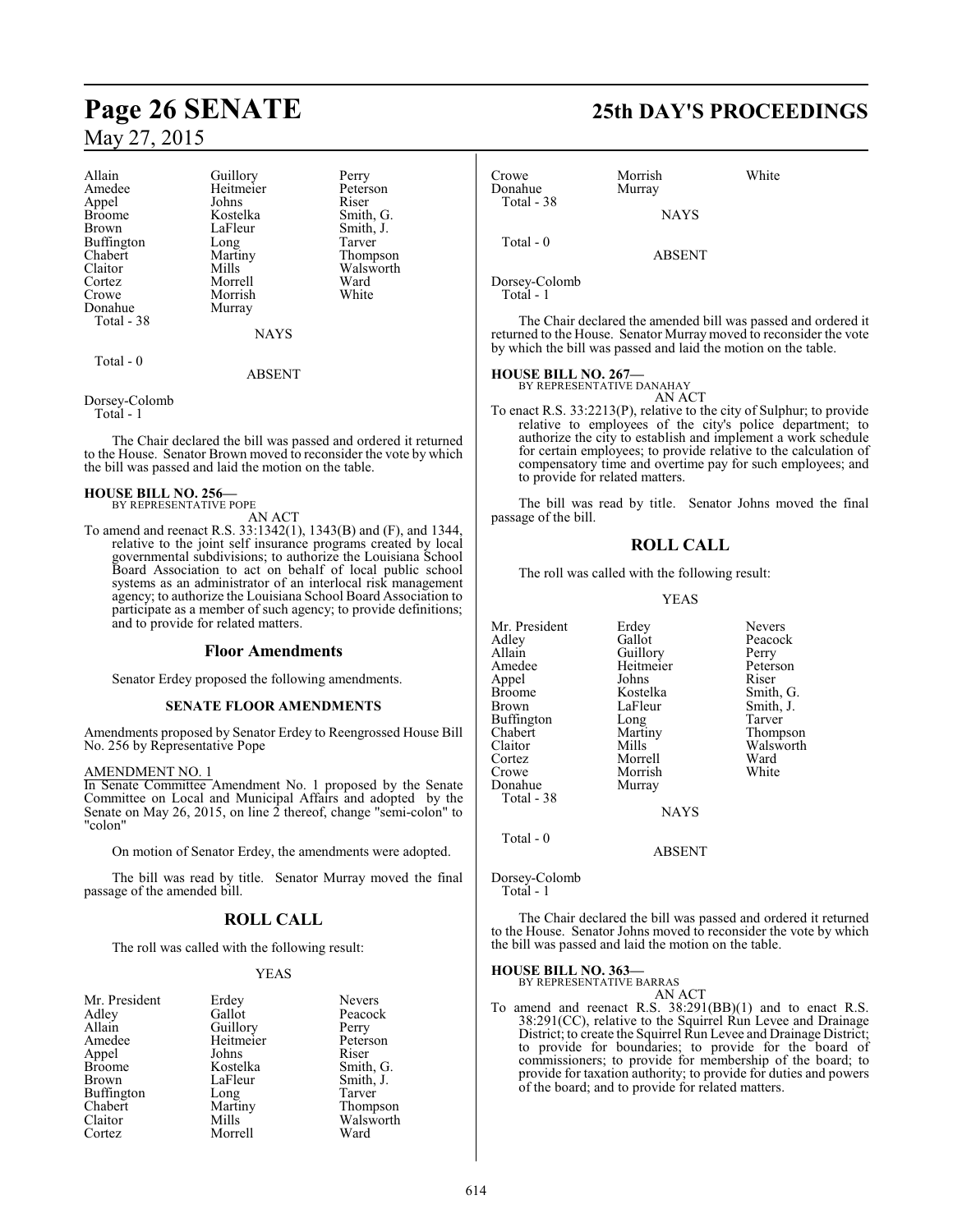| | | |
|---|---|---|
| Allain | Guillory | Perry |
| Amedee | Heitmeier | Peterson |
| Appel | Johns | Riser |
| Broome | Kostelka | Smith, G. |
| Brown | LaFleur | Smith, J. |
| Buffington | Long | Tarver |
| Chabert | Martiny | Thompson |
| Claitor | Mills | Walsworth |
| Cortez | Morrell | Ward |
| Crowe | Morrish | White |
| Donahue | Murray | |

Total - 38

NAYS

Total - 0

ABSENT

Dorsey-Colomb
Total - 1

The Chair declared the bill was passed and ordered it returned to the House. Senator Brown moved to reconsider the vote by which the bill was passed and laid the motion on the table.

**HOUSE BILL NO. 256—**
BY REPRESENTATIVE POPE

AN ACT

To amend and reenact R.S. 33:1342(1), 1343(B) and (F), and 1344, relative to the joint self insurance programs created by local governmental subdivisions; to authorize the Louisiana School Board Association to act on behalf of local public school systems as an administrator of an interlocal risk management agency; to authorize the Louisiana School Board Association to participate as a member of such agency; to provide definitions; and to provide for related matters.

## Floor Amendments

Senator Erdey proposed the following amendments.

### SENATE FLOOR AMENDMENTS

Amendments proposed by Senator Erdey to Reengrossed House Bill No. 256 by Representative Pope

AMENDMENT NO. 1

In Senate Committee Amendment No. 1 proposed by the Senate Committee on Local and Municipal Affairs and adopted by the Senate on May 26, 2015, on line 2 thereof, change "semi-colon" to "colon"

On motion of Senator Erdey, the amendments were adopted.

The bill was read by title. Senator Murray moved the final passage of the amended bill.

## ROLL CALL

The roll was called with the following result:

YEAS

| | | |
|---|---|---|
| Mr. President | Erdey | Nevers |
| Adley | Gallot | Peacock |
| Allain | Guillory | Perry |
| Amedee | Heitmeier | Peterson |
| Appel | Johns | Riser |
| Broome | Kostelka | Smith, G. |
| Brown | LaFleur | Smith, J. |
| Buffington | Long | Tarver |
| Chabert | Martiny | Thompson |
| Claitor | Mills | Walsworth |
| Cortez | Morrell | Ward |
| Crowe | Morrish | White |
| Donahue | Murray | |

Total - 38

NAYS

Total - 0

ABSENT

Dorsey-Colomb
Total - 1

The Chair declared the amended bill was passed and ordered it returned to the House. Senator Murray moved to reconsider the vote by which the bill was passed and laid the motion on the table.

**HOUSE BILL NO. 267—**
BY REPRESENTATIVE DANAHAY

AN ACT

To enact R.S. 33:2213(P), relative to the city of Sulphur; to provide relative to employees of the city's police department; to authorize the city to establish and implement a work schedule for certain employees; to provide relative to the calculation of compensatory time and overtime pay for such employees; and to provide for related matters.

The bill was read by title. Senator Johns moved the final passage of the bill.

## ROLL CALL

The roll was called with the following result:

YEAS

| | | |
|---|---|---|
| Mr. President | Erdey | Nevers |
| Adley | Gallot | Peacock |
| Allain | Guillory | Perry |
| Amedee | Heitmeier | Peterson |
| Appel | Johns | Riser |
| Broome | Kostelka | Smith, G. |
| Brown | LaFleur | Smith, J. |
| Buffington | Long | Tarver |
| Chabert | Martiny | Thompson |
| Claitor | Mills | Walsworth |
| Cortez | Morrell | Ward |
| Crowe | Morrish | White |
| Donahue | Murray | |

Total - 38

NAYS

Total - 0

ABSENT

Dorsey-Colomb
Total - 1

The Chair declared the bill was passed and ordered it returned to the House. Senator Johns moved to reconsider the vote by which the bill was passed and laid the motion on the table.

**HOUSE BILL NO. 363—**
BY REPRESENTATIVE BARRAS

AN ACT

To amend and reenact R.S. 38:291(BB)(1) and to enact R.S. 38:291(CC), relative to the Squirrel Run Levee and Drainage District; to create the Squirrel Run Levee and Drainage District; to provide for boundaries; to provide for the board of commissioners; to provide for membership of the board; to provide for taxation authority; to provide for duties and powers of the board; and to provide for related matters.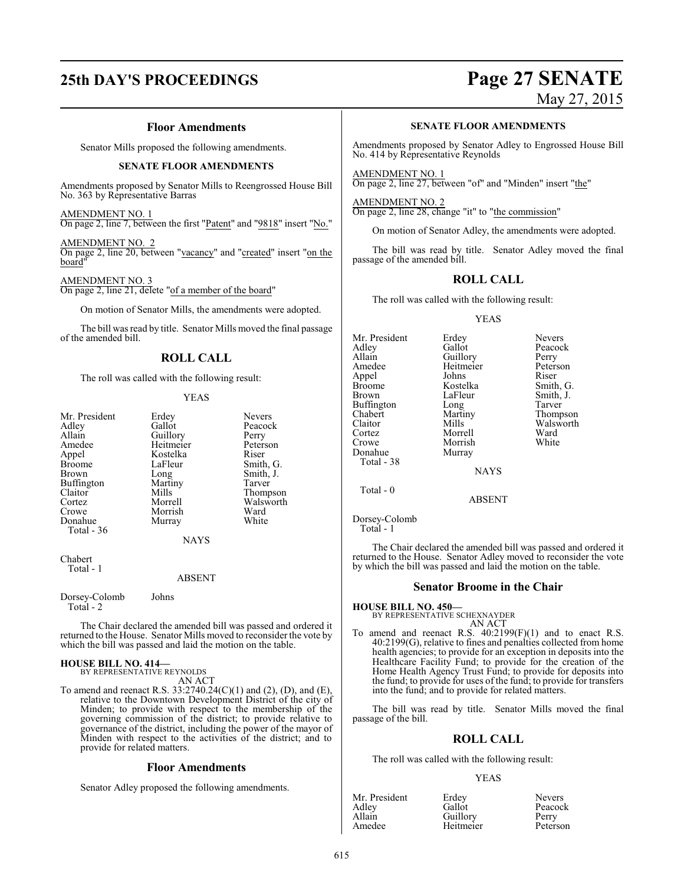### Floor Amendments

Senator Mills proposed the following amendments.

**SENATE FLOOR AMENDMENTS**

Amendments proposed by Senator Mills to Reengrossed House Bill No. 363 by Representative Barras

AMENDMENT NO. 1
On page 2, line 7, between the first "Patent" and "9818" insert "No."

AMENDMENT NO. 2
On page 2, line 20, between "vacancy" and "created" insert "on the board"

AMENDMENT NO. 3
On page 2, line 21, delete "of a member of the board"

On motion of Senator Mills, the amendments were adopted.

The bill was read by title. Senator Mills moved the final passage of the amended bill.

## ROLL CALL

The roll was called with the following result:

YEAS

| | | |
|---|---|---|
| Mr. President | Erdey | Nevers |
| Adley | Gallot | Peacock |
| Allain | Guillory | Perry |
| Amedee | Heitmeier | Peterson |
| Appel | Kostelka | Riser |
| Broome | LaFleur | Smith, G. |
| Brown | Long | Smith, J. |
| Buffington | Martiny | Tarver |
| Claitor | Mills | Thompson |
| Cortez | Morrell | Walsworth |
| Crowe | Morrish | Ward |
| Donahue | Murray | White |

Total - 36

NAYS

Chabert

Total - 1

ABSENT

Dorsey-Colomb Johns

Total - 2

The Chair declared the amended bill was passed and ordered it returned to the House. Senator Mills moved to reconsider the vote by which the bill was passed and laid the motion on the table.

**HOUSE BILL NO. 414—**
BY REPRESENTATIVE REYNOLDS
AN ACT

To amend and reenact R.S. 33:2740.24(C)(1) and (2), (D), and (E), relative to the Downtown Development District of the city of Minden; to provide with respect to the membership of the governing commission of the district; to provide relative to governance of the district, including the power of the mayor of Minden with respect to the activities of the district; and to provide for related matters.

### Floor Amendments

Senator Adley proposed the following amendments.

**SENATE FLOOR AMENDMENTS**

Amendments proposed by Senator Adley to Engrossed House Bill No. 414 by Representative Reynolds

AMENDMENT NO. 1
On page 2, line 27, between "of" and "Minden" insert "the"

AMENDMENT NO. 2
On page 2, line 28, change "it" to "the commission"

On motion of Senator Adley, the amendments were adopted.

The bill was read by title. Senator Adley moved the final passage of the amended bill.

## ROLL CALL

The roll was called with the following result:

YEAS

| | | |
|---|---|---|
| Mr. President | Erdey | Nevers |
| Adley | Gallot | Peacock |
| Allain | Guillory | Perry |
| Amedee | Heitmeier | Peterson |
| Appel | Johns | Riser |
| Broome | Kostelka | Smith, G. |
| Brown | LaFleur | Smith, J. |
| Buffington | Long | Tarver |
| Chabert | Martiny | Thompson |
| Claitor | Mills | Walsworth |
| Cortez | Morrell | Ward |
| Crowe | Morrish | White |
| Donahue | Murray | |

Total - 38

NAYS

Total - 0

ABSENT

Dorsey-Colomb

Total - 1

The Chair declared the amended bill was passed and ordered it returned to the House. Senator Adley moved to reconsider the vote by which the bill was passed and laid the motion on the table.

### Senator Broome in the Chair

**HOUSE BILL NO. 450—**
BY REPRESENTATIVE SCHEXNAYDER
AN ACT

To amend and reenact R.S. 40:2199(F)(1) and to enact R.S. 40:2199(G), relative to fines and penalties collected from home health agencies; to provide for an exception in deposits into the Healthcare Facility Fund; to provide for the creation of the Home Health Agency Trust Fund; to provide for deposits into the fund; to provide for uses of the fund; to provide for transfers into the fund; and to provide for related matters.

The bill was read by title. Senator Mills moved the final passage of the bill.

## ROLL CALL

The roll was called with the following result:

YEAS

| | | |
|---|---|---|
| Mr. President | Erdey | Nevers |
| Adley | Gallot | Peacock |
| Allain | Guillory | Perry |
| Amedee | Heitmeier | Peterson |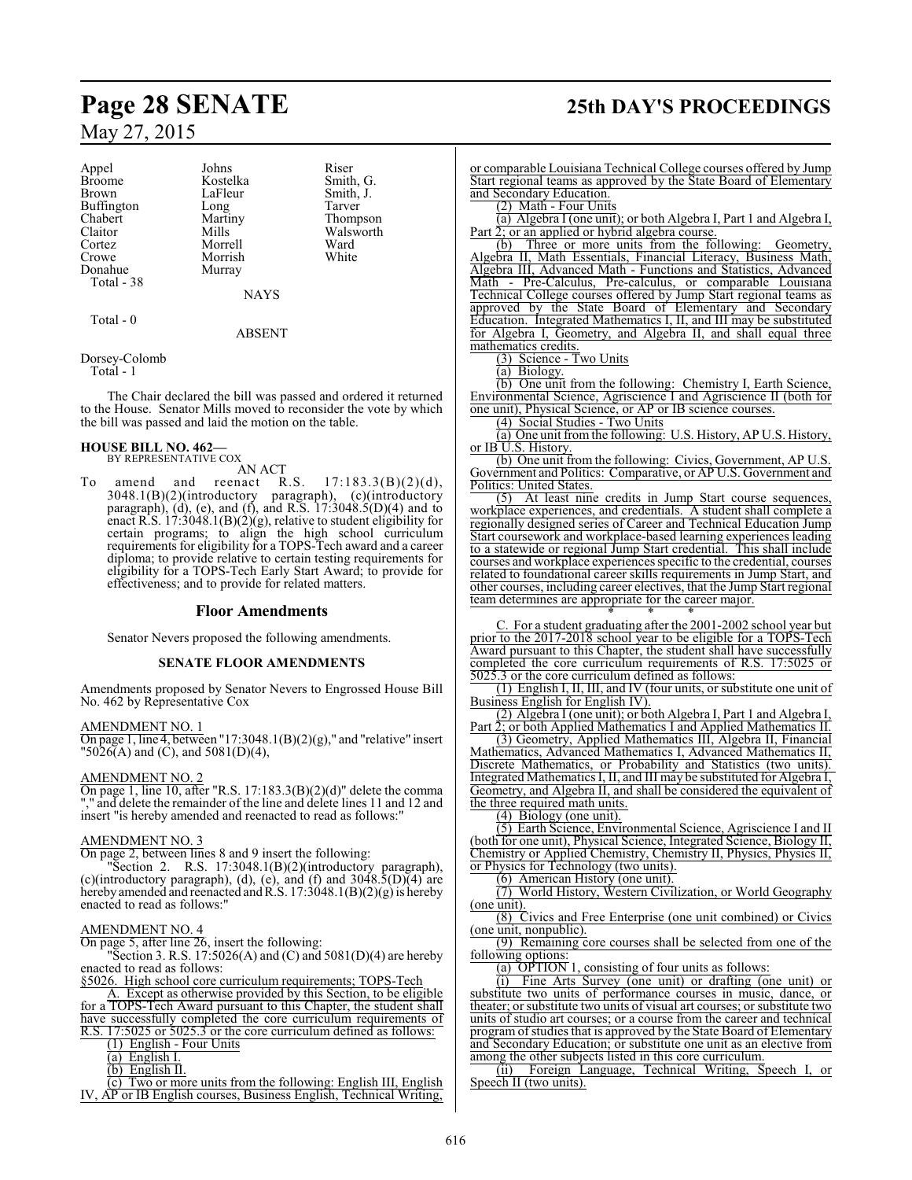| Appel | Johns | Riser |
|---|---|---|
| Broome | Kostelka | Smith, G. |
| Brown | LaFleur | Smith, J. |
| Buffington | Long | Tarver |
| Chabert | Martiny | Thompson |
| Claitor | Mills | Walsworth |
| Cortez | Morrell | Ward |
| Crowe | Morrish | White |
| Donahue | Murray | |

Total - 38

NAYS

Total - 0

ABSENT

Dorsey-Colomb
Total - 1

The Chair declared the bill was passed and ordered it returned to the House. Senator Mills moved to reconsider the vote by which the bill was passed and laid the motion on the table.

**HOUSE BILL NO. 462—**
BY REPRESENTATIVE COX

AN ACT

To amend and reenact R.S. 17:183.3(B)(2)(d), 3048.1(B)(2)(introductory paragraph), (c)(introductory paragraph), (d), (e), and (f), and R.S. 17:3048.5(D)(4) and to enact R.S. 17:3048.1(B)(2)(g), relative to student eligibility for certain programs; to align the high school curriculum requirements for eligibility for a TOPS-Tech award and a career diploma; to provide relative to certain testing requirements for eligibility for a TOPS-Tech Early Start Award; to provide for effectiveness; and to provide for related matters.

## Floor Amendments

Senator Nevers proposed the following amendments.

### SENATE FLOOR AMENDMENTS

Amendments proposed by Senator Nevers to Engrossed House Bill No. 462 by Representative Cox

AMENDMENT NO. 1

On page 1, line 4, between "17:3048.1(B)(2)(g)," and "relative" insert "5026(A) and (C), and 5081(D)(4),

AMENDMENT NO. 2

On page 1, line 10, after "R.S. 17:183.3(B)(2)(d)" delete the comma "," and delete the remainder of the line and delete lines 11 and 12 and insert "is hereby amended and reenacted to read as follows:"

AMENDMENT NO. 3

On page 2, between lines 8 and 9 insert the following:

"Section 2. R.S. 17:3048.1(B)(2)(introductory paragraph), (c)(introductory paragraph), (d), (e), and (f) and 3048.5(D)(4) are hereby amended and reenacted and R.S. 17:3048.1(B)(2)(g) is hereby enacted to read as follows:"

AMENDMENT NO. 4

On page 5, after line 26, insert the following:

"Section 3. R.S. 17:5026(A) and (C) and 5081(D)(4) are hereby enacted to read as follows:

§5026. High school core curriculum requirements; TOPS-Tech

A. Except as otherwise provided by this Section, to be eligible for a TOPS-Tech Award pursuant to this Chapter, the student shall have successfully completed the core curriculum requirements of R.S. 17:5025 or 5025.3 or the core curriculum defined as follows:

(1) English - Four Units

(a) English I.

(b) English II.

(c) Two or more units from the following: English III, English IV, AP or IB English courses, Business English, Technical Writing, or comparable Louisiana Technical College courses offered by Jump Start regional teams as approved by the State Board of Elementary and Secondary Education.

(2) Math - Four Units

(a) Algebra I (one unit); or both Algebra I, Part 1 and Algebra I, Part 2; or an applied or hybrid algebra course.

(b) Three or more units from the following: Geometry, Algebra II, Math Essentials, Financial Literacy, Business Math, Algebra III, Advanced Math - Functions and Statistics, Advanced Math - Pre-Calculus, Pre-calculus, or comparable Louisiana Technical College courses offered by Jump Start regional teams as approved by the State Board of Elementary and Secondary Education. Integrated Mathematics I, II, and III may be substituted for Algebra I, Geometry, and Algebra II, and shall equal three mathematics credits.

(3) Science - Two Units

(a) Biology.

(b) One unit from the following: Chemistry I, Earth Science, Environmental Science, Agriscience I and Agriscience II (both for one unit), Physical Science, or AP or IB science courses.

(4) Social Studies - Two Units

(a) One unit from the following: U.S. History, AP U.S. History, or IB U.S. History.

(b) One unit from the following: Civics, Government, AP U.S. Government and Politics: Comparative, or AP U.S. Government and Politics: United States.

(5) At least nine credits in Jump Start course sequences, workplace experiences, and credentials. A student shall complete a regionally designed series of Career and Technical Education Jump Start coursework and workplace-based learning experiences leading to a statewide or regional Jump Start credential. This shall include courses and workplace experiences specific to the credential, courses related to foundational career skills requirements in Jump Start, and other courses, including career electives, that the Jump Start regional team determines are appropriate for the career major.

\* \* \*

C. For a student graduating after the 2001-2002 school year but prior to the 2017-2018 school year to be eligible for a TOPS-Tech Award pursuant to this Chapter, the student shall have successfully completed the core curriculum requirements of R.S. 17:5025 or 5025.3 or the core curriculum defined as follows:

(1) English I, II, III, and IV (four units, or substitute one unit of Business English for English IV).

(2) Algebra I (one unit); or both Algebra I, Part 1 and Algebra I, Part 2; or both Applied Mathematics I and Applied Mathematics II.

(3) Geometry, Applied Mathematics III, Algebra II, Financial Mathematics, Advanced Mathematics I, Advanced Mathematics II, Discrete Mathematics, or Probability and Statistics (two units). Integrated Mathematics I, II, and III may be substituted for Algebra I, Geometry, and Algebra II, and shall be considered the equivalent of the three required math units.

(4) Biology (one unit).

(5) Earth Science, Environmental Science, Agriscience I and II (both for one unit), Physical Science, Integrated Science, Biology II, Chemistry or Applied Chemistry, Chemistry II, Physics, Physics II, or Physics for Technology (two units).

(6) American History (one unit).

(7) World History, Western Civilization, or World Geography (one unit).

(8) Civics and Free Enterprise (one unit combined) or Civics (one unit, nonpublic).

(9) Remaining core courses shall be selected from one of the following options:

(a) OPTION 1, consisting of four units as follows:

(i) Fine Arts Survey (one unit) or drafting (one unit) or substitute two units of performance courses in music, dance, or theater; or substitute two units of visual art courses; or substitute two units of studio art courses; or a course from the career and technical program of studies that is approved by the State Board of Elementary and Secondary Education; or substitute one unit as an elective from among the other subjects listed in this core curriculum.

(ii) Foreign Language, Technical Writing, Speech I, or Speech II (two units).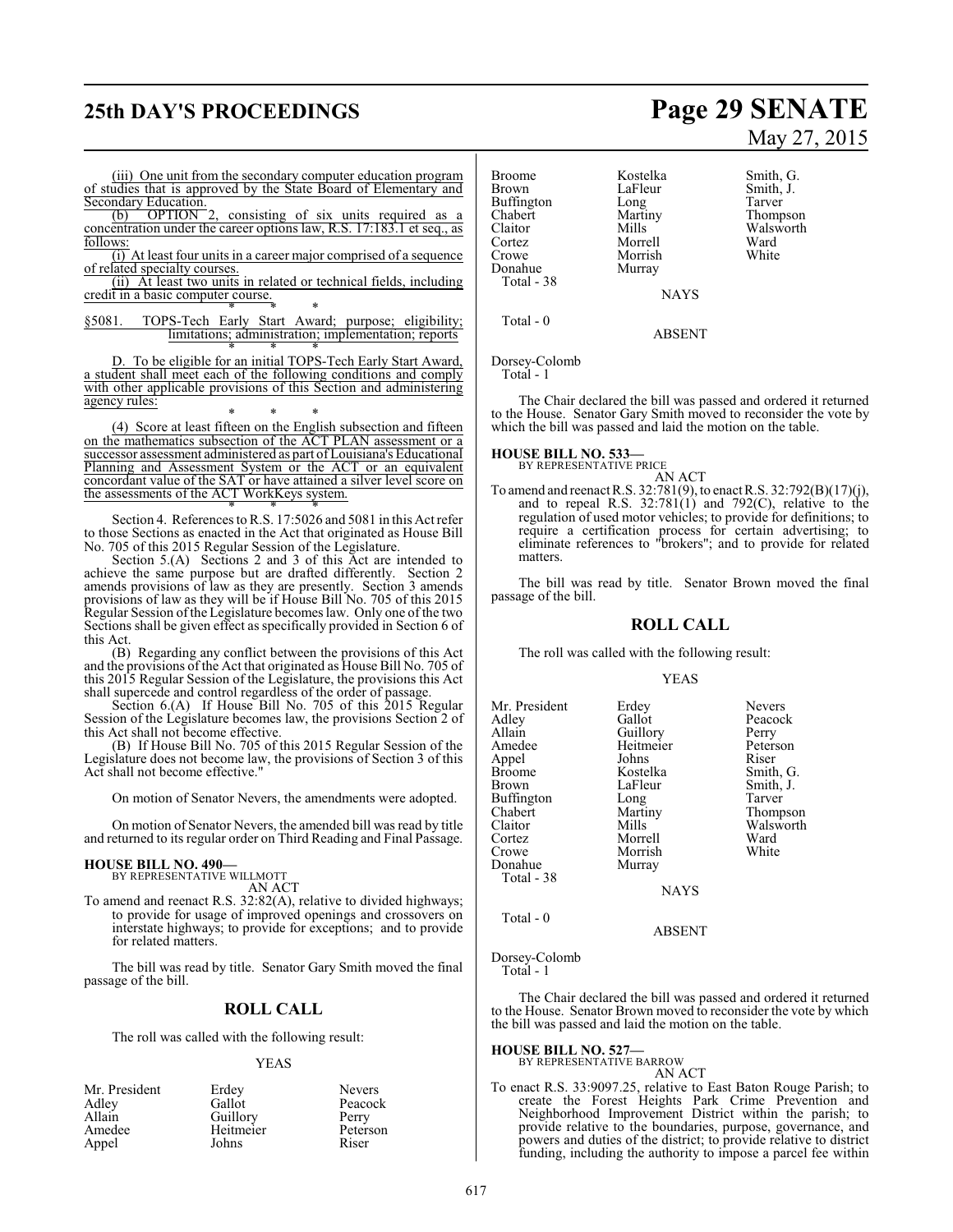(iii) One unit from the secondary computer education program of studies that is approved by the State Board of Elementary and Secondary Education.

(b) OPTION 2, consisting of six units required as a concentration under the career options law, R.S. 17:183.1 et seq., as follows:

(i) At least four units in a career major comprised of a sequence of related specialty courses.

(ii) At least two units in related or technical fields, including credit in a basic computer course.

\* \* \*

§5081. TOPS-Tech Early Start Award; purpose; eligibility; limitations; administration; implementation; reports

\* \* \*

D. To be eligible for an initial TOPS-Tech Early Start Award, a student shall meet each of the following conditions and comply with other applicable provisions of this Section and administering agency rules:

\* \* \*

(4) Score at least fifteen on the English subsection and fifteen on the mathematics subsection of the ACT PLAN assessment or a successor assessment administered as part of Louisiana's Educational Planning and Assessment System or the ACT or an equivalent concordant value of the SAT or have attained a silver level score on the assessments of the ACT WorkKeys system.

\* \* \*

Section 4. References to R.S. 17:5026 and 5081 in this Act refer to those Sections as enacted in the Act that originated as House Bill No. 705 of this 2015 Regular Session of the Legislature.

Section 5.(A) Sections 2 and 3 of this Act are intended to achieve the same purpose but are drafted differently. Section 2 amends provisions of law as they are presently. Section 3 amends provisions of law as they will be if House Bill No. 705 of this 2015 Regular Session of the Legislature becomes law. Only one of the two Sections shall be given effect as specifically provided in Section 6 of this Act.

(B) Regarding any conflict between the provisions of this Act and the provisions of the Act that originated as House Bill No. 705 of this 2015 Regular Session of the Legislature, the provisions this Act shall supercede and control regardless of the order of passage.

Section 6.(A) If House Bill No. 705 of this 2015 Regular Session of the Legislature becomes law, the provisions Section 2 of this Act shall not become effective.

(B) If House Bill No. 705 of this 2015 Regular Session of the Legislature does not become law, the provisions of Section 3 of this Act shall not become effective."

On motion of Senator Nevers, the amendments were adopted.

On motion of Senator Nevers, the amended bill was read by title and returned to its regular order on Third Reading and Final Passage.

**HOUSE BILL NO. 490—**
BY REPRESENTATIVE WILLMOTT
AN ACT

To amend and reenact R.S. 32:82(A), relative to divided highways; to provide for usage of improved openings and crossovers on interstate highways; to provide for exceptions; and to provide for related matters.

The bill was read by title. Senator Gary Smith moved the final passage of the bill.

## ROLL CALL

The roll was called with the following result:

YEAS

| | | |
|---|---|---|
| Mr. President | Erdey | Nevers |
| Adley | Gallot | Peacock |
| Allain | Guillory | Perry |
| Amedee | Heitmeier | Peterson |
| Appel | Johns | Riser |
| Broome | Kostelka | Smith, G. |
| Brown | LaFleur | Smith, J. |
| Buffington | Long | Tarver |
| Chabert | Martiny | Thompson |
| Claitor | Mills | Walsworth |
| Cortez | Morrell | Ward |
| Crowe | Morrish | White |
| Donahue | Murray | |
| Total - 38 | | |

NAYS

Total - 0

ABSENT

Dorsey-Colomb
Total - 1

The Chair declared the bill was passed and ordered it returned to the House. Senator Gary Smith moved to reconsider the vote by which the bill was passed and laid the motion on the table.

**HOUSE BILL NO. 533—**
BY REPRESENTATIVE PRICE
AN ACT

To amend and reenact R.S. 32:781(9), to enact R.S. 32:792(B)(17)(j), and to repeal R.S. 32:781(1) and 792(C), relative to the regulation of used motor vehicles; to provide for definitions; to require a certification process for certain advertising; to eliminate references to "brokers"; and to provide for related matters.

The bill was read by title. Senator Brown moved the final passage of the bill.

## ROLL CALL

The roll was called with the following result:

YEAS

| | | |
|---|---|---|
| Mr. President | Erdey | Nevers |
| Adley | Gallot | Peacock |
| Allain | Guillory | Perry |
| Amedee | Heitmeier | Peterson |
| Appel | Johns | Riser |
| Broome | Kostelka | Smith, G. |
| Brown | LaFleur | Smith, J. |
| Buffington | Long | Tarver |
| Chabert | Martiny | Thompson |
| Claitor | Mills | Walsworth |
| Cortez | Morrell | Ward |
| Crowe | Morrish | White |
| Donahue | Murray | |
| Total - 38 | | |

NAYS

Total - 0

ABSENT

Dorsey-Colomb
Total - 1

The Chair declared the bill was passed and ordered it returned to the House. Senator Brown moved to reconsider the vote by which the bill was passed and laid the motion on the table.

**HOUSE BILL NO. 527—**
BY REPRESENTATIVE BARROW
AN ACT

To enact R.S. 33:9097.25, relative to East Baton Rouge Parish; to create the Forest Heights Park Crime Prevention and Neighborhood Improvement District within the parish; to provide relative to the boundaries, purpose, governance, and powers and duties of the district; to provide relative to district funding, including the authority to impose a parcel fee within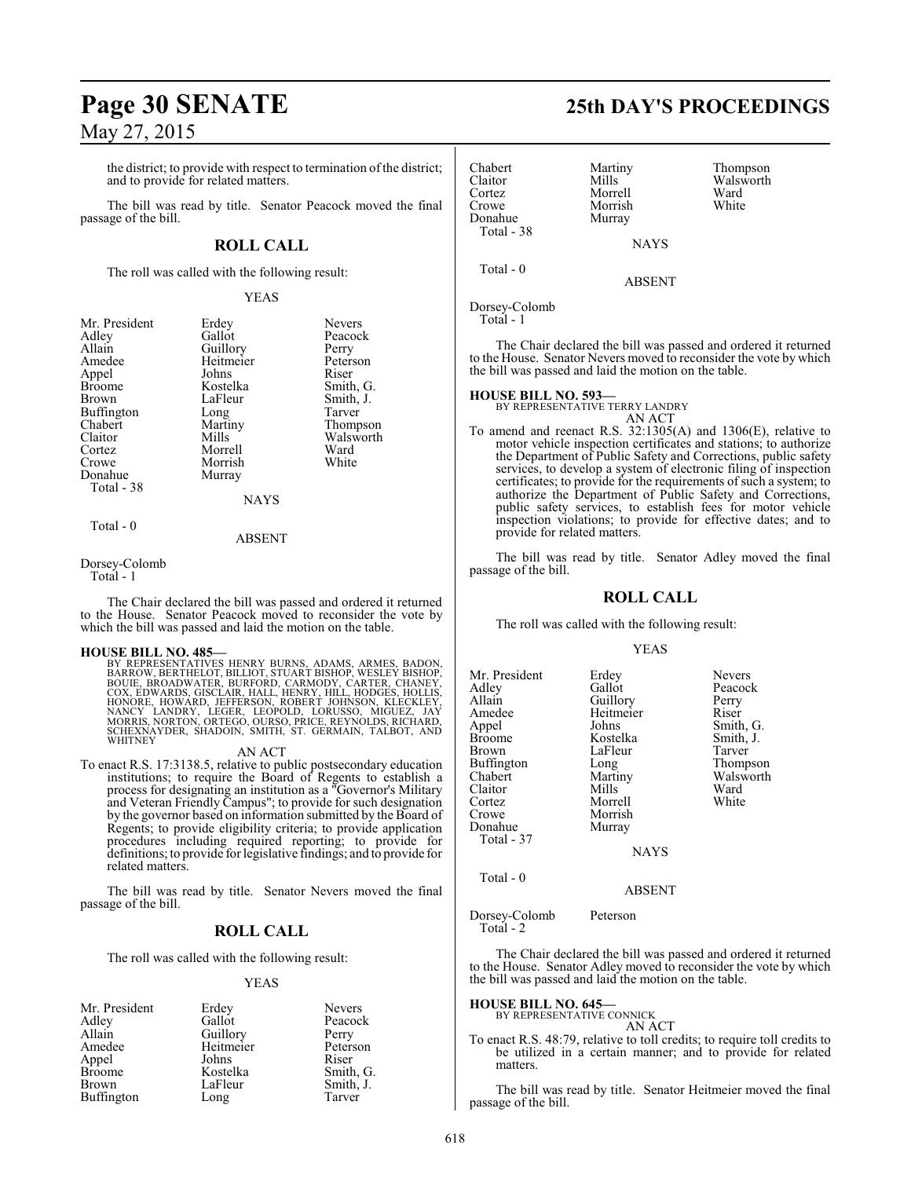the district; to provide with respect to termination of the district; and to provide for related matters.

The bill was read by title. Senator Peacock moved the final passage of the bill.

## ROLL CALL

The roll was called with the following result:

YEAS

| | | |
|---|---|---|
| Mr. President | Erdey | Nevers |
| Adley | Gallot | Peacock |
| Allain | Guillory | Perry |
| Amedee | Heitmeier | Peterson |
| Appel | Johns | Riser |
| Broome | Kostelka | Smith, G. |
| Brown | LaFleur | Smith, J. |
| Buffington | Long | Tarver |
| Chabert | Martiny | Thompson |
| Claitor | Mills | Walsworth |
| Cortez | Morrell | Ward |
| Crowe | Morrish | White |
| Donahue | Murray | |

Total - 38

NAYS

Total - 0

ABSENT

Dorsey-Colomb

Total - 1

The Chair declared the bill was passed and ordered it returned to the House. Senator Peacock moved to reconsider the vote by which the bill was passed and laid the motion on the table.

**HOUSE BILL NO. 485—**
BY REPRESENTATIVES HENRY BURNS, ADAMS, ARMES, BADON, BARROW, BERTHELOT, BILLIOT, STUART BISHOP, WESLEY BISHOP, BOUIE, BROADWATER, BURFORD, CARMODY, CARTER, CHANEY, COX, EDWARDS, GISCLAIR, HALL, HENRY, HILL, HODGES, HOLLIS, HONORE, HOWARD, JEFFERSON, ROBERT JOHNSON, KLECKLEY, NANCY LANDRY, LEGER, LEOPOLD, LORUSSO, MIGUEZ, JAY MORRIS, NORTON, ORTEGO, OURSO, PRICE, REYNOLDS, RICHARD, SCHEXNAYDER, SHADOIN, SMITH, ST. GERMAIN, TALBOT, AND WHITNEY

AN ACT

To enact R.S. 17:3138.5, relative to public postsecondary education institutions; to require the Board of Regents to establish a process for designating an institution as a "Governor's Military and Veteran Friendly Campus"; to provide for such designation by the governor based on information submitted by the Board of Regents; to provide eligibility criteria; to provide application procedures including required reporting; to provide for definitions; to provide for legislative findings; and to provide for related matters.

The bill was read by title. Senator Nevers moved the final passage of the bill.

## ROLL CALL

The roll was called with the following result:

YEAS

| | | |
|---|---|---|
| Mr. President | Erdey | Nevers |
| Adley | Gallot | Peacock |
| Allain | Guillory | Perry |
| Amedee | Heitmeier | Peterson |
| Appel | Johns | Riser |
| Broome | Kostelka | Smith, G. |
| Brown | LaFleur | Smith, J. |
| Buffington | Long | Tarver |
| Chabert | Martiny | Thompson |
| Claitor | Mills | Walsworth |
| Cortez | Morrell | Ward |
| Crowe | Morrish | White |
| Donahue | Murray | |

Total - 38

NAYS

Total - 0

ABSENT

Dorsey-Colomb

Total - 1

The Chair declared the bill was passed and ordered it returned to the House. Senator Nevers moved to reconsider the vote by which the bill was passed and laid the motion on the table.

**HOUSE BILL NO. 593—**
BY REPRESENTATIVE TERRY LANDRY

AN ACT

To amend and reenact R.S. 32:1305(A) and 1306(E), relative to motor vehicle inspection certificates and stations; to authorize the Department of Public Safety and Corrections, public safety services, to develop a system of electronic filing of inspection certificates; to provide for the requirements of such a system; to authorize the Department of Public Safety and Corrections, public safety services, to establish fees for motor vehicle inspection violations; to provide for effective dates; and to provide for related matters.

The bill was read by title. Senator Adley moved the final passage of the bill.

## ROLL CALL

The roll was called with the following result:

YEAS

| | | |
|---|---|---|
| Mr. President | Erdey | Nevers |
| Adley | Gallot | Peacock |
| Allain | Guillory | Perry |
| Amedee | Heitmeier | Riser |
| Appel | Johns | Smith, G. |
| Broome | Kostelka | Smith, J. |
| Brown | LaFleur | Tarver |
| Buffington | Long | Thompson |
| Chabert | Martiny | Walsworth |
| Claitor | Mills | Ward |
| Cortez | Morrell | White |
| Crowe | Morrish | |
| Donahue | Murray | |

Total - 37

NAYS

Total - 0

ABSENT

Dorsey-Colomb Peterson

Total - 2

The Chair declared the bill was passed and ordered it returned to the House. Senator Adley moved to reconsider the vote by which the bill was passed and laid the motion on the table.

**HOUSE BILL NO. 645—**
BY REPRESENTATIVE CONNICK

AN ACT

To enact R.S. 48:79, relative to toll credits; to require toll credits to be utilized in a certain manner; and to provide for related matters.

The bill was read by title. Senator Heitmeier moved the final passage of the bill.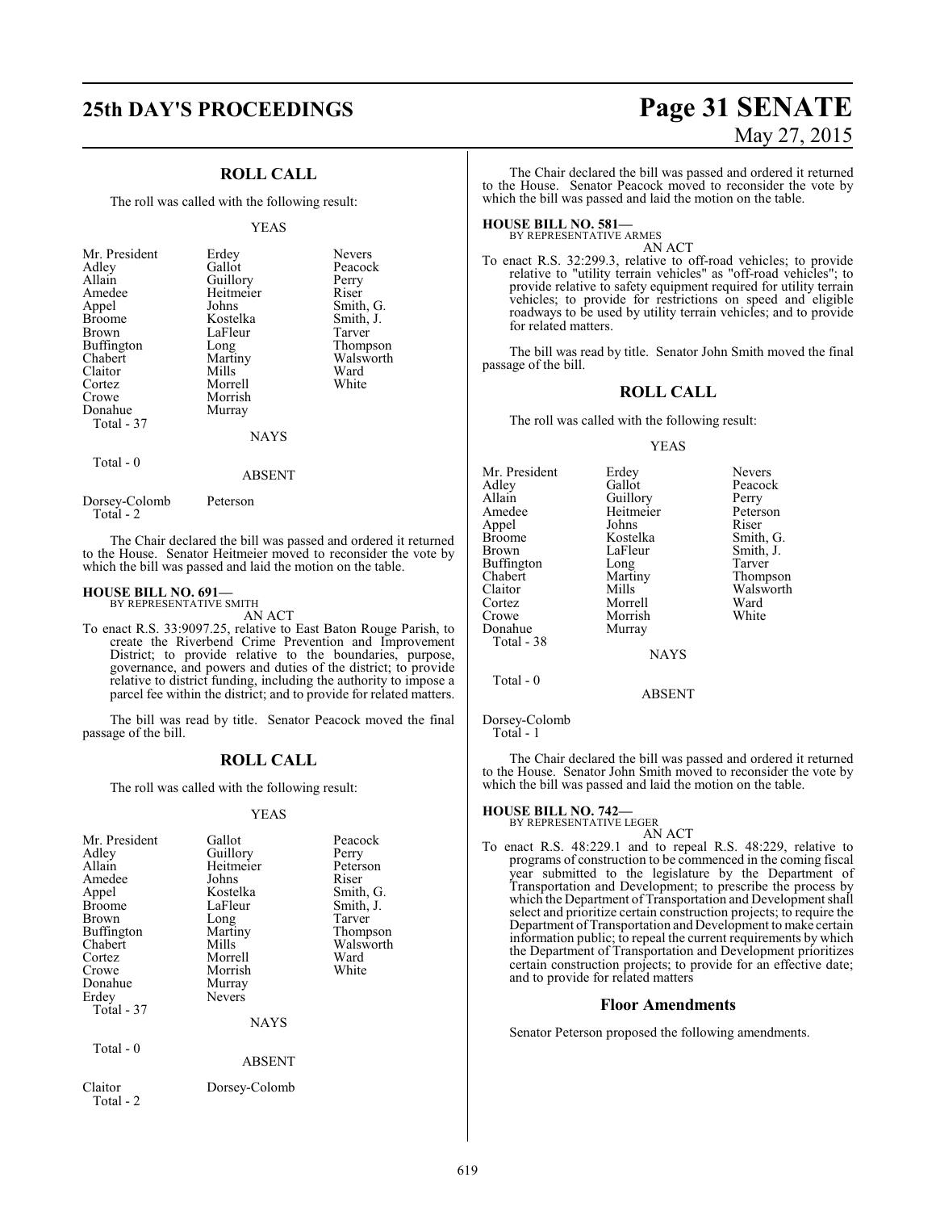## ROLL CALL

The roll was called with the following result:

YEAS

| | | |
|---|---|---|
| Mr. President | Erdey | Nevers |
| Adley | Gallot | Peacock |
| Allain | Guillory | Perry |
| Amedee | Heitmeier | Riser |
| Appel | Johns | Smith, G. |
| Broome | Kostelka | Smith, J. |
| Brown | LaFleur | Tarver |
| Buffington | Long | Thompson |
| Chabert | Martiny | Walsworth |
| Claitor | Mills | Ward |
| Cortez | Morrell | White |
| Crowe | Morrish | |
| Donahue | Murray | |

Total - 37

NAYS

Total - 0

ABSENT

Dorsey-Colomb    Peterson
Total - 2

The Chair declared the bill was passed and ordered it returned to the House. Senator Heitmeier moved to reconsider the vote by which the bill was passed and laid the motion on the table.

**HOUSE BILL NO. 691—**
BY REPRESENTATIVE SMITH
AN ACT

To enact R.S. 33:9097.25, relative to East Baton Rouge Parish, to create the Riverbend Crime Prevention and Improvement District; to provide relative to the boundaries, purpose, governance, and powers and duties of the district; to provide relative to district funding, including the authority to impose a parcel fee within the district; and to provide for related matters.

The bill was read by title. Senator Peacock moved the final passage of the bill.

## ROLL CALL

The roll was called with the following result:

YEAS

| | | |
|---|---|---|
| Mr. President | Gallot | Peacock |
| Adley | Guillory | Perry |
| Allain | Heitmeier | Peterson |
| Amedee | Johns | Riser |
| Appel | Kostelka | Smith, G. |
| Broome | LaFleur | Smith, J. |
| Brown | Long | Tarver |
| Buffington | Martiny | Thompson |
| Chabert | Mills | Walsworth |
| Cortez | Morrell | Ward |
| Crowe | Morrish | White |
| Donahue | Murray | |
| Erdey | Nevers | |

Total - 37

NAYS

Total - 0

ABSENT

Claitor    Dorsey-Colomb
Total - 2

The Chair declared the bill was passed and ordered it returned to the House. Senator Peacock moved to reconsider the vote by which the bill was passed and laid the motion on the table.

**HOUSE BILL NO. 581—**
BY REPRESENTATIVE ARMES
AN ACT

To enact R.S. 32:299.3, relative to off-road vehicles; to provide relative to "utility terrain vehicles" as "off-road vehicles"; to provide relative to safety equipment required for utility terrain vehicles; to provide for restrictions on speed and eligible roadways to be used by utility terrain vehicles; and to provide for related matters.

The bill was read by title. Senator John Smith moved the final passage of the bill.

## ROLL CALL

The roll was called with the following result:

YEAS

| | | |
|---|---|---|
| Mr. President | Erdey | Nevers |
| Adley | Gallot | Peacock |
| Allain | Guillory | Perry |
| Amedee | Heitmeier | Peterson |
| Appel | Johns | Riser |
| Broome | Kostelka | Smith, G. |
| Brown | LaFleur | Smith, J. |
| Buffington | Long | Tarver |
| Chabert | Martiny | Thompson |
| Claitor | Mills | Walsworth |
| Cortez | Morrell | Ward |
| Crowe | Morrish | White |
| Donahue | Murray | |

Total - 38

NAYS

Total - 0

ABSENT

Dorsey-Colomb
Total - 1

The Chair declared the bill was passed and ordered it returned to the House. Senator John Smith moved to reconsider the vote by which the bill was passed and laid the motion on the table.

**HOUSE BILL NO. 742—**
BY REPRESENTATIVE LEGER
AN ACT

To enact R.S. 48:229.1 and to repeal R.S. 48:229, relative to programs of construction to be commenced in the coming fiscal year submitted to the legislature by the Department of Transportation and Development; to prescribe the process by which the Department of Transportation and Development shall select and prioritize certain construction projects; to require the Department of Transportation and Development to make certain information public; to repeal the current requirements by which the Department of Transportation and Development prioritizes certain construction projects; to provide for an effective date; and to provide for related matters

### Floor Amendments

Senator Peterson proposed the following amendments.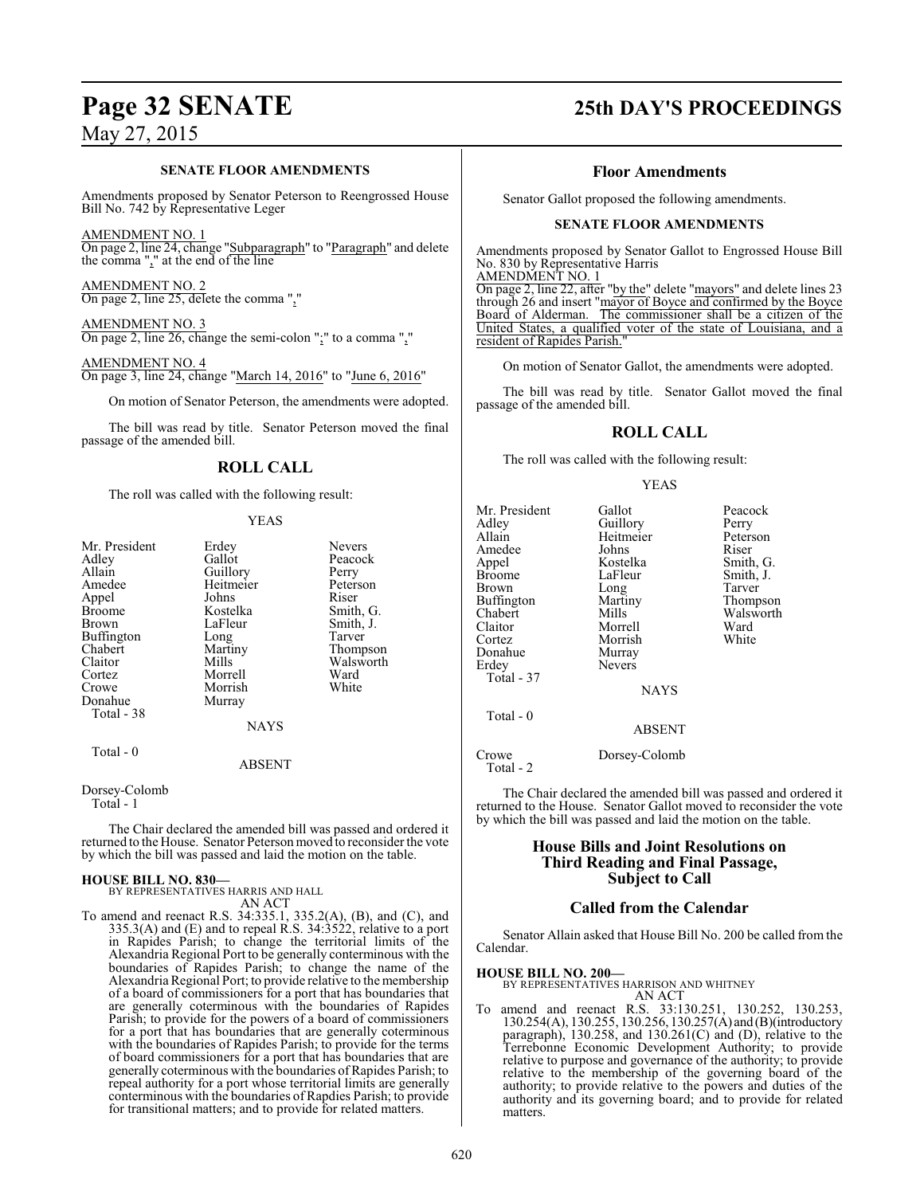### SENATE FLOOR AMENDMENTS

Amendments proposed by Senator Peterson to Reengrossed House Bill No. 742 by Representative Leger

AMENDMENT NO. 1
On page 2, line 24, change "Subparagraph" to "Paragraph" and delete the comma "," at the end of the line

AMENDMENT NO. 2
On page 2, line 25, delete the comma ","

AMENDMENT NO. 3
On page 2, line 26, change the semi-colon ";" to a comma ","

AMENDMENT NO. 4
On page 3, line 24, change "March 14, 2016" to "June 6, 2016"

On motion of Senator Peterson, the amendments were adopted.

The bill was read by title. Senator Peterson moved the final passage of the amended bill.

## ROLL CALL

The roll was called with the following result:

YEAS

| | | |
|---|---|---|
| Mr. President | Erdey | Nevers |
| Adley | Gallot | Peacock |
| Allain | Guillory | Perry |
| Amedee | Heitmeier | Peterson |
| Appel | Johns | Riser |
| Broome | Kostelka | Smith, G. |
| Brown | LaFleur | Smith, J. |
| Buffington | Long | Tarver |
| Chabert | Martiny | Thompson |
| Claitor | Mills | Walsworth |
| Cortez | Morrell | Ward |
| Crowe | Morrish | White |
| Donahue | Murray | |

Total - 38

NAYS

Total - 0

ABSENT

Dorsey-Colomb

Total - 1

The Chair declared the amended bill was passed and ordered it returned to the House. Senator Peterson moved to reconsider the vote by which the bill was passed and laid the motion on the table.

**HOUSE BILL NO. 830—**
BY REPRESENTATIVES HARRIS AND HALL
AN ACT

To amend and reenact R.S. 34:335.1, 335.2(A), (B), and (C), and 335.3(A) and (E) and to repeal R.S. 34:3522, relative to a port in Rapides Parish; to change the territorial limits of the Alexandria Regional Port to be generally conterminous with the boundaries of Rapides Parish; to change the name of the Alexandria Regional Port; to provide relative to the membership of a board of commissioners for a port that has boundaries that are generally coterminous with the boundaries of Rapides Parish; to provide for the powers of a board of commissioners for a port that has boundaries that are generally coterminous with the boundaries of Rapides Parish; to provide for the terms of board commissioners for a port that has boundaries that are generally coterminous with the boundaries of Rapides Parish; to repeal authority for a port whose territorial limits are generally conterminous with the boundaries of Rapdies Parish; to provide for transitional matters; and to provide for related matters.

## Floor Amendments

Senator Gallot proposed the following amendments.

### SENATE FLOOR AMENDMENTS

Amendments proposed by Senator Gallot to Engrossed House Bill No. 830 by Representative Harris

AMENDMENT NO. 1
On page 2, line 22, after "by the" delete "mayors" and delete lines 23 through 26 and insert "mayor of Boyce and confirmed by the Boyce Board of Alderman. The commissioner shall be a citizen of the United States, a qualified voter of the state of Louisiana, and a resident of Rapides Parish."

On motion of Senator Gallot, the amendments were adopted.

The bill was read by title. Senator Gallot moved the final passage of the amended bill.

## ROLL CALL

The roll was called with the following result:

YEAS

| | | |
|---|---|---|
| Mr. President | Gallot | Peacock |
| Adley | Guillory | Perry |
| Allain | Heitmeier | Peterson |
| Amedee | Johns | Riser |
| Appel | Kostelka | Smith, G. |
| Broome | LaFleur | Smith, J. |
| Brown | Long | Tarver |
| Buffington | Martiny | Thompson |
| Chabert | Mills | Walsworth |
| Claitor | Morrell | Ward |
| Cortez | Morrish | White |
| Donahue | Murray | |
| Erdey | Nevers | |

Total - 37

NAYS

Total - 0

ABSENT

Crowe Dorsey-Colomb

Total - 2

The Chair declared the amended bill was passed and ordered it returned to the House. Senator Gallot moved to reconsider the vote by which the bill was passed and laid the motion on the table.

## House Bills and Joint Resolutions on Third Reading and Final Passage, Subject to Call

## Called from the Calendar

Senator Allain asked that House Bill No. 200 be called from the Calendar.

**HOUSE BILL NO. 200—**
BY REPRESENTATIVES HARRISON AND WHITNEY
AN ACT

To amend and reenact R.S. 33:130.251, 130.252, 130.253, 130.254(A), 130.255, 130.256, 130.257(A) and (B)(introductory paragraph), 130.258, and 130.261(C) and (D), relative to the Terrebonne Economic Development Authority; to provide relative to purpose and governance of the authority; to provide relative to the membership of the governing board of the authority; to provide relative to the powers and duties of the authority and its governing board; and to provide for related matters.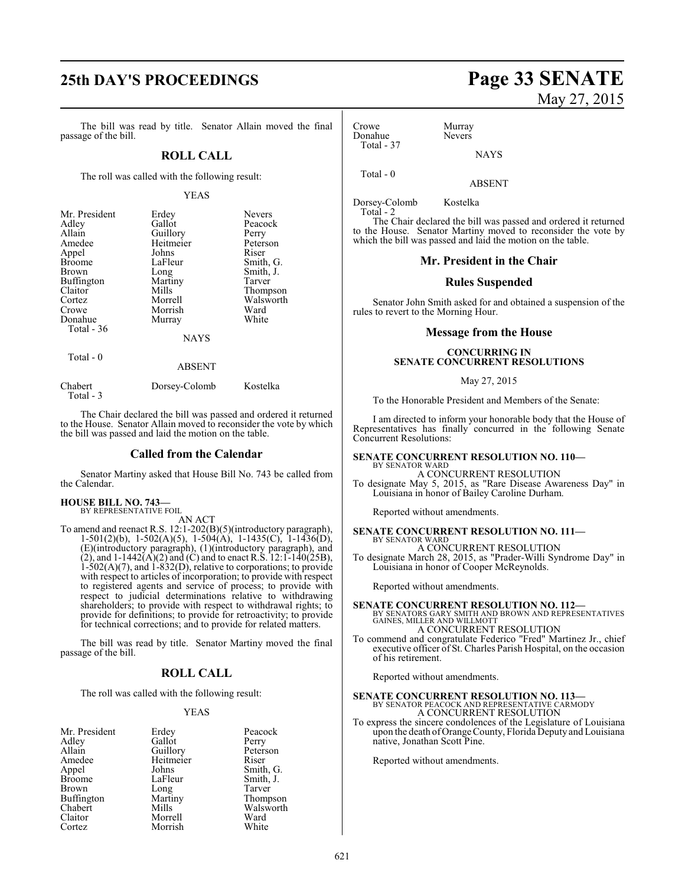The bill was read by title. Senator Allain moved the final passage of the bill.

## ROLL CALL

The roll was called with the following result:

YEAS

| | | |
|---|---|---|
| Mr. President | Erdey | Nevers |
| Adley | Gallot | Peacock |
| Allain | Guillory | Perry |
| Amedee | Heitmeier | Peterson |
| Appel | Johns | Riser |
| Broome | LaFleur | Smith, G. |
| Brown | Long | Smith, J. |
| Buffington | Martiny | Tarver |
| Claitor | Mills | Thompson |
| Cortez | Morrell | Walsworth |
| Crowe | Morrish | Ward |
| Donahue | Murray | White |
| Total - 36 | | |

NAYS

Total - 0

ABSENT

| | | |
|---|---|---|
| Chabert | Dorsey-Colomb | Kostelka |
| Total - 3 | | |

The Chair declared the bill was passed and ordered it returned to the House. Senator Allain moved to reconsider the vote by which the bill was passed and laid the motion on the table.

## Called from the Calendar

Senator Martiny asked that House Bill No. 743 be called from the Calendar.

**HOUSE BILL NO. 743—**
BY REPRESENTATIVE FOIL

AN ACT

To amend and reenact R.S. 12:1-202(B)(5)(introductory paragraph), 1-501(2)(b), 1-502(A)(5), 1-504(A), 1-1435(C), 1-1436(D), (E)(introductory paragraph), (1)(introductory paragraph), and (2), and 1-1442(A)(2) and (C) and to enact R.S. 12:1-140(25B), 1-502(A)(7), and 1-832(D), relative to corporations; to provide with respect to articles of incorporation; to provide with respect to registered agents and service of process; to provide with respect to judicial determinations relative to withdrawing shareholders; to provide with respect to withdrawal rights; to provide for definitions; to provide for retroactivity; to provide for technical corrections; and to provide for related matters.

The bill was read by title. Senator Martiny moved the final passage of the bill.

## ROLL CALL

The roll was called with the following result:

YEAS

| | | |
|---|---|---|
| Mr. President | Erdey | Peacock |
| Adley | Gallot | Perry |
| Allain | Guillory | Peterson |
| Amedee | Heitmeier | Riser |
| Appel | Johns | Smith, G. |
| Broome | LaFleur | Smith, J. |
| Brown | Long | Tarver |
| Buffington | Martiny | Thompson |
| Chabert | Mills | Walsworth |
| Claitor | Morrell | Ward |
| Cortez | Morrish | White |
| Crowe | Murray | |
| Donahue | Nevers | |
| Total - 37 | | |

NAYS

Total - 0

ABSENT

| | |
|---|---|
| Dorsey-Colomb | Kostelka |
| Total - 2 | |

The Chair declared the bill was passed and ordered it returned to the House. Senator Martiny moved to reconsider the vote by which the bill was passed and laid the motion on the table.

## Mr. President in the Chair

## Rules Suspended

Senator John Smith asked for and obtained a suspension of the rules to revert to the Morning Hour.

## Message from the House

### CONCURRING IN SENATE CONCURRENT RESOLUTIONS

May 27, 2015

To the Honorable President and Members of the Senate:

I am directed to inform your honorable body that the House of Representatives has finally concurred in the following Senate Concurrent Resolutions:

**SENATE CONCURRENT RESOLUTION NO. 110—**
BY SENATOR WARD

A CONCURRENT RESOLUTION

To designate May 5, 2015, as "Rare Disease Awareness Day" in Louisiana in honor of Bailey Caroline Durham.

Reported without amendments.

**SENATE CONCURRENT RESOLUTION NO. 111—**
BY SENATOR WARD

A CONCURRENT RESOLUTION

To designate March 28, 2015, as "Prader-Willi Syndrome Day" in Louisiana in honor of Cooper McReynolds.

Reported without amendments.

**SENATE CONCURRENT RESOLUTION NO. 112—**
BY SENATORS GARY SMITH AND BROWN AND REPRESENTATIVES GAINES, MILLER AND WILLMOTT

A CONCURRENT RESOLUTION

To commend and congratulate Federico "Fred" Martinez Jr., chief executive officer of St. Charles Parish Hospital, on the occasion of his retirement.

Reported without amendments.

**SENATE CONCURRENT RESOLUTION NO. 113—**
BY SENATOR PEACOCK AND REPRESENTATIVE CARMODY

A CONCURRENT RESOLUTION

To express the sincere condolences of the Legislature of Louisiana upon the death of Orange County, Florida Deputy and Louisiana native, Jonathan Scott Pine.

Reported without amendments.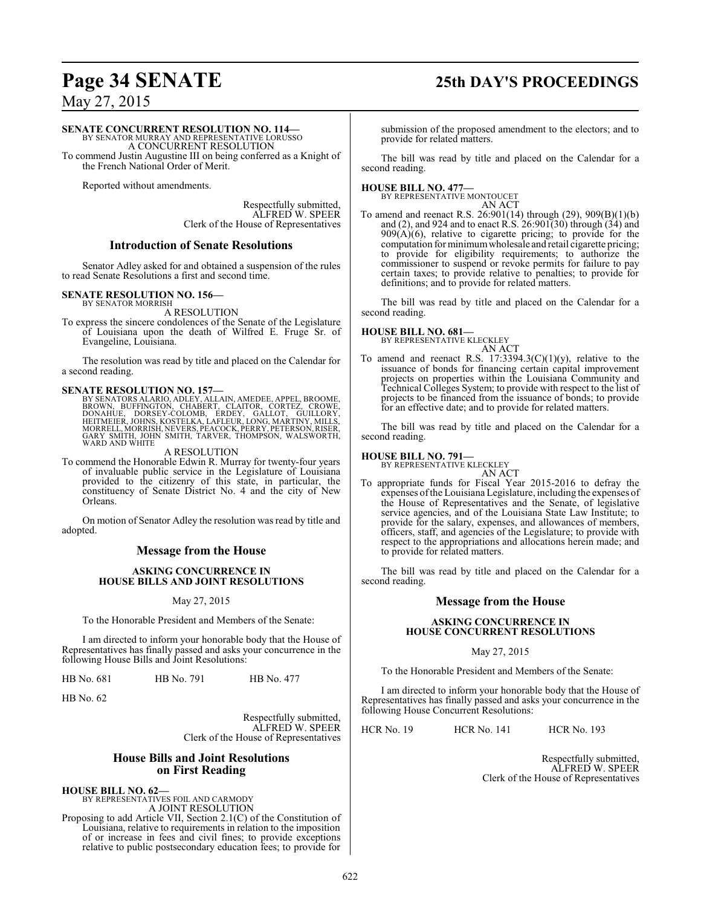**SENATE CONCURRENT RESOLUTION NO. 114—**
BY SENATOR MURRAY AND REPRESENTATIVE LORUSSO
A CONCURRENT RESOLUTION

To commend Justin Augustine III on being conferred as a Knight of the French National Order of Merit.

Reported without amendments.

Respectfully submitted,
ALFRED W. SPEER
Clerk of the House of Representatives

## Introduction of Senate Resolutions

Senator Adley asked for and obtained a suspension of the rules to read Senate Resolutions a first and second time.

**SENATE RESOLUTION NO. 156—**
BY SENATOR MORRISH
A RESOLUTION

To express the sincere condolences of the Senate of the Legislature of Louisiana upon the death of Wilfred E. Fruge Sr. of Evangeline, Louisiana.

The resolution was read by title and placed on the Calendar for a second reading.

**SENATE RESOLUTION NO. 157—**
BY SENATORS ALARIO, ADLEY, ALLAIN, AMEDEE, APPEL, BROOME, BROWN, BUFFINGTON, CHABERT, CLAITOR, CORTEZ, CROWE, DONAHUE, DORSEY-COLOMB, ERDEY, GALLOT, GUILLORY, HEITMEIER, JOHNS, KOSTELKA, LAFLEUR, LONG, MARTINY, MILLS, MORRELL, MORRISH, NEVERS, PEACOCK, PERRY, PETERSON, RISER, GARY SMITH, JOHN SMITH, TARVER, THOMPSON, WALSWORTH, WARD AND WHITE
A RESOLUTION

To commend the Honorable Edwin R. Murray for twenty-four years of invaluable public service in the Legislature of Louisiana provided to the citizenry of this state, in particular, the constituency of Senate District No. 4 and the city of New Orleans.

On motion of Senator Adley the resolution was read by title and adopted.

## Message from the House

### ASKING CONCURRENCE IN HOUSE BILLS AND JOINT RESOLUTIONS

May 27, 2015

To the Honorable President and Members of the Senate:

I am directed to inform your honorable body that the House of Representatives has finally passed and asks your concurrence in the following House Bills and Joint Resolutions:

HB No. 681 HB No. 791 HB No. 477

HB No. 62

Respectfully submitted,
ALFRED W. SPEER
Clerk of the House of Representatives

## House Bills and Joint Resolutions on First Reading

**HOUSE BILL NO. 62—**
BY REPRESENTATIVES FOIL AND CARMODY
A JOINT RESOLUTION

Proposing to add Article VII, Section 2.1(C) of the Constitution of Louisiana, relative to requirements in relation to the imposition of or increase in fees and civil fines; to provide exceptions relative to public postsecondary education fees; to provide for submission of the proposed amendment to the electors; and to provide for related matters.

The bill was read by title and placed on the Calendar for a second reading.

**HOUSE BILL NO. 477—**
BY REPRESENTATIVE MONTOUCET
AN ACT

To amend and reenact R.S. 26:901(14) through (29), 909(B)(1)(b) and (2), and 924 and to enact R.S. 26:901(30) through (34) and 909(A)(6), relative to cigarette pricing; to provide for the computation for minimum wholesale and retail cigarette pricing; to provide for eligibility requirements; to authorize the commissioner to suspend or revoke permits for failure to pay certain taxes; to provide relative to penalties; to provide for definitions; and to provide for related matters.

The bill was read by title and placed on the Calendar for a second reading.

**HOUSE BILL NO. 681—**
BY REPRESENTATIVE KLECKLEY
AN ACT

To amend and reenact R.S. 17:3394.3(C)(1)(y), relative to the issuance of bonds for financing certain capital improvement projects on properties within the Louisiana Community and Technical Colleges System; to provide with respect to the list of projects to be financed from the issuance of bonds; to provide for an effective date; and to provide for related matters.

The bill was read by title and placed on the Calendar for a second reading.

**HOUSE BILL NO. 791—**
BY REPRESENTATIVE KLECKLEY
AN ACT

To appropriate funds for Fiscal Year 2015-2016 to defray the expenses of the Louisiana Legislature, including the expenses of the House of Representatives and the Senate, of legislative service agencies, and of the Louisiana State Law Institute; to provide for the salary, expenses, and allowances of members, officers, staff, and agencies of the Legislature; to provide with respect to the appropriations and allocations herein made; and to provide for related matters.

The bill was read by title and placed on the Calendar for a second reading.

## Message from the House

### ASKING CONCURRENCE IN HOUSE CONCURRENT RESOLUTIONS

May 27, 2015

To the Honorable President and Members of the Senate:

I am directed to inform your honorable body that the House of Representatives has finally passed and asks your concurrence in the following House Concurrent Resolutions:

HCR No. 19 HCR No. 141 HCR No. 193

Respectfully submitted,
ALFRED W. SPEER
Clerk of the House of Representatives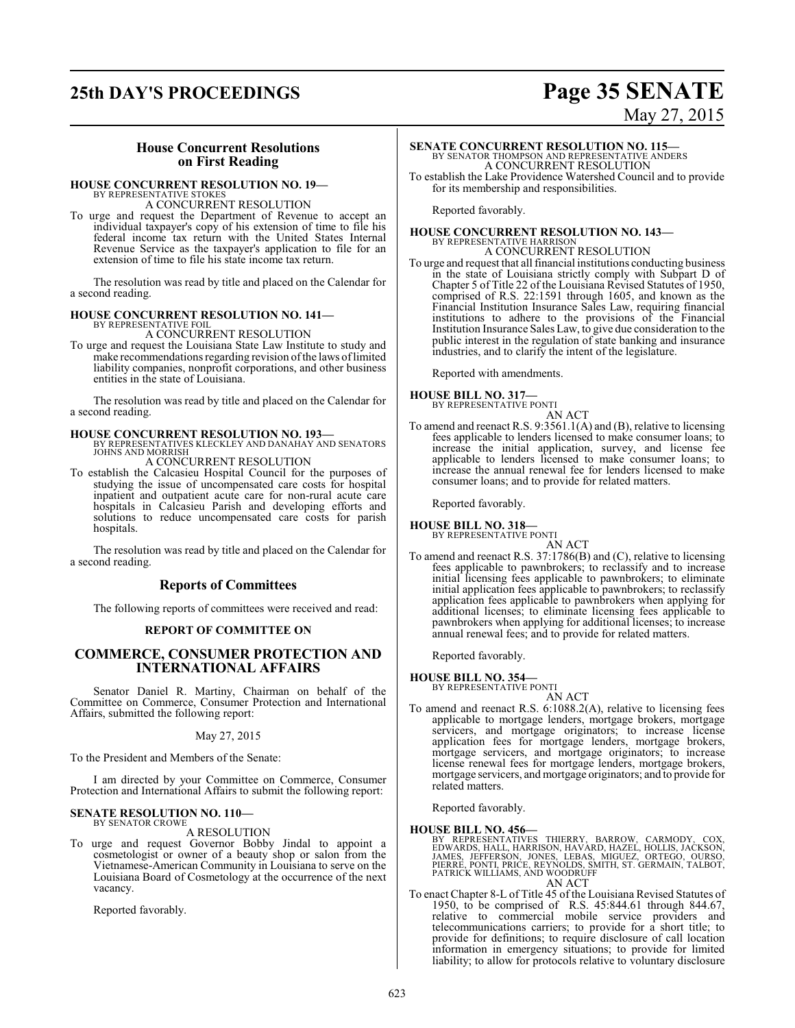## House Concurrent Resolutions on First Reading

**HOUSE CONCURRENT RESOLUTION NO. 19—**
BY REPRESENTATIVE STOKES
A CONCURRENT RESOLUTION

To urge and request the Department of Revenue to accept an individual taxpayer's copy of his extension of time to file his federal income tax return with the United States Internal Revenue Service as the taxpayer's application to file for an extension of time to file his state income tax return.

The resolution was read by title and placed on the Calendar for a second reading.

**HOUSE CONCURRENT RESOLUTION NO. 141—**
BY REPRESENTATIVE FOIL
A CONCURRENT RESOLUTION

To urge and request the Louisiana State Law Institute to study and make recommendations regarding revision of the laws of limited liability companies, nonprofit corporations, and other business entities in the state of Louisiana.

The resolution was read by title and placed on the Calendar for a second reading.

**HOUSE CONCURRENT RESOLUTION NO. 193—**
BY REPRESENTATIVES KLECKLEY AND DANAHAY AND SENATORS JOHNS AND MORRISH
A CONCURRENT RESOLUTION

To establish the Calcasieu Hospital Council for the purposes of studying the issue of uncompensated care costs for hospital inpatient and outpatient acute care for non-rural acute care hospitals in Calcasieu Parish and developing efforts and solutions to reduce uncompensated care costs for parish hospitals.

The resolution was read by title and placed on the Calendar for a second reading.

## Reports of Committees

The following reports of committees were received and read:

**REPORT OF COMMITTEE ON**

## COMMERCE, CONSUMER PROTECTION AND INTERNATIONAL AFFAIRS

Senator Daniel R. Martiny, Chairman on behalf of the Committee on Commerce, Consumer Protection and International Affairs, submitted the following report:

May 27, 2015

To the President and Members of the Senate:

I am directed by your Committee on Commerce, Consumer Protection and International Affairs to submit the following report:

**SENATE RESOLUTION NO. 110—**
BY SENATOR CROWE
A RESOLUTION

To urge and request Governor Bobby Jindal to appoint a cosmetologist or owner of a beauty shop or salon from the Vietnamese-American Community in Louisiana to serve on the Louisiana Board of Cosmetology at the occurrence of the next vacancy.

Reported favorably.

**SENATE CONCURRENT RESOLUTION NO. 115—**
BY SENATOR THOMPSON AND REPRESENTATIVE ANDERS
A CONCURRENT RESOLUTION

To establish the Lake Providence Watershed Council and to provide for its membership and responsibilities.

Reported favorably.

**HOUSE CONCURRENT RESOLUTION NO. 143—**
BY REPRESENTATIVE HARRISON
A CONCURRENT RESOLUTION

To urge and request that all financial institutions conducting business in the state of Louisiana strictly comply with Subpart D of Chapter 5 of Title 22 of the Louisiana Revised Statutes of 1950, comprised of R.S. 22:1591 through 1605, and known as the Financial Institution Insurance Sales Law, requiring financial institutions to adhere to the provisions of the Financial Institution Insurance Sales Law, to give due consideration to the public interest in the regulation of state banking and insurance industries, and to clarify the intent of the legislature.

Reported with amendments.

**HOUSE BILL NO. 317—**
BY REPRESENTATIVE PONTI
AN ACT

To amend and reenact R.S. 9:3561.1(A) and (B), relative to licensing fees applicable to lenders licensed to make consumer loans; to increase the initial application, survey, and license fee applicable to lenders licensed to make consumer loans; to increase the annual renewal fee for lenders licensed to make consumer loans; and to provide for related matters.

Reported favorably.

**HOUSE BILL NO. 318—**
BY REPRESENTATIVE PONTI
AN ACT

To amend and reenact R.S. 37:1786(B) and (C), relative to licensing fees applicable to pawnbrokers; to reclassify and to increase initial licensing fees applicable to pawnbrokers; to eliminate initial application fees applicable to pawnbrokers; to reclassify application fees applicable to pawnbrokers when applying for additional licenses; to eliminate licensing fees applicable to pawnbrokers when applying for additional licenses; to increase annual renewal fees; and to provide for related matters.

Reported favorably.

**HOUSE BILL NO. 354—**
BY REPRESENTATIVE PONTI
AN ACT

To amend and reenact R.S. 6:1088.2(A), relative to licensing fees applicable to mortgage lenders, mortgage brokers, mortgage servicers, and mortgage originators; to increase license application fees for mortgage lenders, mortgage brokers, mortgage servicers, and mortgage originators; to increase license renewal fees for mortgage lenders, mortgage brokers, mortgage servicers, and mortgage originators; and to provide for related matters.

Reported favorably.

**HOUSE BILL NO. 456—**
BY REPRESENTATIVES THIERRY, BARROW, CARMODY, COX, EDWARDS, HALL, HARRISON, HAVARD, HAZEL, HOLLIS, JACKSON, JAMES, JEFFERSON, JONES, LEBAS, MIGUEZ, ORTEGO, OURSO, PIERRE, PONTI, PRICE, REYNOLDS, SMITH, ST. GERMAIN, TALBOT, PATRICK WILLIAMS, AND WOODRUFF
AN ACT

To enact Chapter 8-L of Title 45 of the Louisiana Revised Statutes of 1950, to be comprised of R.S. 45:844.61 through 844.67, relative to commercial mobile service providers and telecommunications carriers; to provide for a short title; to provide for definitions; to require disclosure of call location information in emergency situations; to provide for limited liability; to allow for protocols relative to voluntary disclosure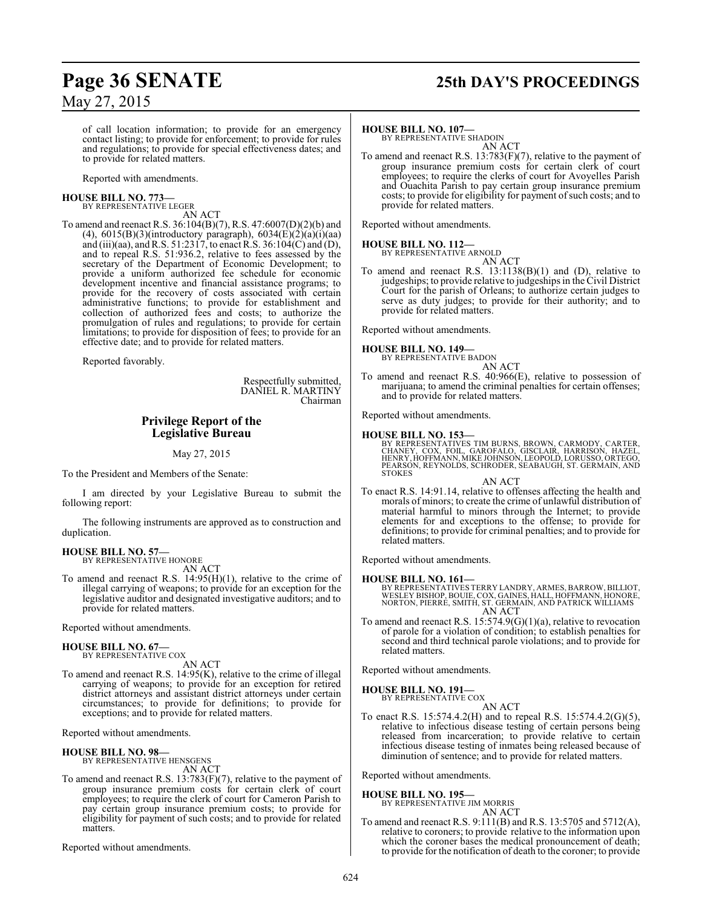of call location information; to provide for an emergency contact listing; to provide for enforcement; to provide for rules and regulations; to provide for special effectiveness dates; and to provide for related matters.

Reported with amendments.

**HOUSE BILL NO. 773—**
BY REPRESENTATIVE LEGER
AN ACT

To amend and reenact R.S. 36:104(B)(7), R.S. 47:6007(D)(2)(b) and (4), 6015(B)(3)(introductory paragraph), 6034(E)(2)(a)(i)(aa) and (iii)(aa), and R.S. 51:2317, to enact R.S. 36:104(C) and (D), and to repeal R.S. 51:936.2, relative to fees assessed by the secretary of the Department of Economic Development; to provide a uniform authorized fee schedule for economic development incentive and financial assistance programs; to provide for the recovery of costs associated with certain administrative functions; to provide for establishment and collection of authorized fees and costs; to authorize the promulgation of rules and regulations; to provide for certain limitations; to provide for disposition of fees; to provide for an effective date; and to provide for related matters.

Reported favorably.

Respectfully submitted,
DANIEL R. MARTINY
Chairman

## Privilege Report of the Legislative Bureau

May 27, 2015

To the President and Members of the Senate:

I am directed by your Legislative Bureau to submit the following report:

The following instruments are approved as to construction and duplication.

**HOUSE BILL NO. 57—**
BY REPRESENTATIVE HONORE
AN ACT

To amend and reenact R.S. 14:95(H)(1), relative to the crime of illegal carrying of weapons; to provide for an exception for the legislative auditor and designated investigative auditors; and to provide for related matters.

Reported without amendments.

**HOUSE BILL NO. 67—**
BY REPRESENTATIVE COX
AN ACT

To amend and reenact R.S. 14:95(K), relative to the crime of illegal carrying of weapons; to provide for an exception for retired district attorneys and assistant district attorneys under certain circumstances; to provide for definitions; to provide for exceptions; and to provide for related matters.

Reported without amendments.

**HOUSE BILL NO. 98—**
BY REPRESENTATIVE HENSGENS
AN ACT

To amend and reenact R.S. 13:783(F)(7), relative to the payment of group insurance premium costs for certain clerk of court employees; to require the clerk of court for Cameron Parish to pay certain group insurance premium costs; to provide for eligibility for payment of such costs; and to provide for related matters.

Reported without amendments.

**HOUSE BILL NO. 107—**
BY REPRESENTATIVE SHADOIN
AN ACT

To amend and reenact R.S. 13:783(F)(7), relative to the payment of group insurance premium costs for certain clerk of court employees; to require the clerks of court for Avoyelles Parish and Ouachita Parish to pay certain group insurance premium costs; to provide for eligibility for payment of such costs; and to provide for related matters.

Reported without amendments.

**HOUSE BILL NO. 112—**
BY REPRESENTATIVE ARNOLD
AN ACT

To amend and reenact R.S. 13:1138(B)(1) and (D), relative to judgeships; to provide relative to judgeships in the Civil District Court for the parish of Orleans; to authorize certain judges to serve as duty judges; to provide for their authority; and to provide for related matters.

Reported without amendments.

**HOUSE BILL NO. 149—**
BY REPRESENTATIVE BADON
AN ACT

To amend and reenact R.S. 40:966(E), relative to possession of marijuana; to amend the criminal penalties for certain offenses; and to provide for related matters.

Reported without amendments.

**HOUSE BILL NO. 153—**
BY REPRESENTATIVES TIM BURNS, BROWN, CARMODY, CARTER, CHANEY, COX, FOIL, GAROFALO, GISCLAIR, HARRISON, HAZEL, HENRY, HOFFMANN, MIKE JOHNSON, LEOPOLD, LORUSSO, ORTEGO, PEARSON, REYNOLDS, SCHRODER, SEABAUGH, ST. GERMAIN, AND STOKES
AN ACT

To enact R.S. 14:91.14, relative to offenses affecting the health and morals of minors; to create the crime of unlawful distribution of material harmful to minors through the Internet; to provide elements for and exceptions to the offense; to provide for definitions; to provide for criminal penalties; and to provide for related matters.

Reported without amendments.

**HOUSE BILL NO. 161—**
BY REPRESENTATIVES TERRY LANDRY, ARMES, BARROW, BILLIOT, WESLEY BISHOP, BOUIE, COX, GAINES, HALL, HOFFMANN, HONORE, NORTON, PIERRE, SMITH, ST. GERMAIN, AND PATRICK WILLIAMS
AN ACT

To amend and reenact R.S. 15:574.9(G)(1)(a), relative to revocation of parole for a violation of condition; to establish penalties for second and third technical parole violations; and to provide for related matters.

Reported without amendments.

**HOUSE BILL NO. 191—**
BY REPRESENTATIVE COX
AN ACT

To enact R.S. 15:574.4.2(H) and to repeal R.S. 15:574.4.2(G)(5), relative to infectious disease testing of certain persons being released from incarceration; to provide relative to certain infectious disease testing of inmates being released because of diminution of sentence; and to provide for related matters.

Reported without amendments.

**HOUSE BILL NO. 195—**
BY REPRESENTATIVE JIM MORRIS
AN ACT

To amend and reenact R.S. 9:111(B) and R.S. 13:5705 and 5712(A), relative to coroners; to provide relative to the information upon which the coroner bases the medical pronouncement of death; to provide for the notification of death to the coroner; to provide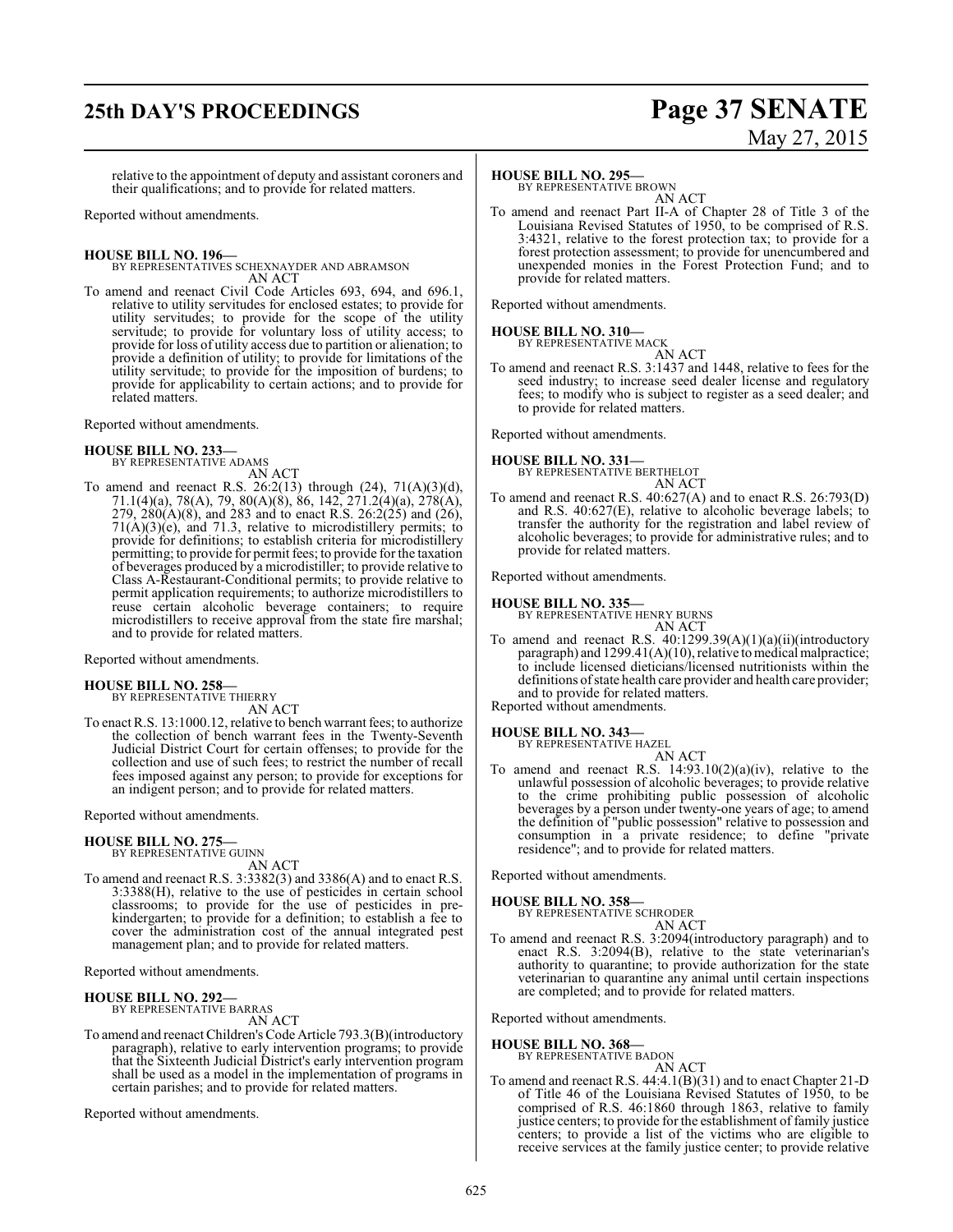relative to the appointment of deputy and assistant coroners and their qualifications; and to provide for related matters.

Reported without amendments.

**HOUSE BILL NO. 196—**
BY REPRESENTATIVES SCHEXNAYDER AND ABRAMSON
AN ACT

To amend and reenact Civil Code Articles 693, 694, and 696.1, relative to utility servitudes for enclosed estates; to provide for utility servitudes; to provide for the scope of the utility servitude; to provide for voluntary loss of utility access; to provide for loss of utility access due to partition or alienation; to provide a definition of utility; to provide for limitations of the utility servitude; to provide for the imposition of burdens; to provide for applicability to certain actions; and to provide for related matters.

Reported without amendments.

**HOUSE BILL NO. 233—**
BY REPRESENTATIVE ADAMS
AN ACT

To amend and reenact R.S. 26:2(13) through (24), 71(A)(3)(d), 71.1(4)(a), 78(A), 79, 80(A)(8), 86, 142, 271.2(4)(a), 278(A), 279, 280(A)(8), and 283 and to enact R.S. 26:2(25) and (26), 71(A)(3)(e), and 71.3, relative to microdistillery permits; to provide for definitions; to establish criteria for microdistillery permitting; to provide for permit fees; to provide for the taxation of beverages produced by a microdistiller; to provide relative to Class A-Restaurant-Conditional permits; to provide relative to permit application requirements; to authorize microdistillers to reuse certain alcoholic beverage containers; to require microdistillers to receive approval from the state fire marshal; and to provide for related matters.

Reported without amendments.

**HOUSE BILL NO. 258—**
BY REPRESENTATIVE THIERRY
AN ACT

To enact R.S. 13:1000.12, relative to bench warrant fees; to authorize the collection of bench warrant fees in the Twenty-Seventh Judicial District Court for certain offenses; to provide for the collection and use of such fees; to restrict the number of recall fees imposed against any person; to provide for exceptions for an indigent person; and to provide for related matters.

Reported without amendments.

**HOUSE BILL NO. 275—**
BY REPRESENTATIVE GUINN
AN ACT

To amend and reenact R.S. 3:3382(3) and 3386(A) and to enact R.S. 3:3388(H), relative to the use of pesticides in certain school classrooms; to provide for the use of pesticides in pre-kindergarten; to provide for a definition; to establish a fee to cover the administration cost of the annual integrated pest management plan; and to provide for related matters.

Reported without amendments.

**HOUSE BILL NO. 292—**
BY REPRESENTATIVE BARRAS
AN ACT

To amend and reenact Children's Code Article 793.3(B)(introductory paragraph), relative to early intervention programs; to provide that the Sixteenth Judicial District's early intervention program shall be used as a model in the implementation of programs in certain parishes; and to provide for related matters.

Reported without amendments.

**HOUSE BILL NO. 295—**
BY REPRESENTATIVE BROWN
AN ACT

To amend and reenact Part II-A of Chapter 28 of Title 3 of the Louisiana Revised Statutes of 1950, to be comprised of R.S. 3:4321, relative to the forest protection tax; to provide for a forest protection assessment; to provide for unencumbered and unexpended monies in the Forest Protection Fund; and to provide for related matters.

Reported without amendments.

**HOUSE BILL NO. 310—**
BY REPRESENTATIVE MACK
AN ACT

To amend and reenact R.S. 3:1437 and 1448, relative to fees for the seed industry; to increase seed dealer license and regulatory fees; to modify who is subject to register as a seed dealer; and to provide for related matters.

Reported without amendments.

**HOUSE BILL NO. 331—**
BY REPRESENTATIVE BERTHELOT
AN ACT

To amend and reenact R.S. 40:627(A) and to enact R.S. 26:793(D) and R.S. 40:627(E), relative to alcoholic beverage labels; to transfer the authority for the registration and label review of alcoholic beverages; to provide for administrative rules; and to provide for related matters.

Reported without amendments.

**HOUSE BILL NO. 335—**
BY REPRESENTATIVE HENRY BURNS
AN ACT

To amend and reenact R.S. 40:1299.39(A)(1)(a)(ii)(introductory paragraph) and 1299.41(A)(10), relative to medical malpractice; to include licensed dieticians/licensed nutritionists within the definitions of state health care provider and health care provider; and to provide for related matters.

Reported without amendments.

**HOUSE BILL NO. 343—**
BY REPRESENTATIVE HAZEL
AN ACT

To amend and reenact R.S. 14:93.10(2)(a)(iv), relative to the unlawful possession of alcoholic beverages; to provide relative to the crime prohibiting public possession of alcoholic beverages by a person under twenty-one years of age; to amend the definition of "public possession" relative to possession and consumption in a private residence; to define "private residence"; and to provide for related matters.

Reported without amendments.

**HOUSE BILL NO. 358—**
BY REPRESENTATIVE SCHRODER
AN ACT

To amend and reenact R.S. 3:2094(introductory paragraph) and to enact R.S. 3:2094(B), relative to the state veterinarian's authority to quarantine; to provide authorization for the state veterinarian to quarantine any animal until certain inspections are completed; and to provide for related matters.

Reported without amendments.

**HOUSE BILL NO. 368—**
BY REPRESENTATIVE BADON
AN ACT

To amend and reenact R.S. 44:4.1(B)(31) and to enact Chapter 21-D of Title 46 of the Louisiana Revised Statutes of 1950, to be comprised of R.S. 46:1860 through 1863, relative to family justice centers; to provide for the establishment of family justice centers; to provide a list of the victims who are eligible to receive services at the family justice center; to provide relative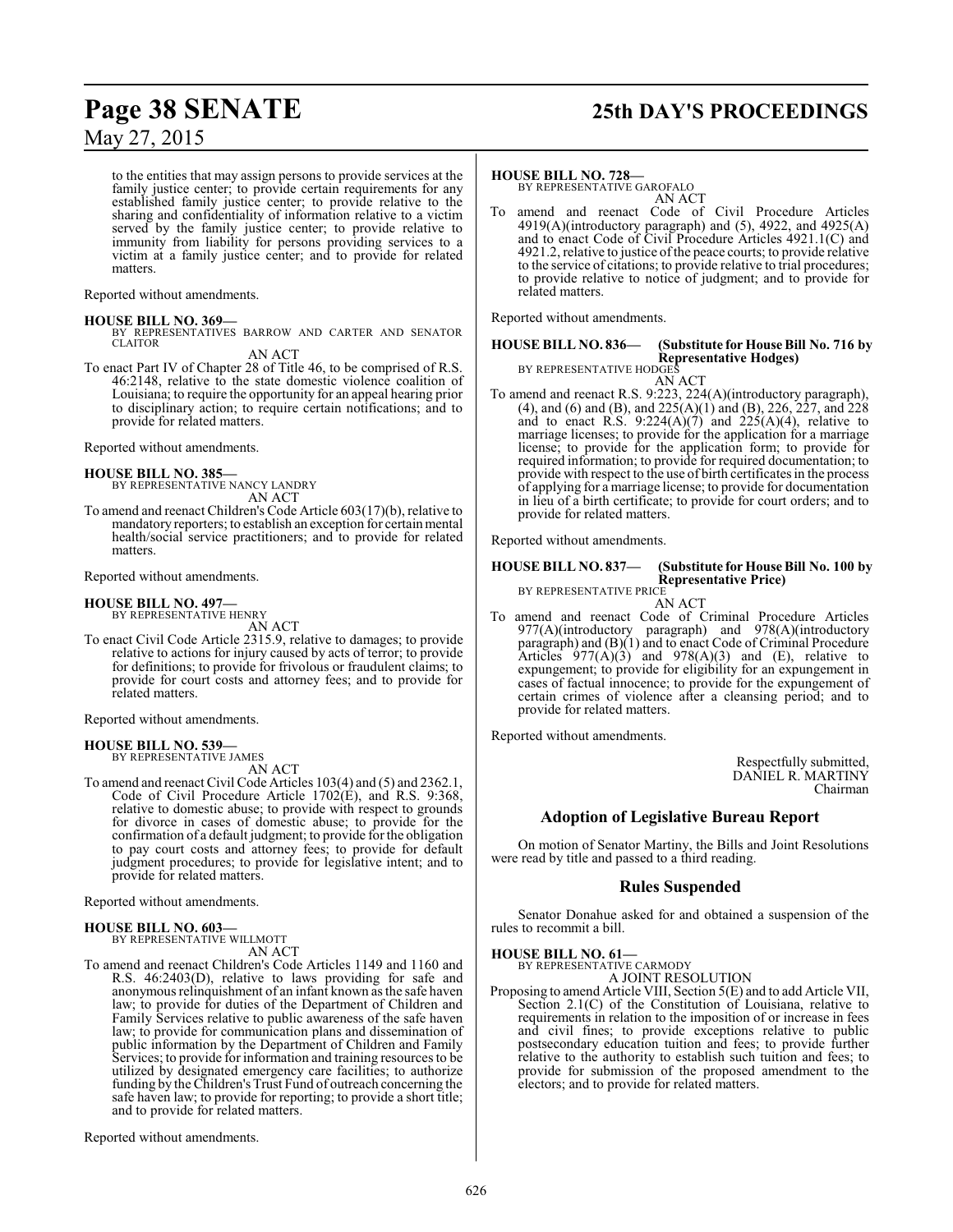to the entities that may assign persons to provide services at the family justice center; to provide certain requirements for any established family justice center; to provide relative to the sharing and confidentiality of information relative to a victim served by the family justice center; to provide relative to immunity from liability for persons providing services to a victim at a family justice center; and to provide for related matters.

Reported without amendments.

**HOUSE BILL NO. 369—**
BY REPRESENTATIVES BARROW AND CARTER AND SENATOR CLAITOR
AN ACT
To enact Part IV of Chapter 28 of Title 46, to be comprised of R.S. 46:2148, relative to the state domestic violence coalition of Louisiana; to require the opportunity for an appeal hearing prior to disciplinary action; to require certain notifications; and to provide for related matters.

Reported without amendments.

**HOUSE BILL NO. 385—**
BY REPRESENTATIVE NANCY LANDRY
AN ACT
To amend and reenact Children's Code Article 603(17)(b), relative to mandatory reporters; to establish an exception for certain mental health/social service practitioners; and to provide for related matters.

Reported without amendments.

**HOUSE BILL NO. 497—**
BY REPRESENTATIVE HENRY
AN ACT
To enact Civil Code Article 2315.9, relative to damages; to provide relative to actions for injury caused by acts of terror; to provide for definitions; to provide for frivolous or fraudulent claims; to provide for court costs and attorney fees; and to provide for related matters.

Reported without amendments.

**HOUSE BILL NO. 539—**
BY REPRESENTATIVE JAMES
AN ACT
To amend and reenact Civil Code Articles 103(4) and (5) and 2362.1, Code of Civil Procedure Article 1702(E), and R.S. 9:368, relative to domestic abuse; to provide with respect to grounds for divorce in cases of domestic abuse; to provide for the confirmation of a default judgment; to provide for the obligation to pay court costs and attorney fees; to provide for default judgment procedures; to provide for legislative intent; and to provide for related matters.

Reported without amendments.

**HOUSE BILL NO. 603—**
BY REPRESENTATIVE WILLMOTT
AN ACT
To amend and reenact Children's Code Articles 1149 and 1160 and R.S. 46:2403(D), relative to laws providing for safe and anonymous relinquishment of an infant known as the safe haven law; to provide for duties of the Department of Children and Family Services relative to public awareness of the safe haven law; to provide for communication plans and dissemination of public information by the Department of Children and Family Services; to provide for information and training resources to be utilized by designated emergency care facilities; to authorize funding by the Children's Trust Fund of outreach concerning the safe haven law; to provide for reporting; to provide a short title; and to provide for related matters.

Reported without amendments.

**HOUSE BILL NO. 728—**
BY REPRESENTATIVE GAROFALO
AN ACT
To amend and reenact Code of Civil Procedure Articles 4919(A)(introductory paragraph) and (5), 4922, and 4925(A) and to enact Code of Civil Procedure Articles 4921.1(C) and 4921.2, relative to justice of the peace courts; to provide relative to the service of citations; to provide relative to trial procedures; to provide relative to notice of judgment; and to provide for related matters.

Reported without amendments.

**HOUSE BILL NO. 836— (Substitute for House Bill No. 716 by Representative Hodges)**
BY REPRESENTATIVE HODGES
AN ACT
To amend and reenact R.S. 9:223, 224(A)(introductory paragraph), (4), and (6) and (B), 225(A)(1) and (B), 226, 227, and 228 and to enact R.S. 9:224(A)(7) and 225(A)(4), relative to marriage licenses; to provide for the application for a marriage license; to provide for the application form; to provide for required information; to provide for required documentation; to provide with respect to the use of birth certificates in the process of applying for a marriage license; to provide for documentation in lieu of a birth certificate; to provide for court orders; and to provide for related matters.

Reported without amendments.

**HOUSE BILL NO. 837— (Substitute for House Bill No. 100 by Representative Price)**
BY REPRESENTATIVE PRICE
AN ACT
To amend and reenact Code of Criminal Procedure Articles 977(A)(introductory paragraph) and 978(A)(introductory paragraph) and (B)(1) and to enact Code of Criminal Procedure Articles 977(A)(3) and 978(A)(3) and (E), relative to expungement; to provide for eligibility for an expungement in cases of factual innocence; to provide for the expungement of certain crimes of violence after a cleansing period; and to provide for related matters.

Reported without amendments.

Respectfully submitted,
DANIEL R. MARTINY
Chairman

## Adoption of Legislative Bureau Report

On motion of Senator Martiny, the Bills and Joint Resolutions were read by title and passed to a third reading.

## Rules Suspended

Senator Donahue asked for and obtained a suspension of the rules to recommit a bill.

**HOUSE BILL NO. 61—**
BY REPRESENTATIVE CARMODY
A JOINT RESOLUTION
Proposing to amend Article VIII, Section 5(E) and to add Article VII, Section 2.1(C) of the Constitution of Louisiana, relative to requirements in relation to the imposition of or increase in fees and civil fines; to provide exceptions relative to public postsecondary education tuition and fees; to provide further relative to the authority to establish such tuition and fees; to provide for submission of the proposed amendment to the electors; and to provide for related matters.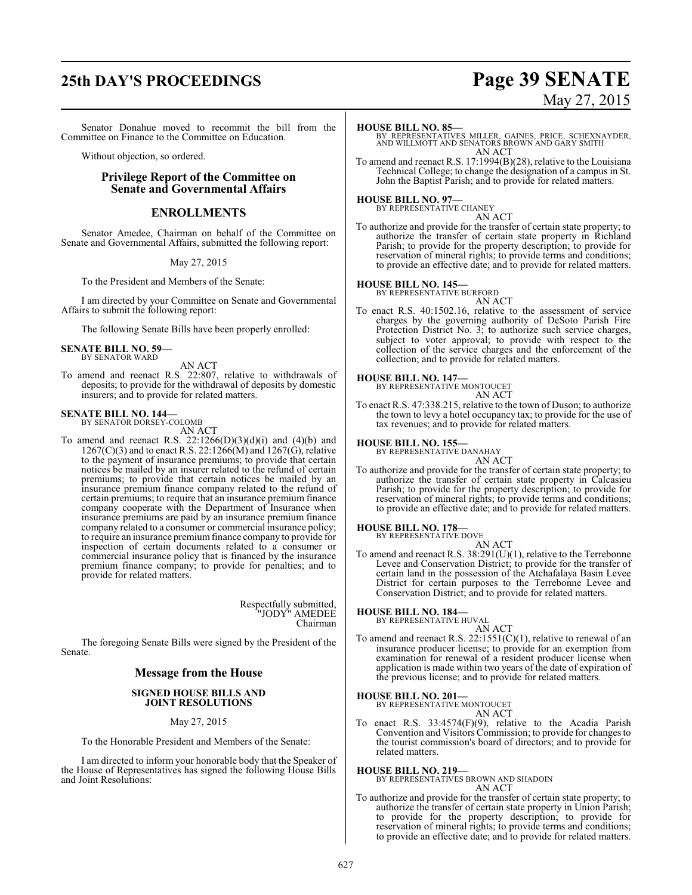Senator Donahue moved to recommit the bill from the Committee on Finance to the Committee on Education.

Without objection, so ordered.

## Privilege Report of the Committee on Senate and Governmental Affairs

## ENROLLMENTS

Senator Amedee, Chairman on behalf of the Committee on Senate and Governmental Affairs, submitted the following report:

May 27, 2015

To the President and Members of the Senate:

I am directed by your Committee on Senate and Governmental Affairs to submit the following report:

The following Senate Bills have been properly enrolled:

**SENATE BILL NO. 59—**
BY SENATOR WARD

AN ACT

To amend and reenact R.S. 22:807, relative to withdrawals of deposits; to provide for the withdrawal of deposits by domestic insurers; and to provide for related matters.

**SENATE BILL NO. 144—**
BY SENATOR DORSEY-COLOMB

AN ACT

To amend and reenact R.S. 22:1266(D)(3)(d)(i) and (4)(b) and 1267(C)(3) and to enact R.S. 22:1266(M) and 1267(G), relative to the payment of insurance premiums; to provide that certain notices be mailed by an insurer related to the refund of certain premiums; to provide that certain notices be mailed by an insurance premium finance company related to the refund of certain premiums; to require that an insurance premium finance company cooperate with the Department of Insurance when insurance premiums are paid by an insurance premium finance company related to a consumer or commercial insurance policy; to require an insurance premium finance company to provide for inspection of certain documents related to a consumer or commercial insurance policy that is financed by the insurance premium finance company; to provide for penalties; and to provide for related matters.

Respectfully submitted,
"JODY" AMEDEE
Chairman

The foregoing Senate Bills were signed by the President of the Senate.

## Message from the House

### SIGNED HOUSE BILLS AND JOINT RESOLUTIONS

May 27, 2015

To the Honorable President and Members of the Senate:

I am directed to inform your honorable body that the Speaker of the House of Representatives has signed the following House Bills and Joint Resolutions:

**HOUSE BILL NO. 85—**
BY REPRESENTATIVES MILLER, GAINES, PRICE, SCHEXNAYDER, AND WILLMOTT AND SENATORS BROWN AND GARY SMITH

AN ACT

To amend and reenact R.S. 17:1994(B)(28), relative to the Louisiana Technical College; to change the designation of a campus in St. John the Baptist Parish; and to provide for related matters.

**HOUSE BILL NO. 97—**
BY REPRESENTATIVE CHANEY

AN ACT

To authorize and provide for the transfer of certain state property; to authorize the transfer of certain state property in Richland Parish; to provide for the property description; to provide for reservation of mineral rights; to provide terms and conditions; to provide an effective date; and to provide for related matters.

**HOUSE BILL NO. 145—**
BY REPRESENTATIVE BURFORD

AN ACT

To enact R.S. 40:1502.16, relative to the assessment of service charges by the governing authority of DeSoto Parish Fire Protection District No. 3; to authorize such service charges, subject to voter approval; to provide with respect to the collection of the service charges and the enforcement of the collection; and to provide for related matters.

**HOUSE BILL NO. 147—**
BY REPRESENTATIVE MONTOUCET

AN ACT

To enact R.S. 47:338.215, relative to the town of Duson; to authorize the town to levy a hotel occupancy tax; to provide for the use of tax revenues; and to provide for related matters.

**HOUSE BILL NO. 155—**
BY REPRESENTATIVE DANAHAY

AN ACT

To authorize and provide for the transfer of certain state property; to authorize the transfer of certain state property in Calcasieu Parish; to provide for the property description; to provide for reservation of mineral rights; to provide terms and conditions; to provide an effective date; and to provide for related matters.

**HOUSE BILL NO. 178—**
BY REPRESENTATIVE DOVE

AN ACT

To amend and reenact R.S. 38:291(U)(1), relative to the Terrebonne Levee and Conservation District; to provide for the transfer of certain land in the possession of the Atchafalaya Basin Levee District for certain purposes to the Terrebonne Levee and Conservation District; and to provide for related matters.

**HOUSE BILL NO. 184—**
BY REPRESENTATIVE HUVAL

AN ACT

To amend and reenact R.S. 22:1551(C)(1), relative to renewal of an insurance producer license; to provide for an exemption from examination for renewal of a resident producer license when application is made within two years of the date of expiration of the previous license; and to provide for related matters.

**HOUSE BILL NO. 201—**
BY REPRESENTATIVE MONTOUCET

AN ACT

To enact R.S. 33:4574(F)(9), relative to the Acadia Parish Convention and Visitors Commission; to provide for changes to the tourist commission's board of directors; and to provide for related matters.

**HOUSE BILL NO. 219—**
BY REPRESENTATIVES BROWN AND SHADOIN

AN ACT

To authorize and provide for the transfer of certain state property; to authorize the transfer of certain state property in Union Parish; to provide for the property description; to provide for reservation of mineral rights; to provide terms and conditions; to provide an effective date; and to provide for related matters.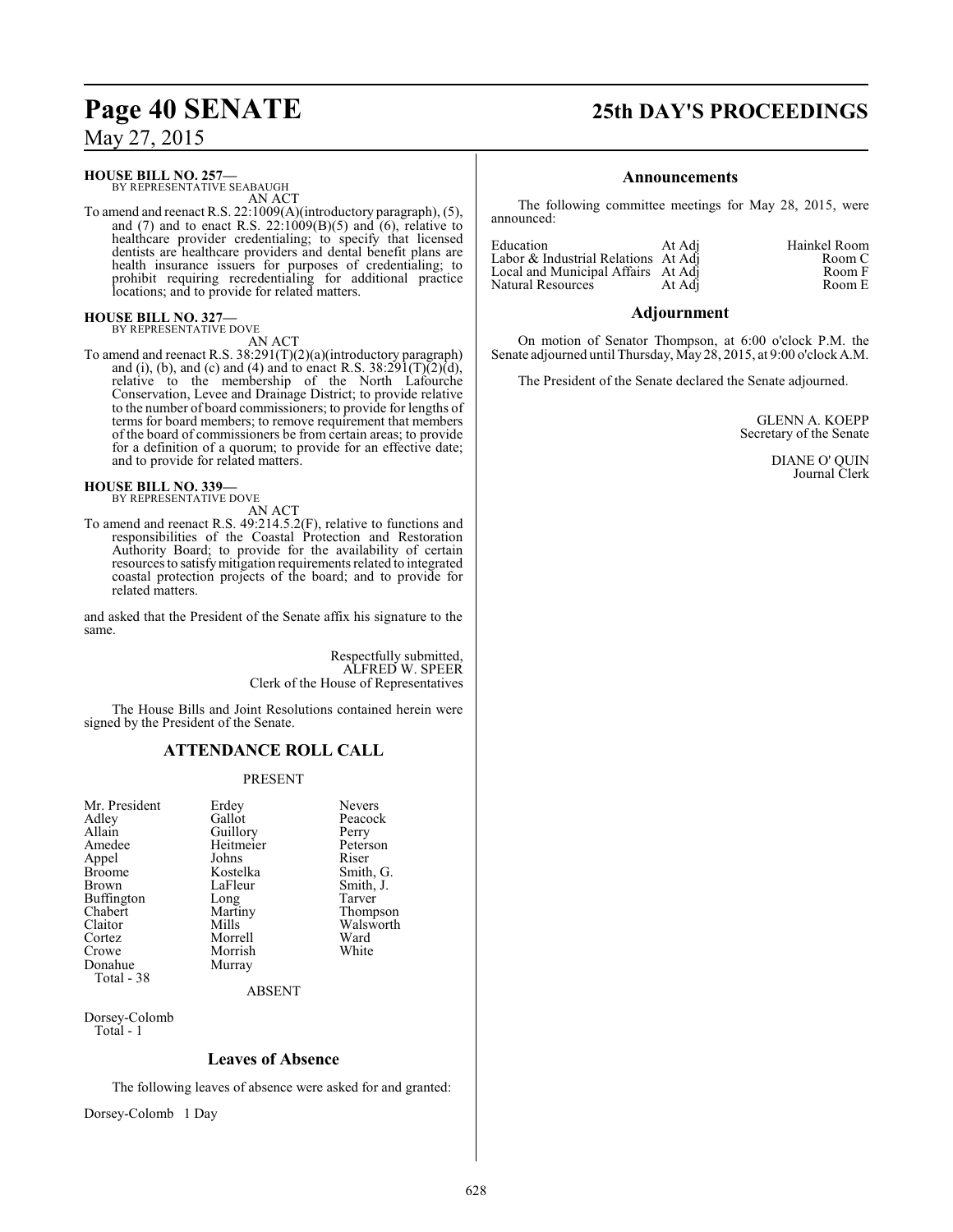**HOUSE BILL NO. 257—**
BY REPRESENTATIVE SEABAUGH
AN ACT

To amend and reenact R.S. 22:1009(A)(introductory paragraph), (5), and (7) and to enact R.S. 22:1009(B)(5) and (6), relative to healthcare provider credentialing; to specify that licensed dentists are healthcare providers and dental benefit plans are health insurance issuers for purposes of credentialing; to prohibit requiring recredentialing for additional practice locations; and to provide for related matters.

**HOUSE BILL NO. 327—**
BY REPRESENTATIVE DOVE
AN ACT

To amend and reenact R.S. 38:291(T)(2)(a)(introductory paragraph) and (i), (b), and (c) and (4) and to enact R.S. 38:291(T)(2)(d), relative to the membership of the North Lafourche Conservation, Levee and Drainage District; to provide relative to the number of board commissioners; to provide for lengths of terms for board members; to remove requirement that members of the board of commissioners be from certain areas; to provide for a definition of a quorum; to provide for an effective date; and to provide for related matters.

**HOUSE BILL NO. 339—**
BY REPRESENTATIVE DOVE
AN ACT

To amend and reenact R.S. 49:214.5.2(F), relative to functions and responsibilities of the Coastal Protection and Restoration Authority Board; to provide for the availability of certain resources to satisfy mitigation requirements related to integrated coastal protection projects of the board; and to provide for related matters.

and asked that the President of the Senate affix his signature to the same.

Respectfully submitted,
ALFRED W. SPEER
Clerk of the House of Representatives

The House Bills and Joint Resolutions contained herein were signed by the President of the Senate.

## ATTENDANCE ROLL CALL

PRESENT

| | | |
|---|---|---|
| Mr. President | Erdey | Nevers |
| Adley | Gallot | Peacock |
| Allain | Guillory | Perry |
| Amedee | Heitmeier | Peterson |
| Appel | Johns | Riser |
| Broome | Kostelka | Smith, G. |
| Brown | LaFleur | Smith, J. |
| Buffington | Long | Tarver |
| Chabert | Martiny | Thompson |
| Claitor | Mills | Walsworth |
| Cortez | Morrell | Ward |
| Crowe | Morrish | White |
| Donahue | Murray | |

Total - 38

ABSENT

Dorsey-Colomb
Total - 1

## Leaves of Absence

The following leaves of absence were asked for and granted:

Dorsey-Colomb 1 Day

## Announcements

The following committee meetings for May 28, 2015, were announced:

| | | |
|---|---|---|
| Education | At Adj | Hainkel Room |
| Labor & Industrial Relations | At Adj | Room C |
| Local and Municipal Affairs | At Adj | Room F |
| Natural Resources | At Adj | Room E |

## Adjournment

On motion of Senator Thompson, at 6:00 o'clock P.M. the Senate adjourned until Thursday, May 28, 2015, at 9:00 o'clock A.M.

The President of the Senate declared the Senate adjourned.

GLENN A. KOEPP
Secretary of the Senate

DIANE O' QUIN
Journal Clerk